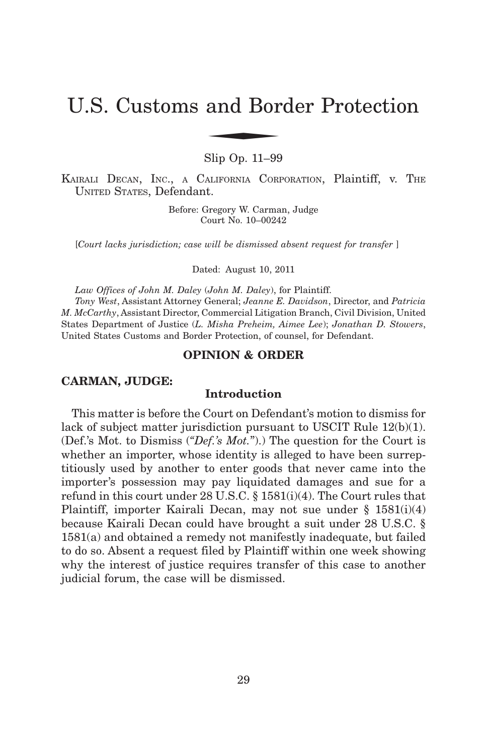# U.S. Customs and Border Protection

Slip Op. 11–99

KAIRALI DECAN, INC., A CALIFORNIA CORPORATION, Plaintiff, v. THE UNITED STATES, Defendant.

Before: Gregory W. Carman, Judge
Court No. 10–00242

[*Court lacks jurisdiction; case will be dismissed absent request for transfer* ]

Dated: August 10, 2011

*Law Offices of John M. Daley* (*John M. Daley*), for Plaintiff.

*Tony West*, Assistant Attorney General; *Jeanne E. Davidson*, Director, and *Patricia M. McCarthy*, Assistant Director, Commercial Litigation Branch, Civil Division, United States Department of Justice (*L. Misha Preheim, Aimee Lee*); *Jonathan D. Stowers*, United States Customs and Border Protection, of counsel, for Defendant.

## OPINION & ORDER

**CARMAN, JUDGE:**

### Introduction

This matter is before the Court on Defendant's motion to dismiss for lack of subject matter jurisdiction pursuant to USCIT Rule 12(b)(1). (Def.'s Mot. to Dismiss ("*Def.'s Mot.*").) The question for the Court is whether an importer, whose identity is alleged to have been surreptitiously used by another to enter goods that never came into the importer's possession may pay liquidated damages and sue for a refund in this court under 28 U.S.C. § 1581(i)(4). The Court rules that Plaintiff, importer Kairali Decan, may not sue under § 1581(i)(4) because Kairali Decan could have brought a suit under 28 U.S.C. § 1581(a) and obtained a remedy not manifestly inadequate, but failed to do so. Absent a request filed by Plaintiff within one week showing why the interest of justice requires transfer of this case to another judicial forum, the case will be dismissed.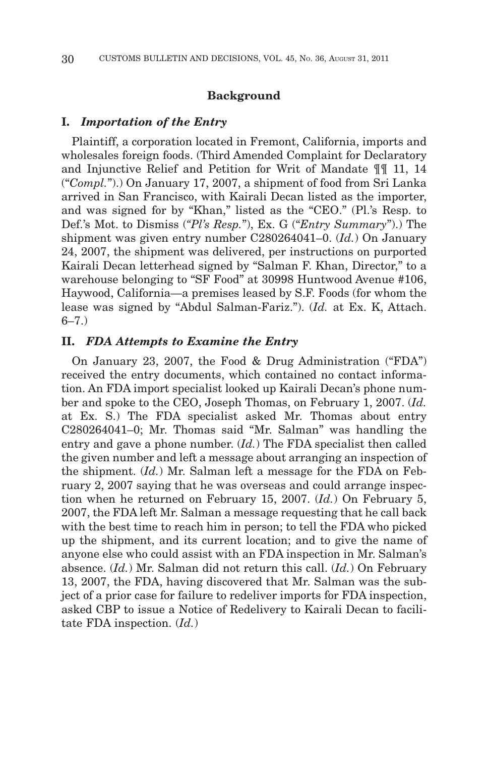## Background

### I. *Importation of the Entry*

Plaintiff, a corporation located in Fremont, California, imports and wholesales foreign foods. (Third Amended Complaint for Declaratory and Injunctive Relief and Petition for Writ of Mandate ¶¶ 11, 14 ("*Compl.*").) On January 17, 2007, a shipment of food from Sri Lanka arrived in San Francisco, with Kairali Decan listed as the importer, and was signed for by "Khan," listed as the "CEO." (Pl.'s Resp. to Def.'s Mot. to Dismiss ("*Pl's Resp.*"), Ex. G ("*Entry Summary*").) The shipment was given entry number C280264041–0. (*Id.*) On January 24, 2007, the shipment was delivered, per instructions on purported Kairali Decan letterhead signed by "Salman F. Khan, Director," to a warehouse belonging to "SF Food" at 30998 Huntwood Avenue #106, Haywood, California—a premises leased by S.F. Foods (for whom the lease was signed by "Abdul Salman-Fariz."). (*Id.* at Ex. K, Attach. 6–7.)

### II. *FDA Attempts to Examine the Entry*

On January 23, 2007, the Food & Drug Administration ("FDA") received the entry documents, which contained no contact information. An FDA import specialist looked up Kairali Decan's phone number and spoke to the CEO, Joseph Thomas, on February 1, 2007. (*Id.* at Ex. S.) The FDA specialist asked Mr. Thomas about entry C280264041–0; Mr. Thomas said "Mr. Salman" was handling the entry and gave a phone number. (*Id.*) The FDA specialist then called the given number and left a message about arranging an inspection of the shipment. (*Id.*) Mr. Salman left a message for the FDA on February 2, 2007 saying that he was overseas and could arrange inspection when he returned on February 15, 2007. (*Id.*) On February 5, 2007, the FDA left Mr. Salman a message requesting that he call back with the best time to reach him in person; to tell the FDA who picked up the shipment, and its current location; and to give the name of anyone else who could assist with an FDA inspection in Mr. Salman's absence. (*Id.*) Mr. Salman did not return this call. (*Id.*) On February 13, 2007, the FDA, having discovered that Mr. Salman was the subject of a prior case for failure to redeliver imports for FDA inspection, asked CBP to issue a Notice of Redelivery to Kairali Decan to facilitate FDA inspection. (*Id.*)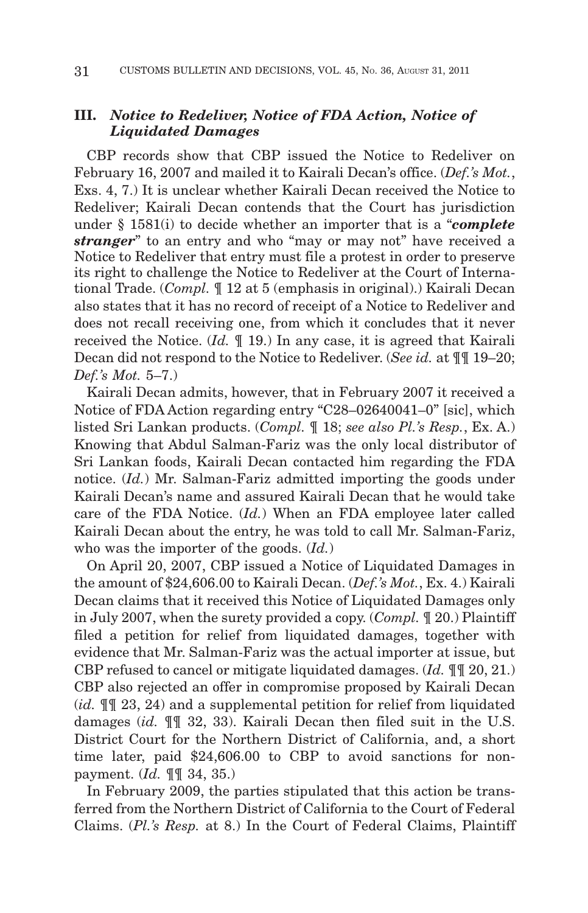## III. *Notice to Redeliver, Notice of FDA Action, Notice of Liquidated Damages*

CBP records show that CBP issued the Notice to Redeliver on February 16, 2007 and mailed it to Kairali Decan's office. (*Def.'s Mot.*, Exs. 4, 7.) It is unclear whether Kairali Decan received the Notice to Redeliver; Kairali Decan contends that the Court has jurisdiction under § 1581(i) to decide whether an importer that is a "***complete stranger***" to an entry and who "may or may not" have received a Notice to Redeliver that entry must file a protest in order to preserve its right to challenge the Notice to Redeliver at the Court of International Trade. (*Compl.* ¶ 12 at 5 (emphasis in original).) Kairali Decan also states that it has no record of receipt of a Notice to Redeliver and does not recall receiving one, from which it concludes that it never received the Notice. (*Id.* ¶ 19.) In any case, it is agreed that Kairali Decan did not respond to the Notice to Redeliver. (*See id.* at ¶¶ 19–20; *Def.'s Mot.* 5–7.)

Kairali Decan admits, however, that in February 2007 it received a Notice of FDA Action regarding entry "C28–02640041–0" [sic], which listed Sri Lankan products. (*Compl.* ¶ 18; *see also Pl.'s Resp.*, Ex. A.) Knowing that Abdul Salman-Fariz was the only local distributor of Sri Lankan foods, Kairali Decan contacted him regarding the FDA notice. (*Id.*) Mr. Salman-Fariz admitted importing the goods under Kairali Decan's name and assured Kairali Decan that he would take care of the FDA Notice. (*Id.*) When an FDA employee later called Kairali Decan about the entry, he was told to call Mr. Salman-Fariz, who was the importer of the goods. (*Id.*)

On April 20, 2007, CBP issued a Notice of Liquidated Damages in the amount of $24,606.00 to Kairali Decan. (*Def.'s Mot.*, Ex. 4.) Kairali Decan claims that it received this Notice of Liquidated Damages only in July 2007, when the surety provided a copy. (*Compl.* ¶ 20.) Plaintiff filed a petition for relief from liquidated damages, together with evidence that Mr. Salman-Fariz was the actual importer at issue, but CBP refused to cancel or mitigate liquidated damages. (*Id.* ¶¶ 20, 21.) CBP also rejected an offer in compromise proposed by Kairali Decan (*id.* ¶¶ 23, 24) and a supplemental petition for relief from liquidated damages (*id.* ¶¶ 32, 33). Kairali Decan then filed suit in the U.S. District Court for the Northern District of California, and, a short time later, paid $24,606.00 to CBP to avoid sanctions for non-payment. (*Id.* ¶¶ 34, 35.)

In February 2009, the parties stipulated that this action be transferred from the Northern District of California to the Court of Federal Claims. (*Pl.'s Resp.* at 8.) In the Court of Federal Claims, Plaintiff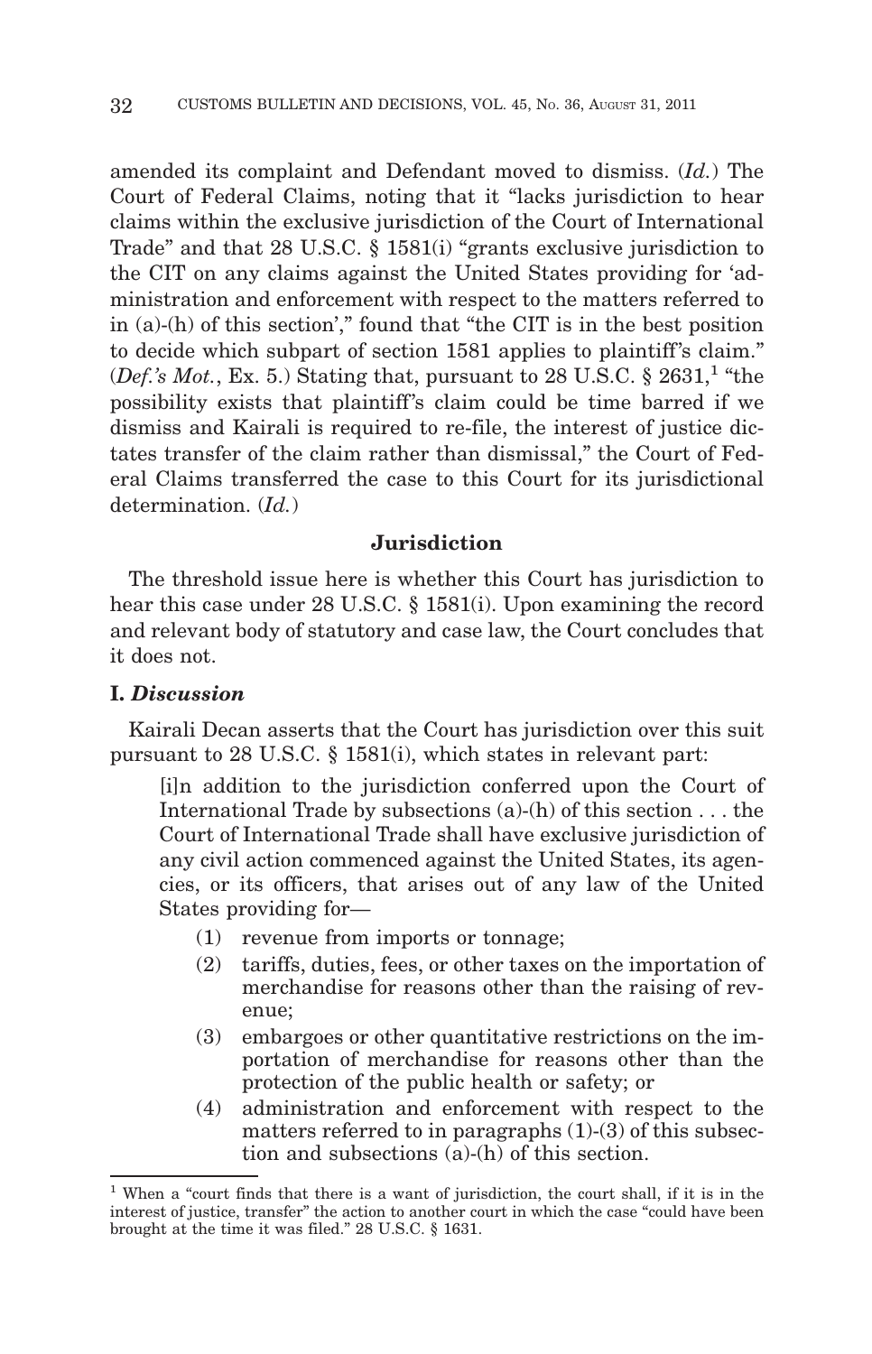amended its complaint and Defendant moved to dismiss. (*Id.*) The Court of Federal Claims, noting that it "lacks jurisdiction to hear claims within the exclusive jurisdiction of the Court of International Trade" and that 28 U.S.C. § 1581(i) "grants exclusive jurisdiction to the CIT on any claims against the United States providing for 'administration and enforcement with respect to the matters referred to in (a)-(h) of this section'," found that "the CIT is in the best position to decide which subpart of section 1581 applies to plaintiff's claim." (*Def.'s Mot.*, Ex. 5.) Stating that, pursuant to 28 U.S.C. § 2631,[1] "the possibility exists that plaintiff's claim could be time barred if we dismiss and Kairali is required to re-file, the interest of justice dictates transfer of the claim rather than dismissal," the Court of Federal Claims transferred the case to this Court for its jurisdictional determination. (*Id.*)

## Jurisdiction

The threshold issue here is whether this Court has jurisdiction to hear this case under 28 U.S.C. § 1581(i). Upon examining the record and relevant body of statutory and case law, the Court concludes that it does not.

### I. *Discussion*

Kairali Decan asserts that the Court has jurisdiction over this suit pursuant to 28 U.S.C. § 1581(i), which states in relevant part:

> [i]n addition to the jurisdiction conferred upon the Court of International Trade by subsections (a)-(h) of this section . . . the Court of International Trade shall have exclusive jurisdiction of any civil action commenced against the United States, its agencies, or its officers, that arises out of any law of the United States providing for—
>
> (1) revenue from imports or tonnage;
>
> (2) tariffs, duties, fees, or other taxes on the importation of merchandise for reasons other than the raising of revenue;
>
> (3) embargoes or other quantitative restrictions on the importation of merchandise for reasons other than the protection of the public health or safety; or
>
> (4) administration and enforcement with respect to the matters referred to in paragraphs (1)-(3) of this subsection and subsections (a)-(h) of this section.

[1] When a "court finds that there is a want of jurisdiction, the court shall, if it is in the interest of justice, transfer" the action to another court in which the case "could have been brought at the time it was filed." 28 U.S.C. § 1631.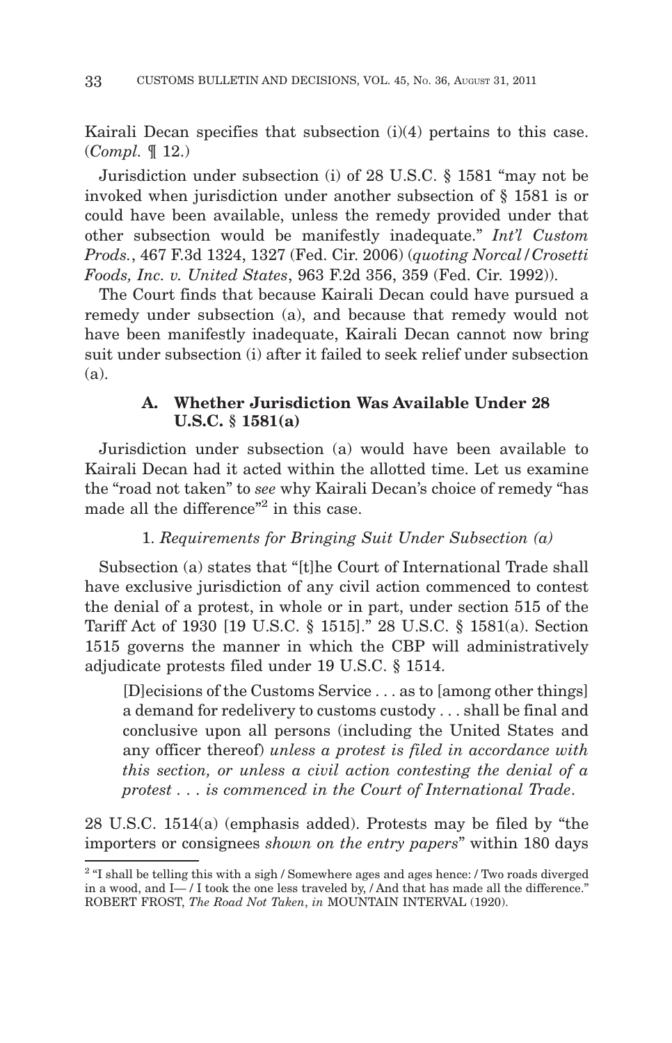Kairali Decan specifies that subsection (i)(4) pertains to this case. (*Compl.* ¶ 12.)

Jurisdiction under subsection (i) of 28 U.S.C. § 1581 "may not be invoked when jurisdiction under another subsection of § 1581 is or could have been available, unless the remedy provided under that other subsection would be manifestly inadequate." *Int'l Custom Prods.*, 467 F.3d 1324, 1327 (Fed. Cir. 2006) (*quoting Norcal / Crosetti Foods, Inc. v. United States*, 963 F.2d 356, 359 (Fed. Cir. 1992)).

The Court finds that because Kairali Decan could have pursued a remedy under subsection (a), and because that remedy would not have been manifestly inadequate, Kairali Decan cannot now bring suit under subsection (i) after it failed to seek relief under subsection (a).

### A. Whether Jurisdiction Was Available Under 28 U.S.C. § 1581(a)

Jurisdiction under subsection (a) would have been available to Kairali Decan had it acted within the allotted time. Let us examine the "road not taken" to *see* why Kairali Decan's choice of remedy "has made all the difference"[2] in this case.

#### 1. *Requirements for Bringing Suit Under Subsection (a)*

Subsection (a) states that "[t]he Court of International Trade shall have exclusive jurisdiction of any civil action commenced to contest the denial of a protest, in whole or in part, under section 515 of the Tariff Act of 1930 [19 U.S.C. § 1515]." 28 U.S.C. § 1581(a). Section 1515 governs the manner in which the CBP will administratively adjudicate protests filed under 19 U.S.C. § 1514.

> [D]ecisions of the Customs Service . . . as to [among other things] a demand for redelivery to customs custody . . . shall be final and conclusive upon all persons (including the United States and any officer thereof) *unless a protest is filed in accordance with this section, or unless a civil action contesting the denial of a protest . . . is commenced in the Court of International Trade*.

28 U.S.C. 1514(a) (emphasis added). Protests may be filed by "the importers or consignees *shown on the entry papers*" within 180 days

---

[2] "I shall be telling this with a sigh / Somewhere ages and ages hence: / Two roads diverged in a wood, and I— / I took the one less traveled by, / And that has made all the difference." ROBERT FROST, *The Road Not Taken*, *in* MOUNTAIN INTERVAL (1920).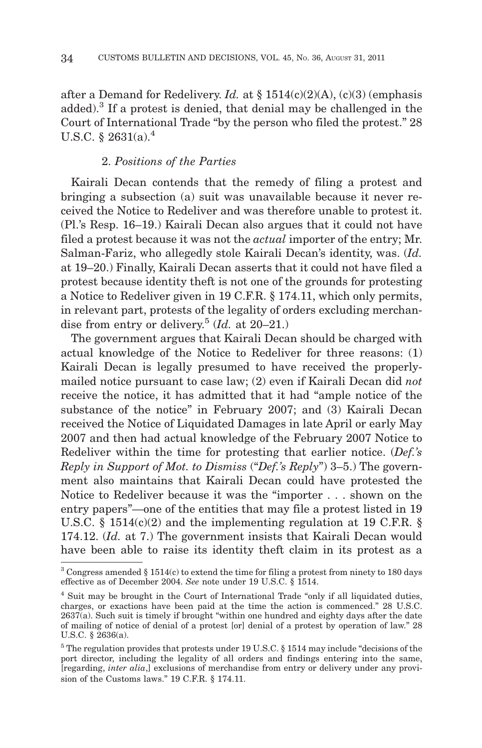after a Demand for Redelivery. *Id.* at § 1514(c)(2)(A), (c)(3) (emphasis added).[3] If a protest is denied, that denial may be challenged in the Court of International Trade "by the person who filed the protest." 28 U.S.C. § 2631(a).[4]

### 2. *Positions of the Parties*

Kairali Decan contends that the remedy of filing a protest and bringing a subsection (a) suit was unavailable because it never received the Notice to Redeliver and was therefore unable to protest it. (Pl.'s Resp. 16–19.) Kairali Decan also argues that it could not have filed a protest because it was not the *actual* importer of the entry; Mr. Salman-Fariz, who allegedly stole Kairali Decan's identity, was. (*Id.* at 19–20.) Finally, Kairali Decan asserts that it could not have filed a protest because identity theft is not one of the grounds for protesting a Notice to Redeliver given in 19 C.F.R. § 174.11, which only permits, in relevant part, protests of the legality of orders excluding merchandise from entry or delivery.[5] (*Id.* at 20–21.)

The government argues that Kairali Decan should be charged with actual knowledge of the Notice to Redeliver for three reasons: (1) Kairali Decan is legally presumed to have received the properly-mailed notice pursuant to case law; (2) even if Kairali Decan did *not* receive the notice, it has admitted that it had "ample notice of the substance of the notice" in February 2007; and (3) Kairali Decan received the Notice of Liquidated Damages in late April or early May 2007 and then had actual knowledge of the February 2007 Notice to Redeliver within the time for protesting that earlier notice. (*Def.'s Reply in Support of Mot. to Dismiss* ("*Def.'s Reply*") 3–5.) The government also maintains that Kairali Decan could have protested the Notice to Redeliver because it was the "importer . . . shown on the entry papers"—one of the entities that may file a protest listed in 19 U.S.C. § 1514(c)(2) and the implementing regulation at 19 C.F.R. § 174.12. (*Id.* at 7.) The government insists that Kairali Decan would have been able to raise its identity theft claim in its protest as a

---

[3] Congress amended § 1514(c) to extend the time for filing a protest from ninety to 180 days effective as of December 2004. *See* note under 19 U.S.C. § 1514.

[4] Suit may be brought in the Court of International Trade "only if all liquidated duties, charges, or exactions have been paid at the time the action is commenced." 28 U.S.C. 2637(a). Such suit is timely if brought "within one hundred and eighty days after the date of mailing of notice of denial of a protest [or] denial of a protest by operation of law." 28 U.S.C. § 2636(a).

[5] The regulation provides that protests under 19 U.S.C. § 1514 may include "decisions of the port director, including the legality of all orders and findings entering into the same, [regarding, *inter alia*,] exclusions of merchandise from entry or delivery under any provision of the Customs laws." 19 C.F.R. § 174.11.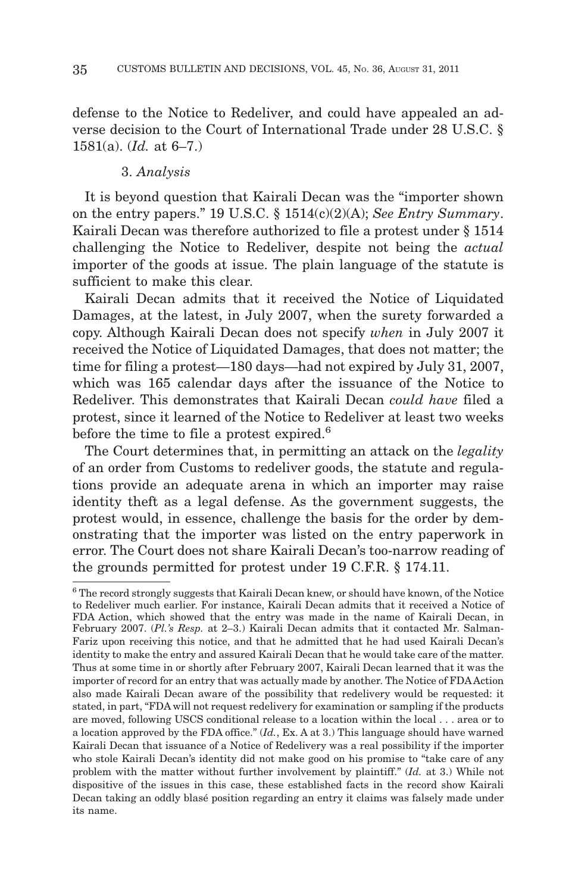defense to the Notice to Redeliver, and could have appealed an adverse decision to the Court of International Trade under 28 U.S.C. § 1581(a). (*Id.* at 6–7.)

### 3. *Analysis*

It is beyond question that Kairali Decan was the "importer shown on the entry papers." 19 U.S.C. § 1514(c)(2)(A); *See Entry Summary*. Kairali Decan was therefore authorized to file a protest under § 1514 challenging the Notice to Redeliver, despite not being the *actual* importer of the goods at issue. The plain language of the statute is sufficient to make this clear.

Kairali Decan admits that it received the Notice of Liquidated Damages, at the latest, in July 2007, when the surety forwarded a copy. Although Kairali Decan does not specify *when* in July 2007 it received the Notice of Liquidated Damages, that does not matter; the time for filing a protest—180 days—had not expired by July 31, 2007, which was 165 calendar days after the issuance of the Notice to Redeliver. This demonstrates that Kairali Decan *could have* filed a protest, since it learned of the Notice to Redeliver at least two weeks before the time to file a protest expired.[6]

The Court determines that, in permitting an attack on the *legality* of an order from Customs to redeliver goods, the statute and regulations provide an adequate arena in which an importer may raise identity theft as a legal defense. As the government suggests, the protest would, in essence, challenge the basis for the order by demonstrating that the importer was listed on the entry paperwork in error. The Court does not share Kairali Decan's too-narrow reading of the grounds permitted for protest under 19 C.F.R. § 174.11.

---

[6] The record strongly suggests that Kairali Decan knew, or should have known, of the Notice to Redeliver much earlier. For instance, Kairali Decan admits that it received a Notice of FDA Action, which showed that the entry was made in the name of Kairali Decan, in February 2007. (*Pl.'s Resp.* at 2–3.) Kairali Decan admits that it contacted Mr. Salman-Fariz upon receiving this notice, and that he admitted that he had used Kairali Decan's identity to make the entry and assured Kairali Decan that he would take care of the matter. Thus at some time in or shortly after February 2007, Kairali Decan learned that it was the importer of record for an entry that was actually made by another. The Notice of FDA Action also made Kairali Decan aware of the possibility that redelivery would be requested: it stated, in part, "FDA will not request redelivery for examination or sampling if the products are moved, following USCS conditional release to a location within the local . . . area or to a location approved by the FDA office." (*Id.*, Ex. A at 3.) This language should have warned Kairali Decan that issuance of a Notice of Redelivery was a real possibility if the importer who stole Kairali Decan's identity did not make good on his promise to "take care of any problem with the matter without further involvement by plaintiff." (*Id.* at 3.) While not dispositive of the issues in this case, these established facts in the record show Kairali Decan taking an oddly blasé position regarding an entry it claims was falsely made under its name.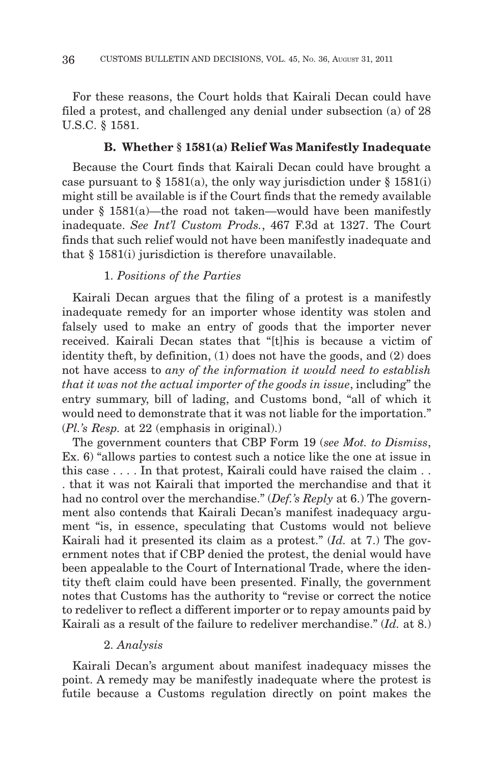For these reasons, the Court holds that Kairali Decan could have filed a protest, and challenged any denial under subsection (a) of 28 U.S.C. § 1581.

### B. Whether § 1581(a) Relief Was Manifestly Inadequate

Because the Court finds that Kairali Decan could have brought a case pursuant to § 1581(a), the only way jurisdiction under § 1581(i) might still be available is if the Court finds that the remedy available under § 1581(a)—the road not taken—would have been manifestly inadequate. *See Int'l Custom Prods.*, 467 F.3d at 1327. The Court finds that such relief would not have been manifestly inadequate and that § 1581(i) jurisdiction is therefore unavailable.

#### 1. *Positions of the Parties*

Kairali Decan argues that the filing of a protest is a manifestly inadequate remedy for an importer whose identity was stolen and falsely used to make an entry of goods that the importer never received. Kairali Decan states that "[t]his is because a victim of identity theft, by definition, (1) does not have the goods, and (2) does not have access to *any of the information it would need to establish that it was not the actual importer of the goods in issue*, including" the entry summary, bill of lading, and Customs bond, "all of which it would need to demonstrate that it was not liable for the importation." (*Pl.'s Resp.* at 22 (emphasis in original).)

The government counters that CBP Form 19 (*see Mot. to Dismiss*, Ex. 6) "allows parties to contest such a notice like the one at issue in this case . . . . In that protest, Kairali could have raised the claim . . . that it was not Kairali that imported the merchandise and that it had no control over the merchandise." (*Def.'s Reply* at 6.) The government also contends that Kairali Decan's manifest inadequacy argument "is, in essence, speculating that Customs would not believe Kairali had it presented its claim as a protest." (*Id.* at 7.) The government notes that if CBP denied the protest, the denial would have been appealable to the Court of International Trade, where the identity theft claim could have been presented. Finally, the government notes that Customs has the authority to "revise or correct the notice to redeliver to reflect a different importer or to repay amounts paid by Kairali as a result of the failure to redeliver merchandise." (*Id.* at 8.)

#### 2. *Analysis*

Kairali Decan's argument about manifest inadequacy misses the point. A remedy may be manifestly inadequate where the protest is futile because a Customs regulation directly on point makes the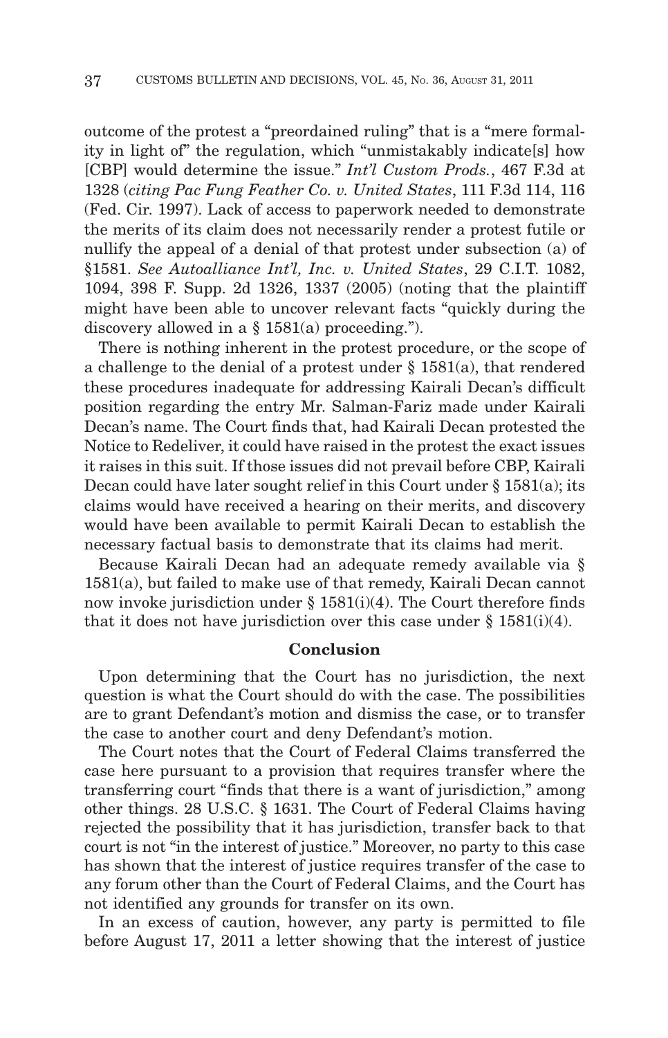outcome of the protest a "preordained ruling" that is a "mere formality in light of" the regulation, which "unmistakably indicate[s] how [CBP] would determine the issue." *Int'l Custom Prods.*, 467 F.3d at 1328 (*citing Pac Fung Feather Co. v. United States*, 111 F.3d 114, 116 (Fed. Cir. 1997). Lack of access to paperwork needed to demonstrate the merits of its claim does not necessarily render a protest futile or nullify the appeal of a denial of that protest under subsection (a) of §1581. *See Autoalliance Int'l, Inc. v. United States*, 29 C.I.T. 1082, 1094, 398 F. Supp. 2d 1326, 1337 (2005) (noting that the plaintiff might have been able to uncover relevant facts "quickly during the discovery allowed in a § 1581(a) proceeding.").

There is nothing inherent in the protest procedure, or the scope of a challenge to the denial of a protest under § 1581(a), that rendered these procedures inadequate for addressing Kairali Decan's difficult position regarding the entry Mr. Salman-Fariz made under Kairali Decan's name. The Court finds that, had Kairali Decan protested the Notice to Redeliver, it could have raised in the protest the exact issues it raises in this suit. If those issues did not prevail before CBP, Kairali Decan could have later sought relief in this Court under § 1581(a); its claims would have received a hearing on their merits, and discovery would have been available to permit Kairali Decan to establish the necessary factual basis to demonstrate that its claims had merit.

Because Kairali Decan had an adequate remedy available via § 1581(a), but failed to make use of that remedy, Kairali Decan cannot now invoke jurisdiction under § 1581(i)(4). The Court therefore finds that it does not have jurisdiction over this case under § 1581(i)(4).

## Conclusion

Upon determining that the Court has no jurisdiction, the next question is what the Court should do with the case. The possibilities are to grant Defendant's motion and dismiss the case, or to transfer the case to another court and deny Defendant's motion.

The Court notes that the Court of Federal Claims transferred the case here pursuant to a provision that requires transfer where the transferring court "finds that there is a want of jurisdiction," among other things. 28 U.S.C. § 1631. The Court of Federal Claims having rejected the possibility that it has jurisdiction, transfer back to that court is not "in the interest of justice." Moreover, no party to this case has shown that the interest of justice requires transfer of the case to any forum other than the Court of Federal Claims, and the Court has not identified any grounds for transfer on its own.

In an excess of caution, however, any party is permitted to file before August 17, 2011 a letter showing that the interest of justice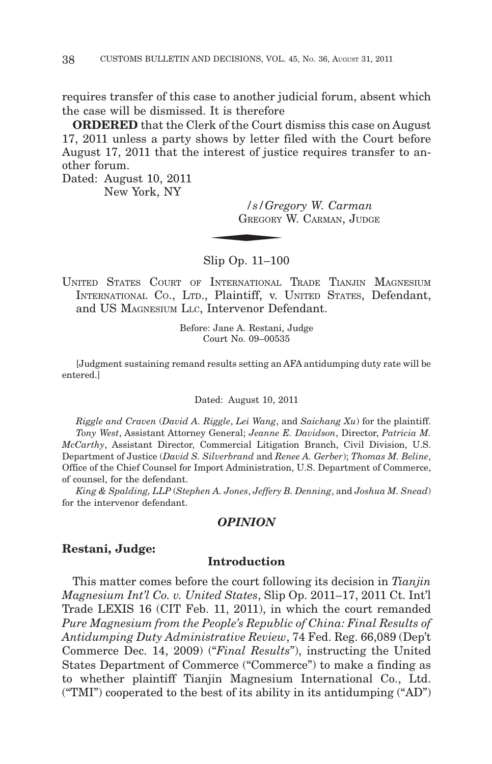requires transfer of this case to another judicial forum, absent which the case will be dismissed. It is therefore

**ORDERED** that the Clerk of the Court dismiss this case on August 17, 2011 unless a party shows by letter filed with the Court before August 17, 2011 that the interest of justice requires transfer to another forum.

Dated: August 10, 2011
New York, NY

*/s/ Gregory W. Carman*
GREGORY W. CARMAN, JUDGE

---

Slip Op. 11–100

UNITED STATES COURT OF INTERNATIONAL TRADE TIANJIN MAGNESIUM INTERNATIONAL CO., LTD., Plaintiff, v. UNITED STATES, Defendant, and US MAGNESIUM LLC, Intervenor Defendant.

Before: Jane A. Restani, Judge
Court No. 09–00535

[Judgment sustaining remand results setting an AFA antidumping duty rate will be entered.]

Dated: August 10, 2011

*Riggle and Craven* (*David A. Riggle*, *Lei Wang*, and *Saichang Xu*) for the plaintiff.

*Tony West*, Assistant Attorney General; *Jeanne E. Davidson*, Director, *Patricia M. McCarthy*, Assistant Director, Commercial Litigation Branch, Civil Division, U.S. Department of Justice (*David S. Silverbrand* and *Renee A. Gerber*); *Thomas M. Beline*, Office of the Chief Counsel for Import Administration, U.S. Department of Commerce, of counsel, for the defendant.

*King & Spalding, LLP* (*Stephen A. Jones*, *Jeffery B. Denning*, and *Joshua M. Snead*) for the intervenor defendant.

## *OPINION*

**Restani, Judge:**

### Introduction

This matter comes before the court following its decision in *Tianjin Magnesium Int'l Co. v. United States*, Slip Op. 2011–17, 2011 Ct. Int'l Trade LEXIS 16 (CIT Feb. 11, 2011), in which the court remanded *Pure Magnesium from the People's Republic of China: Final Results of Antidumping Duty Administrative Review*, 74 Fed. Reg. 66,089 (Dep't Commerce Dec. 14, 2009) ("*Final Results*"), instructing the United States Department of Commerce ("Commerce") to make a finding as to whether plaintiff Tianjin Magnesium International Co., Ltd. ("TMI") cooperated to the best of its ability in its antidumping ("AD")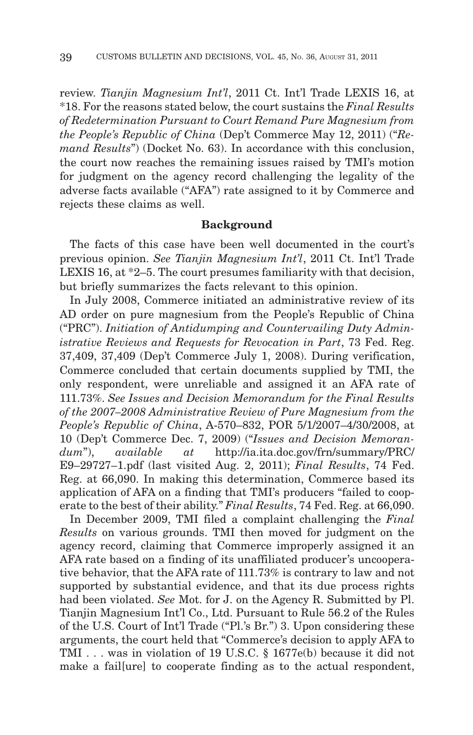review. *Tianjin Magnesium Int'l*, 2011 Ct. Int'l Trade LEXIS 16, at *18. For the reasons stated below, the court sustains the *Final Results of Redetermination Pursuant to Court Remand Pure Magnesium from the People's Republic of China* (Dep't Commerce May 12, 2011) ("*Remand Results*") (Docket No. 63). In accordance with this conclusion, the court now reaches the remaining issues raised by TMI's motion for judgment on the agency record challenging the legality of the adverse facts available ("AFA") rate assigned to it by Commerce and rejects these claims as well.

**Background**

The facts of this case have been well documented in the court's previous opinion. *See Tianjin Magnesium Int'l*, 2011 Ct. Int'l Trade LEXIS 16, at *2–5. The court presumes familiarity with that decision, but briefly summarizes the facts relevant to this opinion.

In July 2008, Commerce initiated an administrative review of its AD order on pure magnesium from the People's Republic of China ("PRC"). *Initiation of Antidumping and Countervailing Duty Administrative Reviews and Requests for Revocation in Part*, 73 Fed. Reg. 37,409, 37,409 (Dep't Commerce July 1, 2008). During verification, Commerce concluded that certain documents supplied by TMI, the only respondent, were unreliable and assigned it an AFA rate of 111.73%. *See Issues and Decision Memorandum for the Final Results of the 2007–2008 Administrative Review of Pure Magnesium from the People's Republic of China*, A-570–832, POR 5/1/2007–4/30/2008, at 10 (Dep't Commerce Dec. 7, 2009) ("*Issues and Decision Memorandum*"), *available at* http://ia.ita.doc.gov/frn/summary/PRC/E9–29727–1.pdf (last visited Aug. 2, 2011); *Final Results*, 74 Fed. Reg. at 66,090. In making this determination, Commerce based its application of AFA on a finding that TMI's producers "failed to cooperate to the best of their ability." *Final Results*, 74 Fed. Reg. at 66,090.

In December 2009, TMI filed a complaint challenging the *Final Results* on various grounds. TMI then moved for judgment on the agency record, claiming that Commerce improperly assigned it an AFA rate based on a finding of its unaffiliated producer's uncooperative behavior, that the AFA rate of 111.73% is contrary to law and not supported by substantial evidence, and that its due process rights had been violated. *See* Mot. for J. on the Agency R. Submitted by Pl. Tianjin Magnesium Int'l Co., Ltd. Pursuant to Rule 56.2 of the Rules of the U.S. Court of Int'l Trade ("Pl.'s Br.") 3. Upon considering these arguments, the court held that "Commerce's decision to apply AFA to TMI . . . was in violation of 19 U.S.C. § 1677e(b) because it did not make a fail[ure] to cooperate finding as to the actual respondent,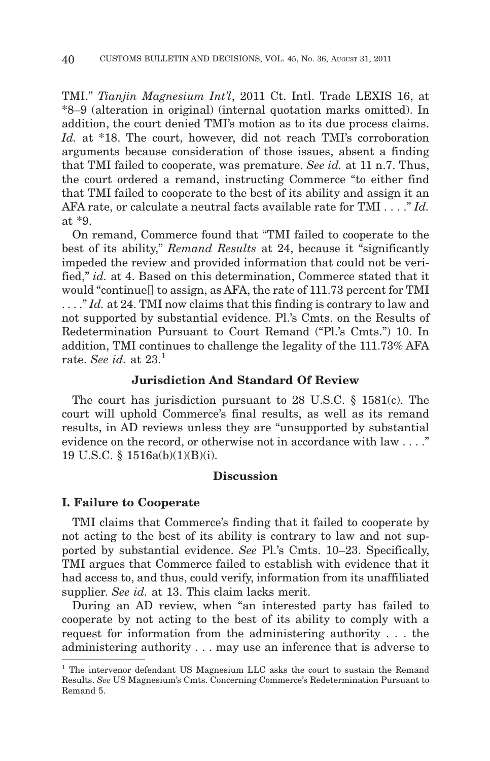TMI." *Tianjin Magnesium Int'l*, 2011 Ct. Intl. Trade LEXIS 16, at *8–9 (alteration in original) (internal quotation marks omitted). In addition, the court denied TMI's motion as to its due process claims. *Id.* at *18. The court, however, did not reach TMI's corroboration arguments because consideration of those issues, absent a finding that TMI failed to cooperate, was premature. *See id.* at 11 n.7. Thus, the court ordered a remand, instructing Commerce "to either find that TMI failed to cooperate to the best of its ability and assign it an AFA rate, or calculate a neutral facts available rate for TMI . . . ." *Id.* at *9.

On remand, Commerce found that "TMI failed to cooperate to the best of its ability," *Remand Results* at 24, because it "significantly impeded the review and provided information that could not be verified," *id.* at 4. Based on this determination, Commerce stated that it would "continue[] to assign, as AFA, the rate of 111.73 percent for TMI . . . ." *Id.* at 24. TMI now claims that this finding is contrary to law and not supported by substantial evidence. Pl.'s Cmts. on the Results of Redetermination Pursuant to Court Remand ("Pl.'s Cmts.") 10. In addition, TMI continues to challenge the legality of the 111.73% AFA rate. *See id.* at 23.[1]

## Jurisdiction And Standard Of Review

The court has jurisdiction pursuant to 28 U.S.C. § 1581(c). The court will uphold Commerce's final results, as well as its remand results, in AD reviews unless they are "unsupported by substantial evidence on the record, or otherwise not in accordance with law . . . ." 19 U.S.C. § 1516a(b)(1)(B)(i).

## Discussion

### I. Failure to Cooperate

TMI claims that Commerce's finding that it failed to cooperate by not acting to the best of its ability is contrary to law and not supported by substantial evidence. *See* Pl.'s Cmts. 10–23. Specifically, TMI argues that Commerce failed to establish with evidence that it had access to, and thus, could verify, information from its unaffiliated supplier. *See id.* at 13. This claim lacks merit.

During an AD review, when "an interested party has failed to cooperate by not acting to the best of its ability to comply with a request for information from the administering authority . . . the administering authority . . . may use an inference that is adverse to

[1] The intervenor defendant US Magnesium LLC asks the court to sustain the Remand Results. *See* US Magnesium's Cmts. Concerning Commerce's Redetermination Pursuant to Remand 5.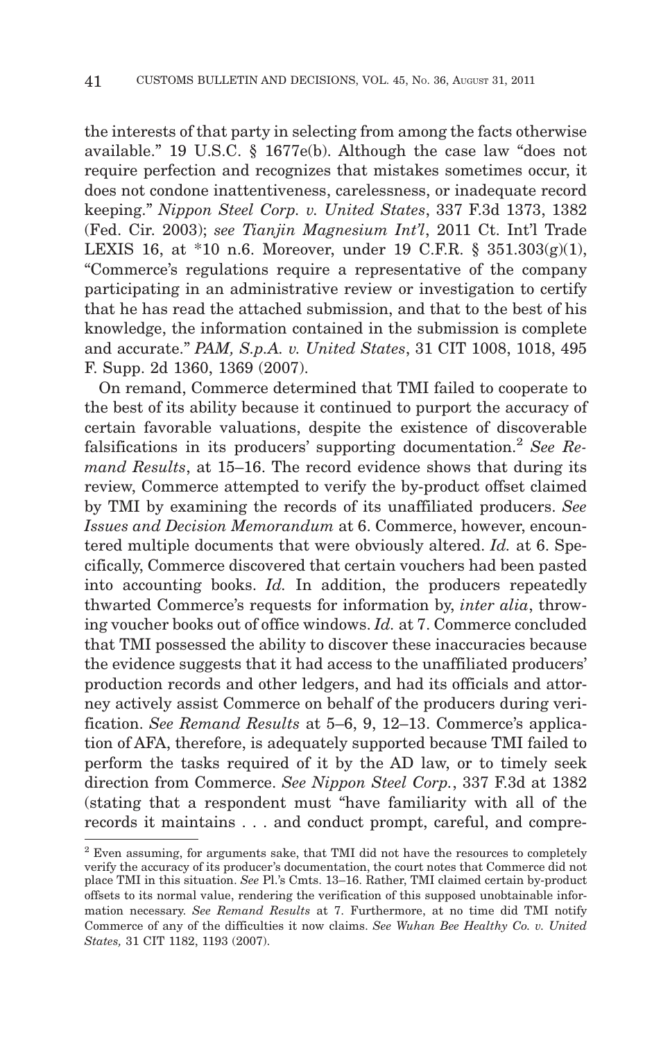the interests of that party in selecting from among the facts otherwise available." 19 U.S.C. § 1677e(b). Although the case law "does not require perfection and recognizes that mistakes sometimes occur, it does not condone inattentiveness, carelessness, or inadequate record keeping." *Nippon Steel Corp. v. United States*, 337 F.3d 1373, 1382 (Fed. Cir. 2003); *see Tianjin Magnesium Int'l*, 2011 Ct. Int'l Trade LEXIS 16, at *10 n.6. Moreover, under 19 C.F.R. § 351.303(g)(1), "Commerce's regulations require a representative of the company participating in an administrative review or investigation to certify that he has read the attached submission, and that to the best of his knowledge, the information contained in the submission is complete and accurate." *PAM, S.p.A. v. United States*, 31 CIT 1008, 1018, 495 F. Supp. 2d 1360, 1369 (2007).

On remand, Commerce determined that TMI failed to cooperate to the best of its ability because it continued to purport the accuracy of certain favorable valuations, despite the existence of discoverable falsifications in its producers' supporting documentation.[2] *See Remand Results*, at 15–16. The record evidence shows that during its review, Commerce attempted to verify the by-product offset claimed by TMI by examining the records of its unaffiliated producers. *See Issues and Decision Memorandum* at 6. Commerce, however, encountered multiple documents that were obviously altered. *Id.* at 6. Specifically, Commerce discovered that certain vouchers had been pasted into accounting books. *Id.* In addition, the producers repeatedly thwarted Commerce's requests for information by, *inter alia*, throwing voucher books out of office windows. *Id.* at 7. Commerce concluded that TMI possessed the ability to discover these inaccuracies because the evidence suggests that it had access to the unaffiliated producers' production records and other ledgers, and had its officials and attorney actively assist Commerce on behalf of the producers during verification. *See Remand Results* at 5–6, 9, 12–13. Commerce's application of AFA, therefore, is adequately supported because TMI failed to perform the tasks required of it by the AD law, or to timely seek direction from Commerce. *See Nippon Steel Corp.*, 337 F.3d at 1382 (stating that a respondent must "have familiarity with all of the records it maintains . . . and conduct prompt, careful, and compre-

[2] Even assuming, for arguments sake, that TMI did not have the resources to completely verify the accuracy of its producer's documentation, the court notes that Commerce did not place TMI in this situation. *See* Pl.'s Cmts. 13–16. Rather, TMI claimed certain by-product offsets to its normal value, rendering the verification of this supposed unobtainable information necessary. *See Remand Results* at 7. Furthermore, at no time did TMI notify Commerce of any of the difficulties it now claims. *See Wuhan Bee Healthy Co. v. United States,* 31 CIT 1182, 1193 (2007).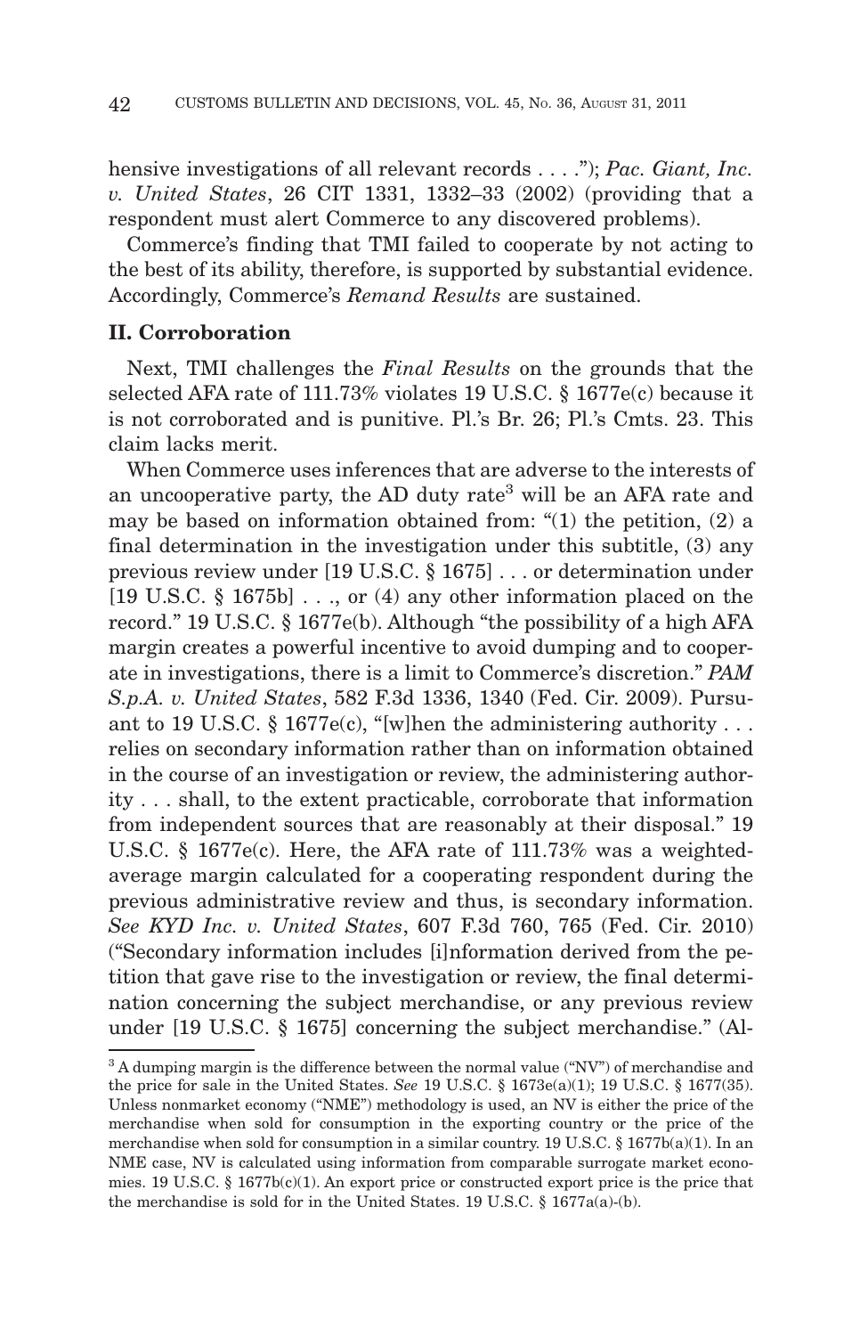hensive investigations of all relevant records . . . ."); *Pac. Giant, Inc. v. United States*, 26 CIT 1331, 1332–33 (2002) (providing that a respondent must alert Commerce to any discovered problems).

Commerce's finding that TMI failed to cooperate by not acting to the best of its ability, therefore, is supported by substantial evidence. Accordingly, Commerce's *Remand Results* are sustained.

### II. Corroboration

Next, TMI challenges the *Final Results* on the grounds that the selected AFA rate of 111.73% violates 19 U.S.C. § 1677e(c) because it is not corroborated and is punitive. Pl.'s Br. 26; Pl.'s Cmts. 23. This claim lacks merit.

When Commerce uses inferences that are adverse to the interests of an uncooperative party, the AD duty rate[3] will be an AFA rate and may be based on information obtained from: "(1) the petition, (2) a final determination in the investigation under this subtitle, (3) any previous review under [19 U.S.C. § 1675] . . . or determination under [19 U.S.C. § 1675b] . . ., or (4) any other information placed on the record." 19 U.S.C. § 1677e(b). Although "the possibility of a high AFA margin creates a powerful incentive to avoid dumping and to cooperate in investigations, there is a limit to Commerce's discretion." *PAM S.p.A. v. United States*, 582 F.3d 1336, 1340 (Fed. Cir. 2009). Pursuant to 19 U.S.C. § 1677e(c), "[w]hen the administering authority . . . relies on secondary information rather than on information obtained in the course of an investigation or review, the administering authority . . . shall, to the extent practicable, corroborate that information from independent sources that are reasonably at their disposal." 19 U.S.C. § 1677e(c). Here, the AFA rate of 111.73% was a weighted-average margin calculated for a cooperating respondent during the previous administrative review and thus, is secondary information. *See KYD Inc. v. United States*, 607 F.3d 760, 765 (Fed. Cir. 2010) ("Secondary information includes [i]nformation derived from the petition that gave rise to the investigation or review, the final determination concerning the subject merchandise, or any previous review under [19 U.S.C. § 1675] concerning the subject merchandise." (Al-

---

[3] A dumping margin is the difference between the normal value ("NV") of merchandise and the price for sale in the United States. *See* 19 U.S.C. § 1673e(a)(1); 19 U.S.C. § 1677(35). Unless nonmarket economy ("NME") methodology is used, an NV is either the price of the merchandise when sold for consumption in the exporting country or the price of the merchandise when sold for consumption in a similar country. 19 U.S.C. § 1677b(a)(1). In an NME case, NV is calculated using information from comparable surrogate market economies. 19 U.S.C. § 1677b(c)(1). An export price or constructed export price is the price that the merchandise is sold for in the United States. 19 U.S.C. § 1677a(a)-(b).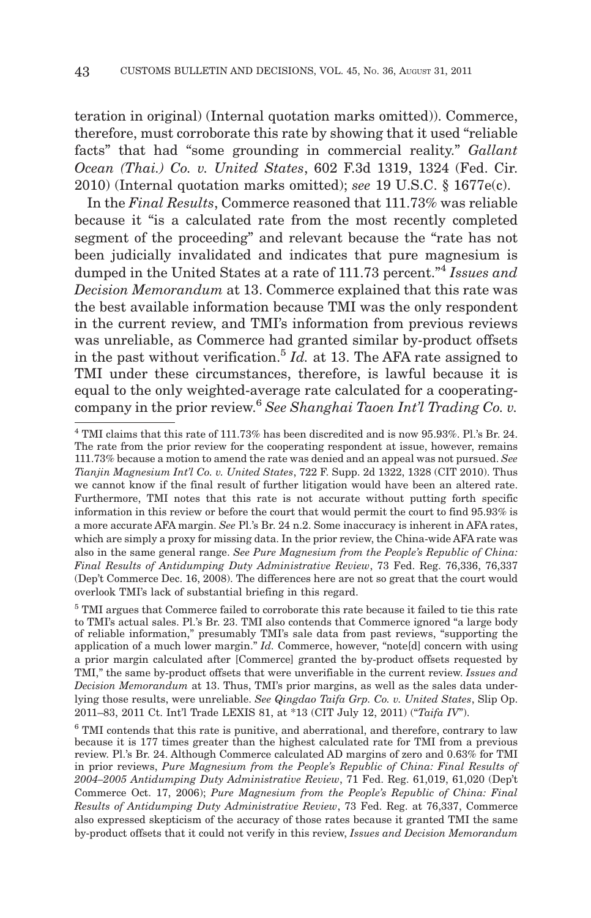teration in original) (Internal quotation marks omitted)). Commerce, therefore, must corroborate this rate by showing that it used "reliable facts" that had "some grounding in commercial reality." *Gallant Ocean (Thai.) Co. v. United States*, 602 F.3d 1319, 1324 (Fed. Cir. 2010) (Internal quotation marks omitted); *see* 19 U.S.C. § 1677e(c).

In the *Final Results*, Commerce reasoned that 111.73% was reliable because it "is a calculated rate from the most recently completed segment of the proceeding" and relevant because the "rate has not been judicially invalidated and indicates that pure magnesium is dumped in the United States at a rate of 111.73 percent."[4] *Issues and Decision Memorandum* at 13. Commerce explained that this rate was the best available information because TMI was the only respondent in the current review, and TMI's information from previous reviews was unreliable, as Commerce had granted similar by-product offsets in the past without verification.[5] *Id.* at 13. The AFA rate assigned to TMI under these circumstances, therefore, is lawful because it is equal to the only weighted-average rate calculated for a cooperating-company in the prior review.[6] *See Shanghai Taoen Int'l Trading Co. v.*

---

[4] TMI claims that this rate of 111.73% has been discredited and is now 95.93%. Pl.'s Br. 24. The rate from the prior review for the cooperating respondent at issue, however, remains 111.73% because a motion to amend the rate was denied and an appeal was not pursued. *See Tianjin Magnesium Int'l Co. v. United States*, 722 F. Supp. 2d 1322, 1328 (CIT 2010). Thus we cannot know if the final result of further litigation would have been an altered rate. Furthermore, TMI notes that this rate is not accurate without putting forth specific information in this review or before the court that would permit the court to find 95.93% is a more accurate AFA margin. *See* Pl.'s Br. 24 n.2. Some inaccuracy is inherent in AFA rates, which are simply a proxy for missing data. In the prior review, the China-wide AFA rate was also in the same general range. *See Pure Magnesium from the People's Republic of China: Final Results of Antidumping Duty Administrative Review*, 73 Fed. Reg. 76,336, 76,337 (Dep't Commerce Dec. 16, 2008). The differences here are not so great that the court would overlook TMI's lack of substantial briefing in this regard.

[5] TMI argues that Commerce failed to corroborate this rate because it failed to tie this rate to TMI's actual sales. Pl.'s Br. 23. TMI also contends that Commerce ignored "a large body of reliable information," presumably TMI's sale data from past reviews, "supporting the application of a much lower margin." *Id.* Commerce, however, "note[d] concern with using a prior margin calculated after [Commerce] granted the by-product offsets requested by TMI," the same by-product offsets that were unverifiable in the current review. *Issues and Decision Memorandum* at 13. Thus, TMI's prior margins, as well as the sales data underlying those results, were unreliable. *See Qingdao Taifa Grp. Co. v. United States*, Slip Op. 2011–83, 2011 Ct. Int'l Trade LEXIS 81, at *13 (CIT July 12, 2011) ("*Taifa IV*").

[6] TMI contends that this rate is punitive, and aberrational, and therefore, contrary to law because it is 177 times greater than the highest calculated rate for TMI from a previous review. Pl.'s Br. 24. Although Commerce calculated AD margins of zero and 0.63% for TMI in prior reviews, *Pure Magnesium from the People's Republic of China: Final Results of 2004–2005 Antidumping Duty Administrative Review*, 71 Fed. Reg. 61,019, 61,020 (Dep't Commerce Oct. 17, 2006); *Pure Magnesium from the People's Republic of China: Final Results of Antidumping Duty Administrative Review*, 73 Fed. Reg. at 76,337, Commerce also expressed skepticism of the accuracy of those rates because it granted TMI the same by-product offsets that it could not verify in this review, *Issues and Decision Memorandum*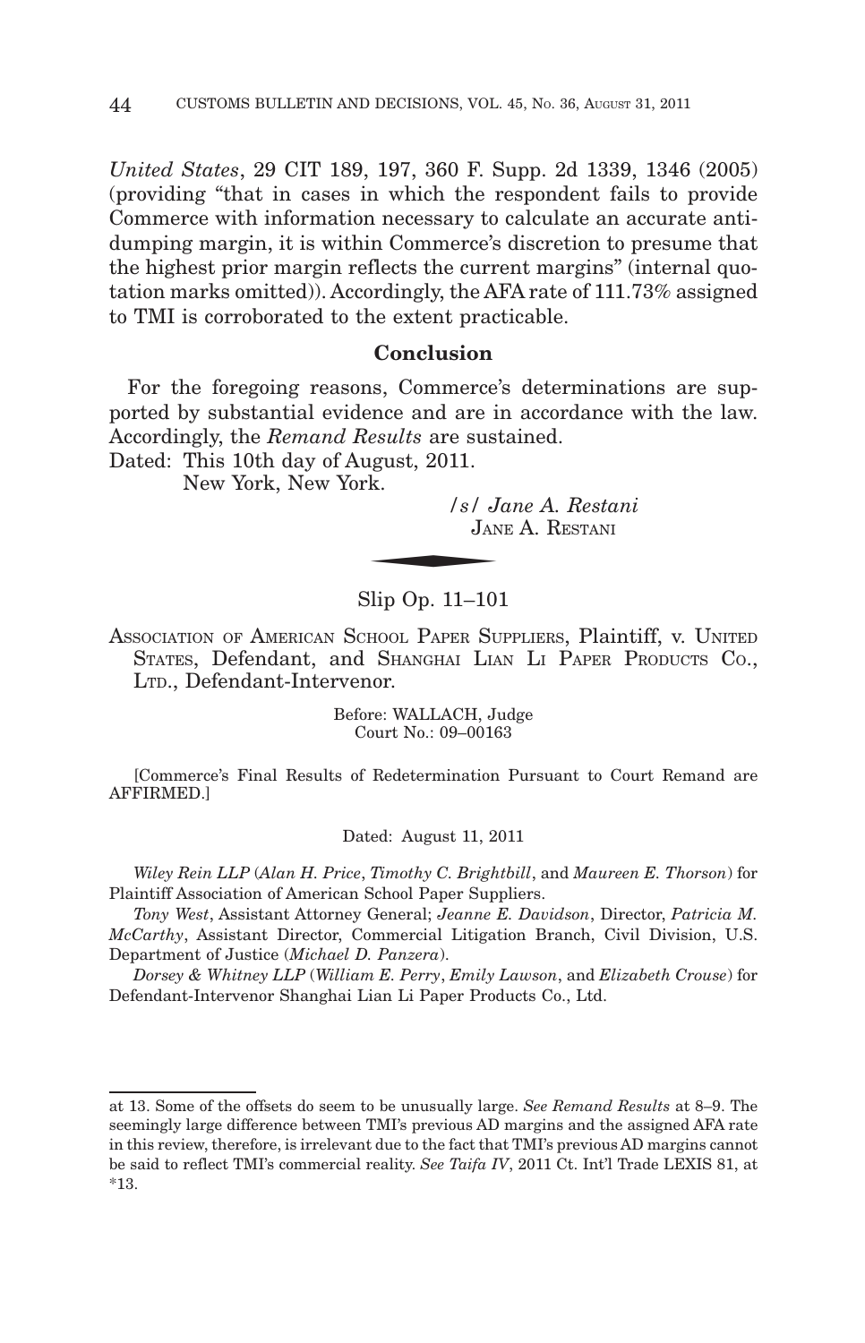*United States*, 29 CIT 189, 197, 360 F. Supp. 2d 1339, 1346 (2005) (providing "that in cases in which the respondent fails to provide Commerce with information necessary to calculate an accurate antidumping margin, it is within Commerce's discretion to presume that the highest prior margin reflects the current margins" (internal quotation marks omitted)). Accordingly, the AFA rate of 111.73% assigned to TMI is corroborated to the extent practicable.

## Conclusion

For the foregoing reasons, Commerce's determinations are supported by substantial evidence and are in accordance with the law. Accordingly, the *Remand Results* are sustained.

Dated: This 10th day of August, 2011.
New York, New York.

*/s/ Jane A. Restani*
JANE A. RESTANI

## Slip Op. 11–101

ASSOCIATION OF AMERICAN SCHOOL PAPER SUPPLIERS, Plaintiff, v. UNITED STATES, Defendant, and SHANGHAI LIAN LI PAPER PRODUCTS CO., LTD., Defendant-Intervenor.

Before: WALLACH, Judge
Court No.: 09–00163

[Commerce's Final Results of Redetermination Pursuant to Court Remand are AFFIRMED.]

Dated: August 11, 2011

*Wiley Rein LLP* (*Alan H. Price*, *Timothy C. Brightbill*, and *Maureen E. Thorson*) for Plaintiff Association of American School Paper Suppliers.

*Tony West*, Assistant Attorney General; *Jeanne E. Davidson*, Director, *Patricia M. McCarthy*, Assistant Director, Commercial Litigation Branch, Civil Division, U.S. Department of Justice (*Michael D. Panzera*).

*Dorsey & Whitney LLP* (*William E. Perry*, *Emily Lawson*, and *Elizabeth Crouse*) for Defendant-Intervenor Shanghai Lian Li Paper Products Co., Ltd.

---

at 13. Some of the offsets do seem to be unusually large. *See Remand Results* at 8–9. The seemingly large difference between TMI's previous AD margins and the assigned AFA rate in this review, therefore, is irrelevant due to the fact that TMI's previous AD margins cannot be said to reflect TMI's commercial reality. *See Taifa IV*, 2011 Ct. Int'l Trade LEXIS 81, at *13.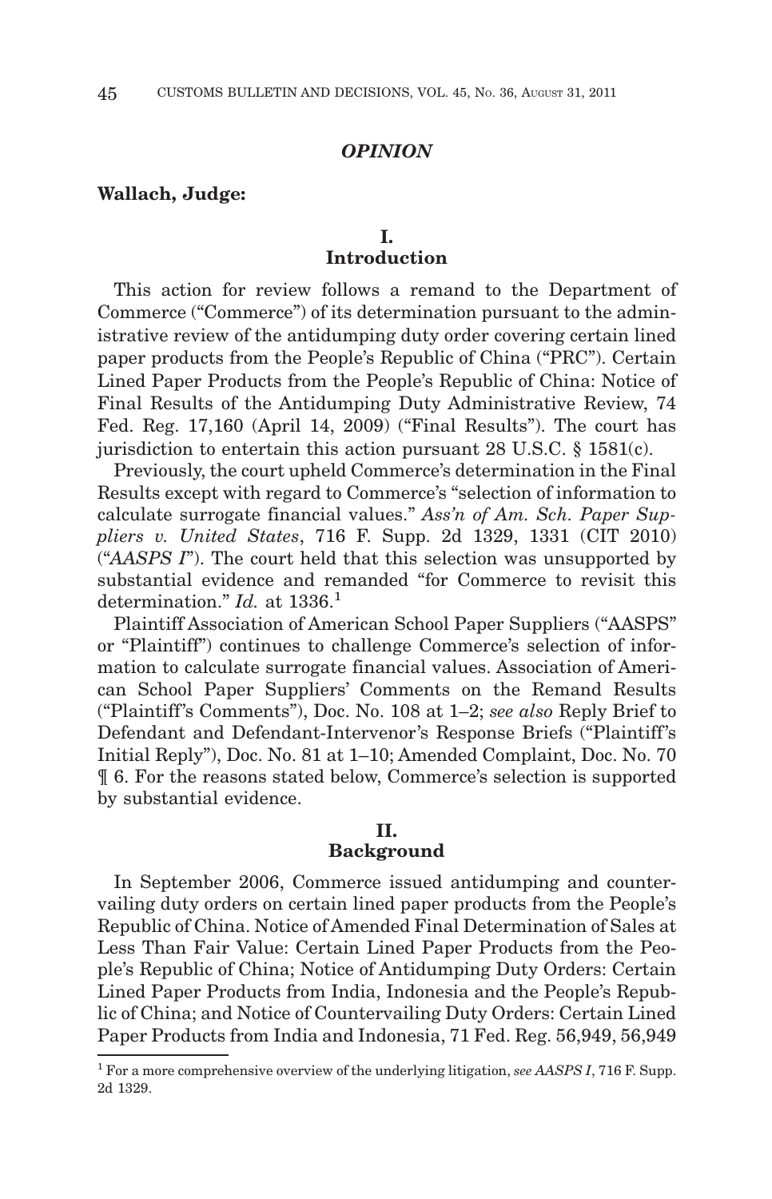## *OPINION*

**Wallach, Judge:**

### I.
### Introduction

This action for review follows a remand to the Department of Commerce ("Commerce") of its determination pursuant to the administrative review of the antidumping duty order covering certain lined paper products from the People's Republic of China ("PRC"). Certain Lined Paper Products from the People's Republic of China: Notice of Final Results of the Antidumping Duty Administrative Review, 74 Fed. Reg. 17,160 (April 14, 2009) ("Final Results"). The court has jurisdiction to entertain this action pursuant 28 U.S.C. § 1581(c).

Previously, the court upheld Commerce's determination in the Final Results except with regard to Commerce's "selection of information to calculate surrogate financial values." *Ass'n of Am. Sch. Paper Suppliers v. United States*, 716 F. Supp. 2d 1329, 1331 (CIT 2010) ("*AASPS I*"). The court held that this selection was unsupported by substantial evidence and remanded "for Commerce to revisit this determination." *Id.* at 1336.[1]

Plaintiff Association of American School Paper Suppliers ("AASPS" or "Plaintiff") continues to challenge Commerce's selection of information to calculate surrogate financial values. Association of American School Paper Suppliers' Comments on the Remand Results ("Plaintiff's Comments"), Doc. No. 108 at 1–2; *see also* Reply Brief to Defendant and Defendant-Intervenor's Response Briefs ("Plaintiff's Initial Reply"), Doc. No. 81 at 1–10; Amended Complaint, Doc. No. 70 ¶ 6. For the reasons stated below, Commerce's selection is supported by substantial evidence.

### II.
### Background

In September 2006, Commerce issued antidumping and countervailing duty orders on certain lined paper products from the People's Republic of China. Notice of Amended Final Determination of Sales at Less Than Fair Value: Certain Lined Paper Products from the People's Republic of China; Notice of Antidumping Duty Orders: Certain Lined Paper Products from India, Indonesia and the People's Republic of China; and Notice of Countervailing Duty Orders: Certain Lined Paper Products from India and Indonesia, 71 Fed. Reg. 56,949, 56,949

[1] For a more comprehensive overview of the underlying litigation, *see AASPS I*, 716 F. Supp. 2d 1329.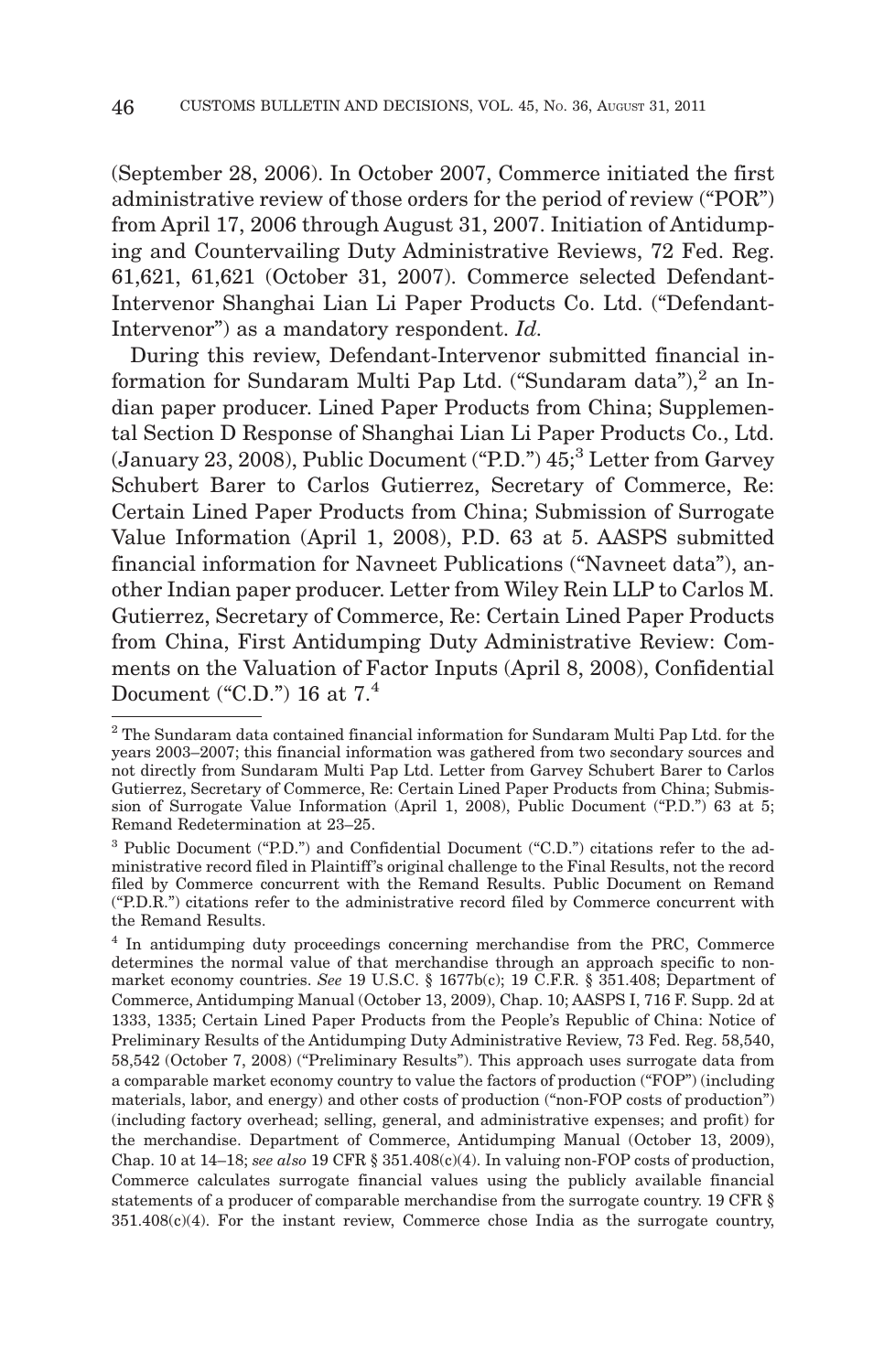(September 28, 2006). In October 2007, Commerce initiated the first administrative review of those orders for the period of review ("POR") from April 17, 2006 through August 31, 2007. Initiation of Antidumping and Countervailing Duty Administrative Reviews, 72 Fed. Reg. 61,621, 61,621 (October 31, 2007). Commerce selected Defendant-Intervenor Shanghai Lian Li Paper Products Co. Ltd. ("Defendant-Intervenor") as a mandatory respondent. *Id.*

During this review, Defendant-Intervenor submitted financial information for Sundaram Multi Pap Ltd. ("Sundaram data"),[2] an Indian paper producer. Lined Paper Products from China; Supplemental Section D Response of Shanghai Lian Li Paper Products Co., Ltd. (January 23, 2008), Public Document ("P.D.") 45;[3] Letter from Garvey Schubert Barer to Carlos Gutierrez, Secretary of Commerce, Re: Certain Lined Paper Products from China; Submission of Surrogate Value Information (April 1, 2008), P.D. 63 at 5. AASPS submitted financial information for Navneet Publications ("Navneet data"), another Indian paper producer. Letter from Wiley Rein LLP to Carlos M. Gutierrez, Secretary of Commerce, Re: Certain Lined Paper Products from China, First Antidumping Duty Administrative Review: Comments on the Valuation of Factor Inputs (April 8, 2008), Confidential Document ("C.D.") 16 at 7.[4]

---

[2] The Sundaram data contained financial information for Sundaram Multi Pap Ltd. for the years 2003–2007; this financial information was gathered from two secondary sources and not directly from Sundaram Multi Pap Ltd. Letter from Garvey Schubert Barer to Carlos Gutierrez, Secretary of Commerce, Re: Certain Lined Paper Products from China; Submission of Surrogate Value Information (April 1, 2008), Public Document ("P.D.") 63 at 5; Remand Redetermination at 23–25.

[3] Public Document ("P.D.") and Confidential Document ("C.D.") citations refer to the administrative record filed in Plaintiff's original challenge to the Final Results, not the record filed by Commerce concurrent with the Remand Results. Public Document on Remand ("P.D.R.") citations refer to the administrative record filed by Commerce concurrent with the Remand Results.

[4] In antidumping duty proceedings concerning merchandise from the PRC, Commerce determines the normal value of that merchandise through an approach specific to non-market economy countries. *See* 19 U.S.C. § 1677b(c); 19 C.F.R. § 351.408; Department of Commerce, Antidumping Manual (October 13, 2009), Chap. 10; AASPS I, 716 F. Supp. 2d at 1333, 1335; Certain Lined Paper Products from the People's Republic of China: Notice of Preliminary Results of the Antidumping Duty Administrative Review, 73 Fed. Reg. 58,540, 58,542 (October 7, 2008) ("Preliminary Results"). This approach uses surrogate data from a comparable market economy country to value the factors of production ("FOP") (including materials, labor, and energy) and other costs of production ("non-FOP costs of production") (including factory overhead; selling, general, and administrative expenses; and profit) for the merchandise. Department of Commerce, Antidumping Manual (October 13, 2009), Chap. 10 at 14–18; *see also* 19 CFR § 351.408(c)(4). In valuing non-FOP costs of production, Commerce calculates surrogate financial values using the publicly available financial statements of a producer of comparable merchandise from the surrogate country. 19 CFR § 351.408(c)(4). For the instant review, Commerce chose India as the surrogate country,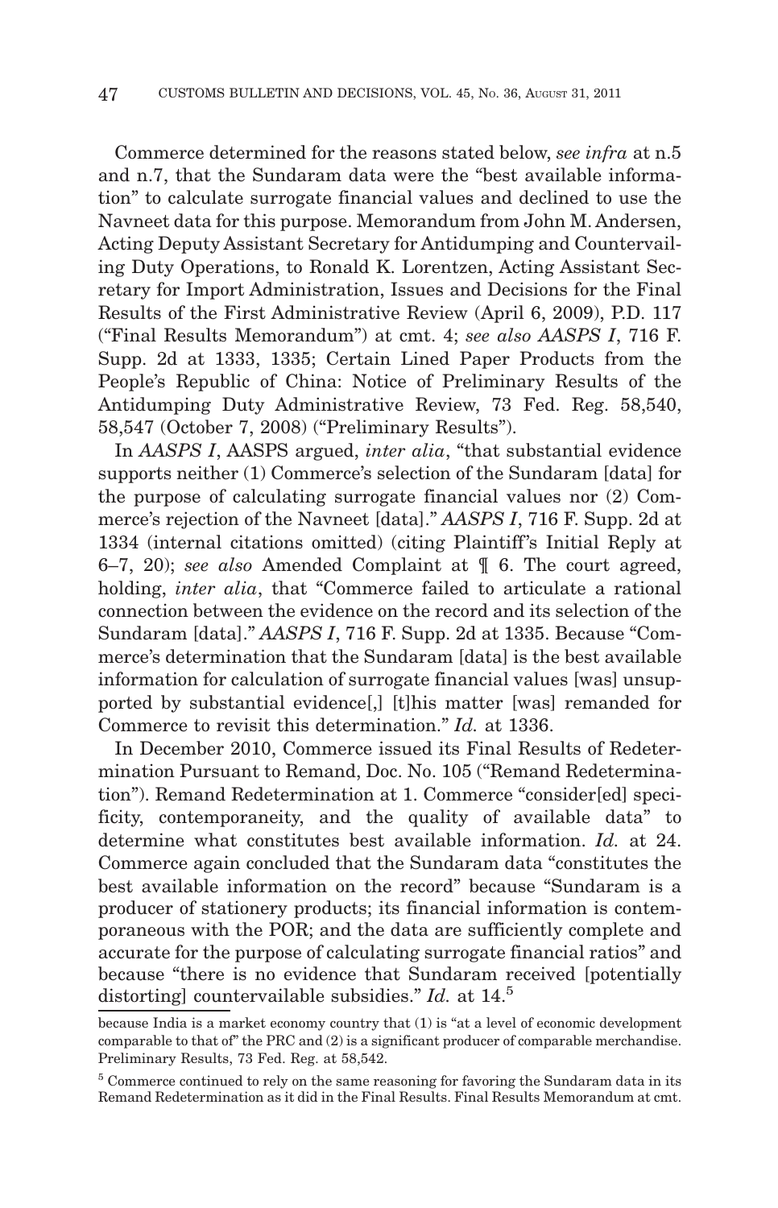Commerce determined for the reasons stated below, *see infra* at n.5 and n.7, that the Sundaram data were the "best available information" to calculate surrogate financial values and declined to use the Navneet data for this purpose. Memorandum from John M. Andersen, Acting Deputy Assistant Secretary for Antidumping and Countervailing Duty Operations, to Ronald K. Lorentzen, Acting Assistant Secretary for Import Administration, Issues and Decisions for the Final Results of the First Administrative Review (April 6, 2009), P.D. 117 ("Final Results Memorandum") at cmt. 4; *see also AASPS I*, 716 F. Supp. 2d at 1333, 1335; Certain Lined Paper Products from the People's Republic of China: Notice of Preliminary Results of the Antidumping Duty Administrative Review, 73 Fed. Reg. 58,540, 58,547 (October 7, 2008) ("Preliminary Results").

In *AASPS I*, AASPS argued, *inter alia*, "that substantial evidence supports neither (1) Commerce's selection of the Sundaram [data] for the purpose of calculating surrogate financial values nor (2) Commerce's rejection of the Navneet [data]." *AASPS I*, 716 F. Supp. 2d at 1334 (internal citations omitted) (citing Plaintiff's Initial Reply at 6–7, 20); *see also* Amended Complaint at ¶ 6. The court agreed, holding, *inter alia*, that "Commerce failed to articulate a rational connection between the evidence on the record and its selection of the Sundaram [data]." *AASPS I*, 716 F. Supp. 2d at 1335. Because "Commerce's determination that the Sundaram [data] is the best available information for calculation of surrogate financial values [was] unsupported by substantial evidence[,] [t]his matter [was] remanded for Commerce to revisit this determination." *Id.* at 1336.

In December 2010, Commerce issued its Final Results of Redetermination Pursuant to Remand, Doc. No. 105 ("Remand Redetermination"). Remand Redetermination at 1. Commerce "consider[ed] specificity, contemporaneity, and the quality of available data" to determine what constitutes best available information. *Id.* at 24. Commerce again concluded that the Sundaram data "constitutes the best available information on the record" because "Sundaram is a producer of stationery products; its financial information is contemporaneous with the POR; and the data are sufficiently complete and accurate for the purpose of calculating surrogate financial ratios" and because "there is no evidence that Sundaram received [potentially distorting] countervailable subsidies." *Id.* at 14.[5]

---

because India is a market economy country that (1) is "at a level of economic development comparable to that of" the PRC and (2) is a significant producer of comparable merchandise. Preliminary Results, 73 Fed. Reg. at 58,542.

[5] Commerce continued to rely on the same reasoning for favoring the Sundaram data in its Remand Redetermination as it did in the Final Results. Final Results Memorandum at cmt.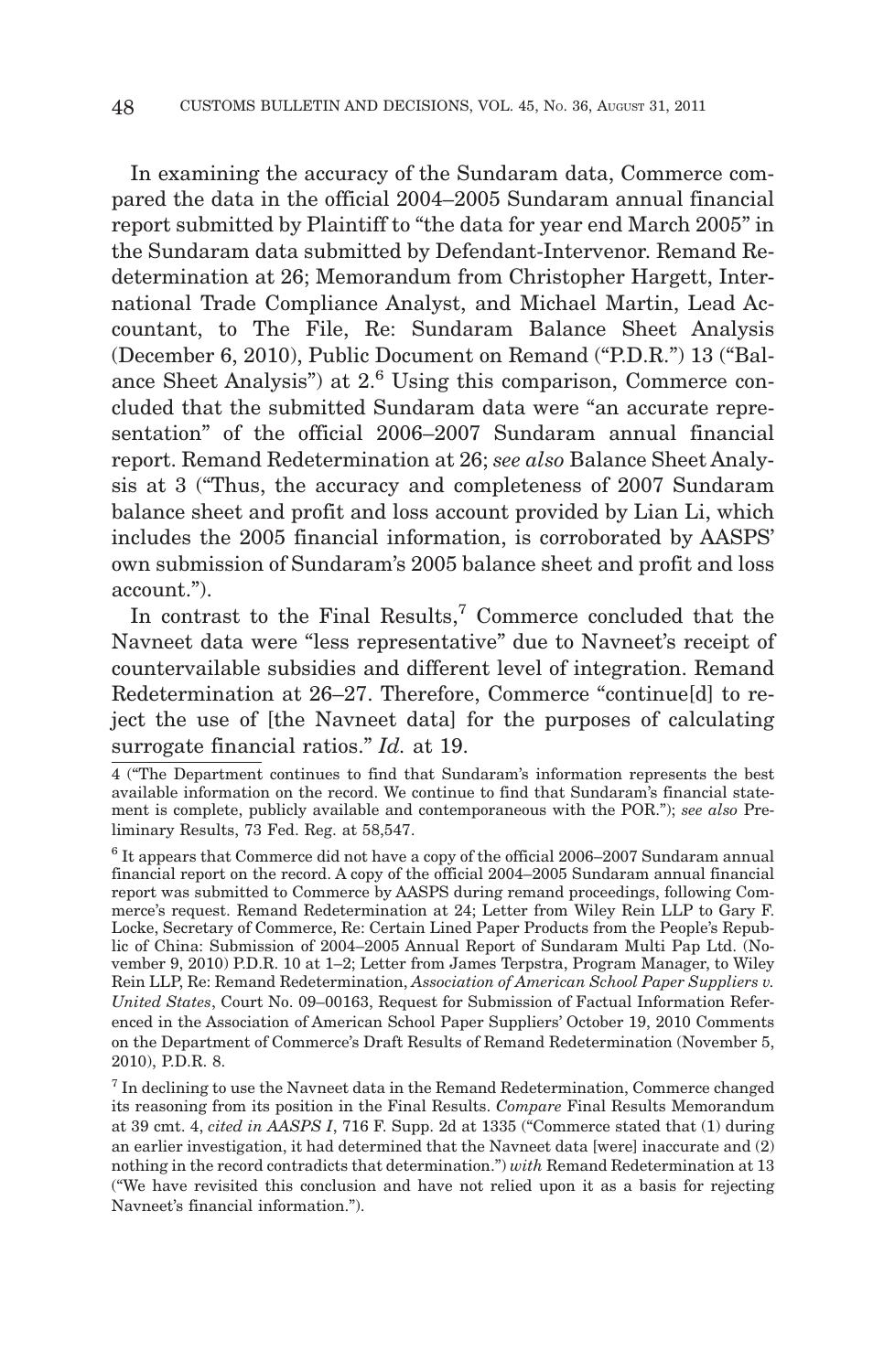In examining the accuracy of the Sundaram data, Commerce compared the data in the official 2004–2005 Sundaram annual financial report submitted by Plaintiff to "the data for year end March 2005" in the Sundaram data submitted by Defendant-Intervenor. Remand Redetermination at 26; Memorandum from Christopher Hargett, International Trade Compliance Analyst, and Michael Martin, Lead Accountant, to The File, Re: Sundaram Balance Sheet Analysis (December 6, 2010), Public Document on Remand ("P.D.R.") 13 ("Balance Sheet Analysis") at 2.[6] Using this comparison, Commerce concluded that the submitted Sundaram data were "an accurate representation" of the official 2006–2007 Sundaram annual financial report. Remand Redetermination at 26; *see also* Balance Sheet Analysis at 3 ("Thus, the accuracy and completeness of 2007 Sundaram balance sheet and profit and loss account provided by Lian Li, which includes the 2005 financial information, is corroborated by AASPS' own submission of Sundaram's 2005 balance sheet and profit and loss account.").

In contrast to the Final Results,[7] Commerce concluded that the Navneet data were "less representative" due to Navneet's receipt of countervailable subsidies and different level of integration. Remand Redetermination at 26–27. Therefore, Commerce "continue[d] to reject the use of [the Navneet data] for the purposes of calculating surrogate financial ratios." *Id.* at 19.

---

4 ("The Department continues to find that Sundaram's information represents the best available information on the record. We continue to find that Sundaram's financial statement is complete, publicly available and contemporaneous with the POR."); *see also* Preliminary Results, 73 Fed. Reg. at 58,547.

[6] It appears that Commerce did not have a copy of the official 2006–2007 Sundaram annual financial report on the record. A copy of the official 2004–2005 Sundaram annual financial report was submitted to Commerce by AASPS during remand proceedings, following Commerce's request. Remand Redetermination at 24; Letter from Wiley Rein LLP to Gary F. Locke, Secretary of Commerce, Re: Certain Lined Paper Products from the People's Republic of China: Submission of 2004–2005 Annual Report of Sundaram Multi Pap Ltd. (November 9, 2010) P.D.R. 10 at 1–2; Letter from James Terpstra, Program Manager, to Wiley Rein LLP, Re: Remand Redetermination, *Association of American School Paper Suppliers v. United States*, Court No. 09–00163, Request for Submission of Factual Information Referenced in the Association of American School Paper Suppliers' October 19, 2010 Comments on the Department of Commerce's Draft Results of Remand Redetermination (November 5, 2010), P.D.R. 8.

[7] In declining to use the Navneet data in the Remand Redetermination, Commerce changed its reasoning from its position in the Final Results. *Compare* Final Results Memorandum at 39 cmt. 4, *cited in AASPS I*, 716 F. Supp. 2d at 1335 ("Commerce stated that (1) during an earlier investigation, it had determined that the Navneet data [were] inaccurate and (2) nothing in the record contradicts that determination.") *with* Remand Redetermination at 13 ("We have revisited this conclusion and have not relied upon it as a basis for rejecting Navneet's financial information.").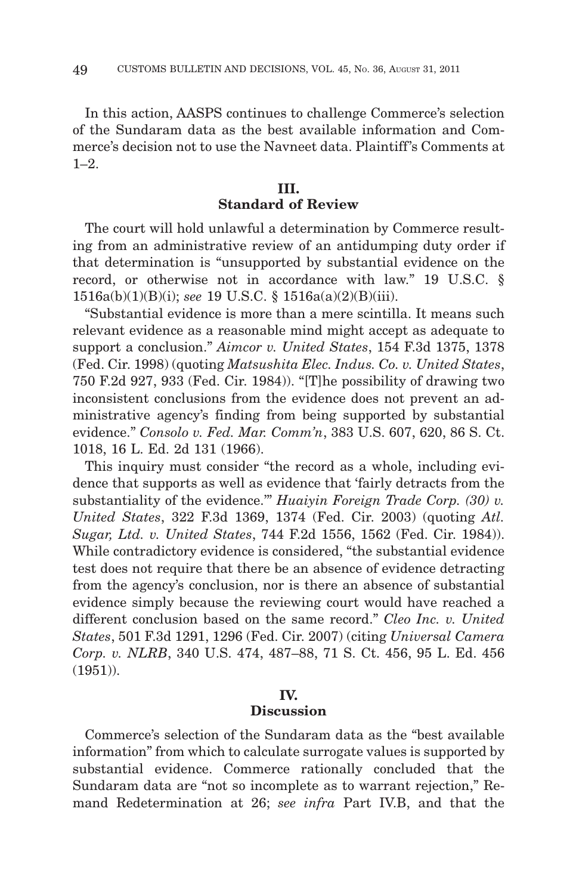In this action, AASPS continues to challenge Commerce's selection of the Sundaram data as the best available information and Commerce's decision not to use the Navneet data. Plaintiff's Comments at 1–2.

## III. Standard of Review

The court will hold unlawful a determination by Commerce resulting from an administrative review of an antidumping duty order if that determination is "unsupported by substantial evidence on the record, or otherwise not in accordance with law." 19 U.S.C. § 1516a(b)(1)(B)(i); *see* 19 U.S.C. § 1516a(a)(2)(B)(iii).

"Substantial evidence is more than a mere scintilla. It means such relevant evidence as a reasonable mind might accept as adequate to support a conclusion." *Aimcor v. United States*, 154 F.3d 1375, 1378 (Fed. Cir. 1998) (quoting *Matsushita Elec. Indus. Co. v. United States*, 750 F.2d 927, 933 (Fed. Cir. 1984)). "[T]he possibility of drawing two inconsistent conclusions from the evidence does not prevent an administrative agency's finding from being supported by substantial evidence." *Consolo v. Fed. Mar. Comm'n*, 383 U.S. 607, 620, 86 S. Ct. 1018, 16 L. Ed. 2d 131 (1966).

This inquiry must consider "the record as a whole, including evidence that supports as well as evidence that 'fairly detracts from the substantiality of the evidence.'" *Huaiyin Foreign Trade Corp. (30) v. United States*, 322 F.3d 1369, 1374 (Fed. Cir. 2003) (quoting *Atl. Sugar, Ltd. v. United States*, 744 F.2d 1556, 1562 (Fed. Cir. 1984)). While contradictory evidence is considered, "the substantial evidence test does not require that there be an absence of evidence detracting from the agency's conclusion, nor is there an absence of substantial evidence simply because the reviewing court would have reached a different conclusion based on the same record." *Cleo Inc. v. United States*, 501 F.3d 1291, 1296 (Fed. Cir. 2007) (citing *Universal Camera Corp. v. NLRB*, 340 U.S. 474, 487–88, 71 S. Ct. 456, 95 L. Ed. 456 (1951)).

## IV. Discussion

Commerce's selection of the Sundaram data as the "best available information" from which to calculate surrogate values is supported by substantial evidence. Commerce rationally concluded that the Sundaram data are "not so incomplete as to warrant rejection," Remand Redetermination at 26; *see infra* Part IV.B, and that the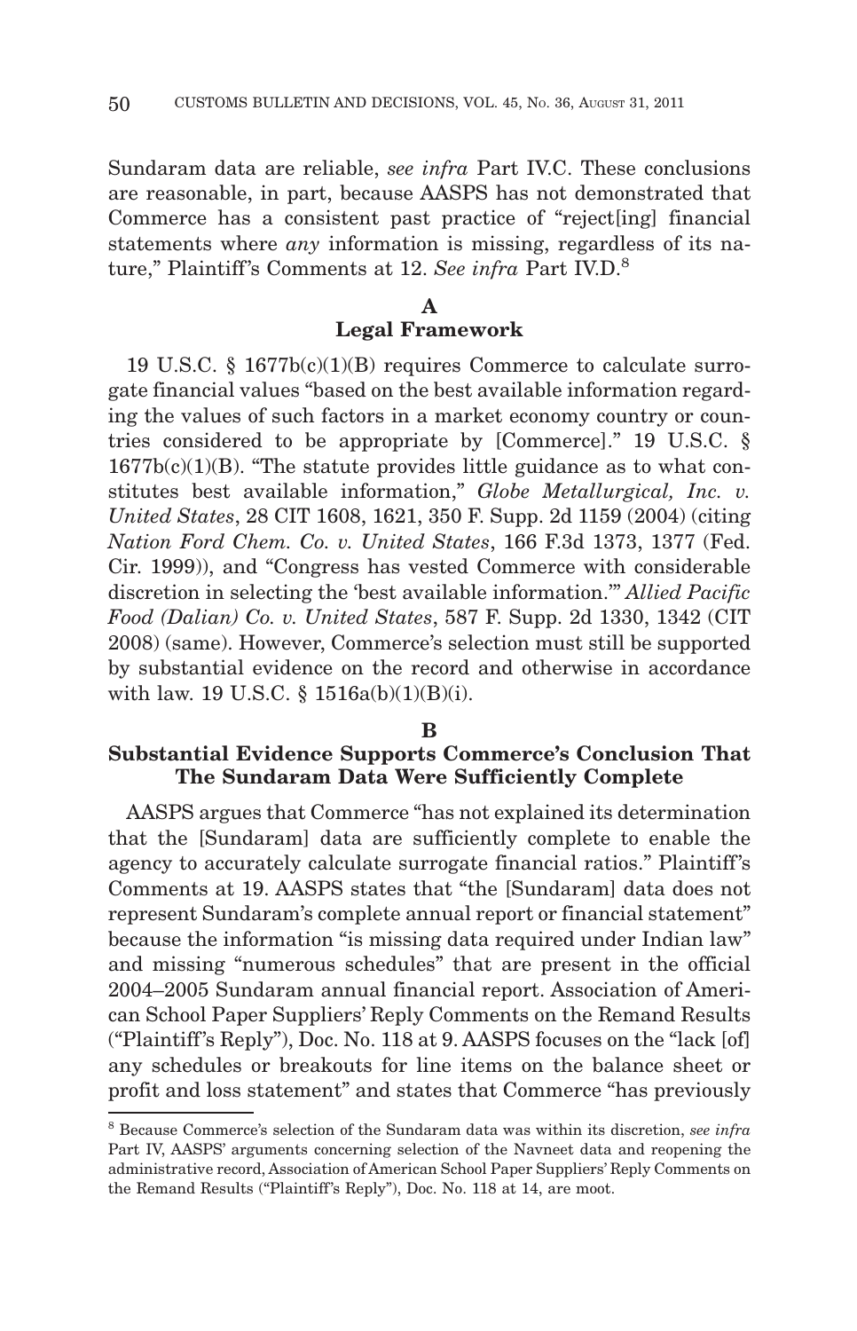Sundaram data are reliable, *see infra* Part IV.C. These conclusions are reasonable, in part, because AASPS has not demonstrated that Commerce has a consistent past practice of "reject[ing] financial statements where *any* information is missing, regardless of its nature," Plaintiff's Comments at 12. *See infra* Part IV.D.[8]

## A
## Legal Framework

19 U.S.C. § 1677b(c)(1)(B) requires Commerce to calculate surrogate financial values "based on the best available information regarding the values of such factors in a market economy country or countries considered to be appropriate by [Commerce]." 19 U.S.C. § 1677b(c)(1)(B). "The statute provides little guidance as to what constitutes best available information," *Globe Metallurgical, Inc. v. United States*, 28 CIT 1608, 1621, 350 F. Supp. 2d 1159 (2004) (citing *Nation Ford Chem. Co. v. United States*, 166 F.3d 1373, 1377 (Fed. Cir. 1999)), and "Congress has vested Commerce with considerable discretion in selecting the 'best available information.'" *Allied Pacific Food (Dalian) Co. v. United States*, 587 F. Supp. 2d 1330, 1342 (CIT 2008) (same). However, Commerce's selection must still be supported by substantial evidence on the record and otherwise in accordance with law. 19 U.S.C. § 1516a(b)(1)(B)(i).

## B
## Substantial Evidence Supports Commerce's Conclusion That The Sundaram Data Were Sufficiently Complete

AASPS argues that Commerce "has not explained its determination that the [Sundaram] data are sufficiently complete to enable the agency to accurately calculate surrogate financial ratios." Plaintiff's Comments at 19. AASPS states that "the [Sundaram] data does not represent Sundaram's complete annual report or financial statement" because the information "is missing data required under Indian law" and missing "numerous schedules" that are present in the official 2004–2005 Sundaram annual financial report. Association of American School Paper Suppliers' Reply Comments on the Remand Results ("Plaintiff's Reply"), Doc. No. 118 at 9. AASPS focuses on the "lack [of] any schedules or breakouts for line items on the balance sheet or profit and loss statement" and states that Commerce "has previously

---

[8] Because Commerce's selection of the Sundaram data was within its discretion, *see infra* Part IV, AASPS' arguments concerning selection of the Navneet data and reopening the administrative record, Association of American School Paper Suppliers' Reply Comments on the Remand Results ("Plaintiff's Reply"), Doc. No. 118 at 14, are moot.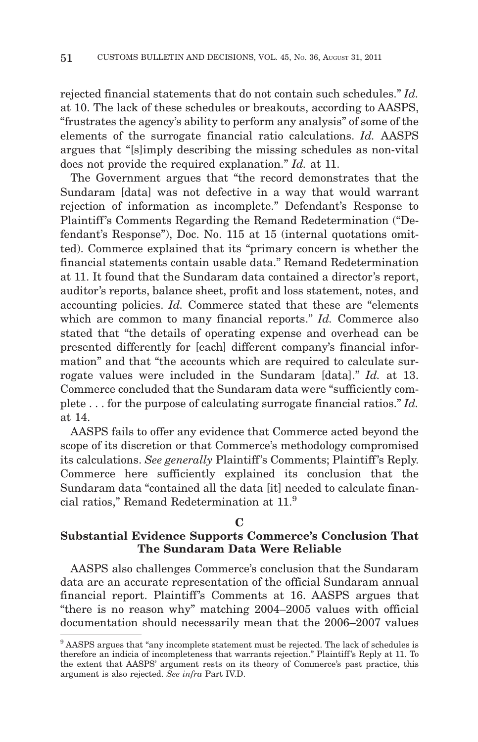rejected financial statements that do not contain such schedules." *Id.* at 10. The lack of these schedules or breakouts, according to AASPS, "frustrates the agency's ability to perform any analysis" of some of the elements of the surrogate financial ratio calculations. *Id.* AASPS argues that "[s]imply describing the missing schedules as non-vital does not provide the required explanation." *Id.* at 11.

The Government argues that "the record demonstrates that the Sundaram [data] was not defective in a way that would warrant rejection of information as incomplete." Defendant's Response to Plaintiff's Comments Regarding the Remand Redetermination ("Defendant's Response"), Doc. No. 115 at 15 (internal quotations omitted). Commerce explained that its "primary concern is whether the financial statements contain usable data." Remand Redetermination at 11. It found that the Sundaram data contained a director's report, auditor's reports, balance sheet, profit and loss statement, notes, and accounting policies. *Id.* Commerce stated that these are "elements which are common to many financial reports." *Id.* Commerce also stated that "the details of operating expense and overhead can be presented differently for [each] different company's financial information" and that "the accounts which are required to calculate surrogate values were included in the Sundaram [data]." *Id.* at 13. Commerce concluded that the Sundaram data were "sufficiently complete . . . for the purpose of calculating surrogate financial ratios." *Id.* at 14.

AASPS fails to offer any evidence that Commerce acted beyond the scope of its discretion or that Commerce's methodology compromised its calculations. *See generally* Plaintiff's Comments; Plaintiff's Reply. Commerce here sufficiently explained its conclusion that the Sundaram data "contained all the data [it] needed to calculate financial ratios," Remand Redetermination at 11.[9]

### C

### Substantial Evidence Supports Commerce's Conclusion That The Sundaram Data Were Reliable

AASPS also challenges Commerce's conclusion that the Sundaram data are an accurate representation of the official Sundaram annual financial report. Plaintiff's Comments at 16. AASPS argues that "there is no reason why" matching 2004–2005 values with official documentation should necessarily mean that the 2006–2007 values

---

[9] AASPS argues that "any incomplete statement must be rejected. The lack of schedules is therefore an indicia of incompleteness that warrants rejection." Plaintiff's Reply at 11. To the extent that AASPS' argument rests on its theory of Commerce's past practice, this argument is also rejected. *See infra* Part IV.D.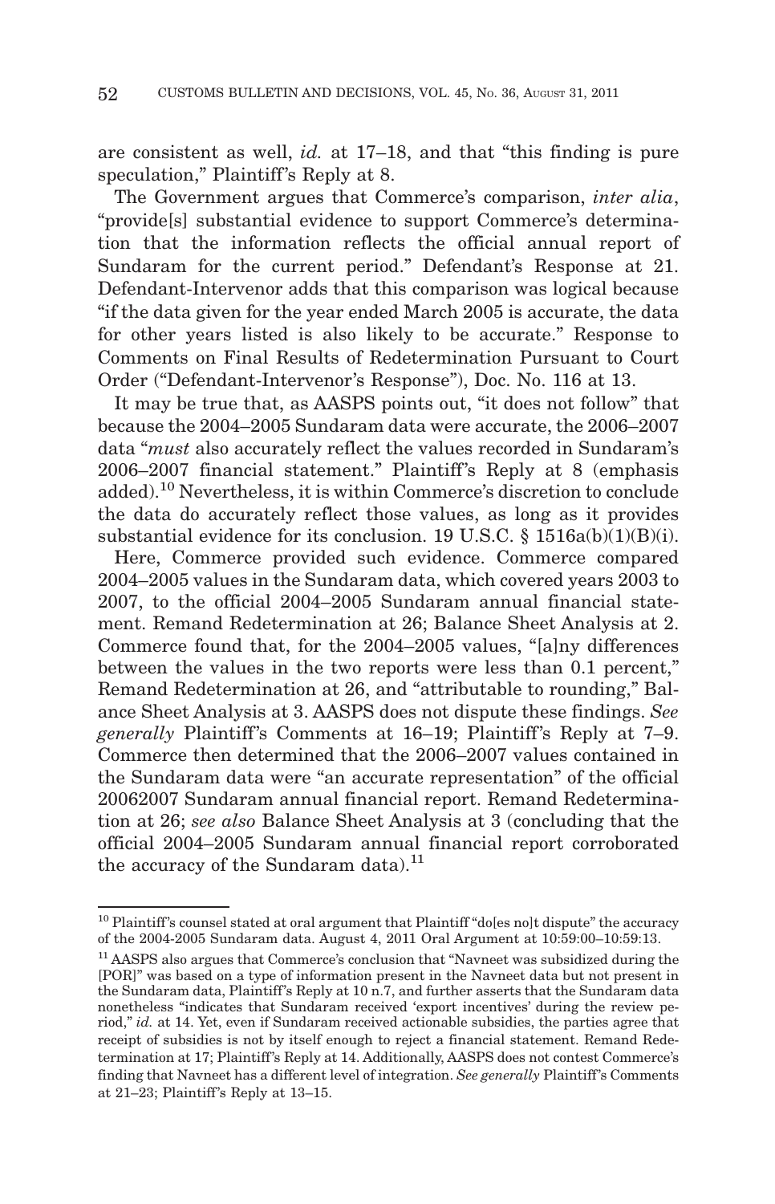are consistent as well, *id.* at 17–18, and that "this finding is pure speculation," Plaintiff's Reply at 8.

The Government argues that Commerce's comparison, *inter alia*, "provide[s] substantial evidence to support Commerce's determination that the information reflects the official annual report of Sundaram for the current period." Defendant's Response at 21. Defendant-Intervenor adds that this comparison was logical because "if the data given for the year ended March 2005 is accurate, the data for other years listed is also likely to be accurate." Response to Comments on Final Results of Redetermination Pursuant to Court Order ("Defendant-Intervenor's Response"), Doc. No. 116 at 13.

It may be true that, as AASPS points out, "it does not follow" that because the 2004–2005 Sundaram data were accurate, the 2006–2007 data "*must* also accurately reflect the values recorded in Sundaram's 2006–2007 financial statement." Plaintiff's Reply at 8 (emphasis added).[10] Nevertheless, it is within Commerce's discretion to conclude the data do accurately reflect those values, as long as it provides substantial evidence for its conclusion. 19 U.S.C. § 1516a(b)(1)(B)(i).

Here, Commerce provided such evidence. Commerce compared 2004–2005 values in the Sundaram data, which covered years 2003 to 2007, to the official 2004–2005 Sundaram annual financial statement. Remand Redetermination at 26; Balance Sheet Analysis at 2. Commerce found that, for the 2004–2005 values, "[a]ny differences between the values in the two reports were less than 0.1 percent," Remand Redetermination at 26, and "attributable to rounding," Balance Sheet Analysis at 3. AASPS does not dispute these findings. *See generally* Plaintiff's Comments at 16–19; Plaintiff's Reply at 7–9. Commerce then determined that the 2006–2007 values contained in the Sundaram data were "an accurate representation" of the official 20062007 Sundaram annual financial report. Remand Redetermination at 26; *see also* Balance Sheet Analysis at 3 (concluding that the official 2004–2005 Sundaram annual financial report corroborated the accuracy of the Sundaram data).[11]

---

[10] Plaintiff's counsel stated at oral argument that Plaintiff "do[es no]t dispute" the accuracy of the 2004-2005 Sundaram data. August 4, 2011 Oral Argument at 10:59:00–10:59:13.

[11] AASPS also argues that Commerce's conclusion that "Navneet was subsidized during the [POR]" was based on a type of information present in the Navneet data but not present in the Sundaram data, Plaintiff's Reply at 10 n.7, and further asserts that the Sundaram data nonetheless "indicates that Sundaram received 'export incentives' during the review period," *id.* at 14. Yet, even if Sundaram received actionable subsidies, the parties agree that receipt of subsidies is not by itself enough to reject a financial statement. Remand Redetermination at 17; Plaintiff's Reply at 14. Additionally, AASPS does not contest Commerce's finding that Navneet has a different level of integration. *See generally* Plaintiff's Comments at 21–23; Plaintiff's Reply at 13–15.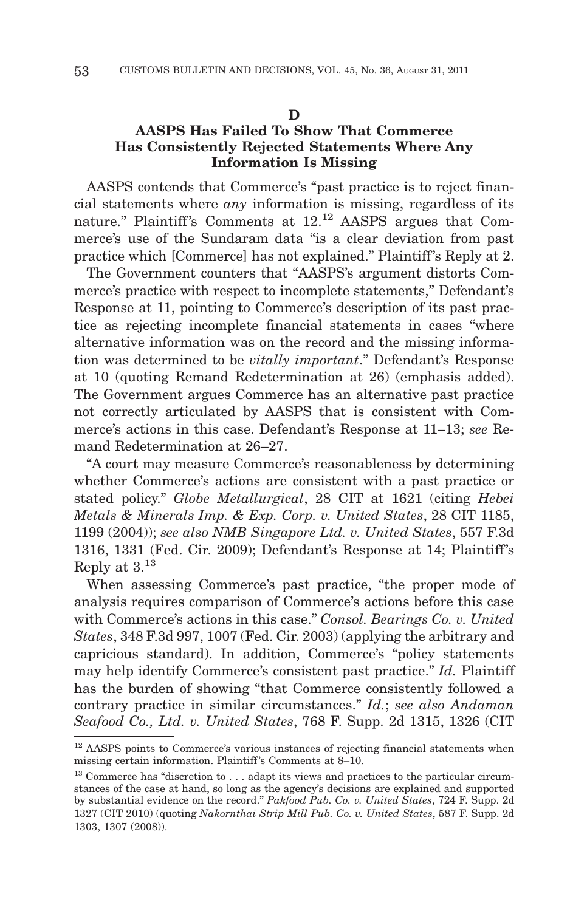## D

## AASPS Has Failed To Show That Commerce Has Consistently Rejected Statements Where Any Information Is Missing

AASPS contends that Commerce's "past practice is to reject financial statements where *any* information is missing, regardless of its nature." Plaintiff's Comments at 12.[12] AASPS argues that Commerce's use of the Sundaram data "is a clear deviation from past practice which [Commerce] has not explained." Plaintiff's Reply at 2.

The Government counters that "AASPS's argument distorts Commerce's practice with respect to incomplete statements," Defendant's Response at 11, pointing to Commerce's description of its past practice as rejecting incomplete financial statements in cases "where alternative information was on the record and the missing information was determined to be *vitally important*." Defendant's Response at 10 (quoting Remand Redetermination at 26) (emphasis added). The Government argues Commerce has an alternative past practice not correctly articulated by AASPS that is consistent with Commerce's actions in this case. Defendant's Response at 11–13; *see* Remand Redetermination at 26–27.

"A court may measure Commerce's reasonableness by determining whether Commerce's actions are consistent with a past practice or stated policy." *Globe Metallurgical*, 28 CIT at 1621 (citing *Hebei Metals & Minerals Imp. & Exp. Corp. v. United States*, 28 CIT 1185, 1199 (2004)); *see also NMB Singapore Ltd. v. United States*, 557 F.3d 1316, 1331 (Fed. Cir. 2009); Defendant's Response at 14; Plaintiff's Reply at 3.[13]

When assessing Commerce's past practice, "the proper mode of analysis requires comparison of Commerce's actions before this case with Commerce's actions in this case." *Consol. Bearings Co. v. United States*, 348 F.3d 997, 1007 (Fed. Cir. 2003) (applying the arbitrary and capricious standard). In addition, Commerce's "policy statements may help identify Commerce's consistent past practice." *Id.* Plaintiff has the burden of showing "that Commerce consistently followed a contrary practice in similar circumstances." *Id.*; *see also Andaman Seafood Co., Ltd. v. United States*, 768 F. Supp. 2d 1315, 1326 (CIT

---

[12] AASPS points to Commerce's various instances of rejecting financial statements when missing certain information. Plaintiff's Comments at 8–10.

[13] Commerce has "discretion to . . . adapt its views and practices to the particular circumstances of the case at hand, so long as the agency's decisions are explained and supported by substantial evidence on the record." *Pakfood Pub. Co. v. United States*, 724 F. Supp. 2d 1327 (CIT 2010) (quoting *Nakornthai Strip Mill Pub. Co. v. United States*, 587 F. Supp. 2d 1303, 1307 (2008)).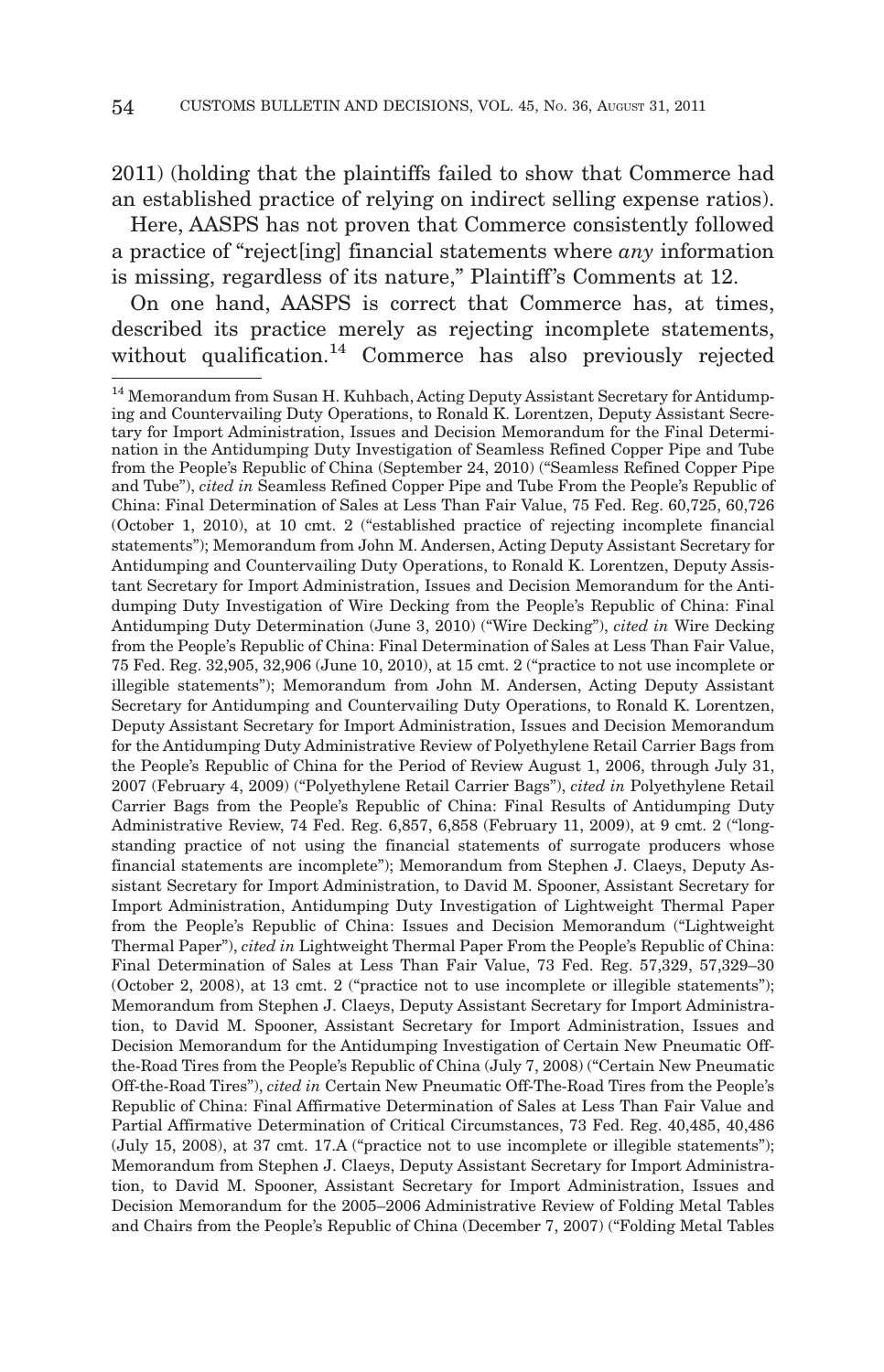2011) (holding that the plaintiffs failed to show that Commerce had an established practice of relying on indirect selling expense ratios).

Here, AASPS has not proven that Commerce consistently followed a practice of "reject[ing] financial statements where *any* information is missing, regardless of its nature," Plaintiff's Comments at 12.

On one hand, AASPS is correct that Commerce has, at times, described its practice merely as rejecting incomplete statements, without qualification.[14] Commerce has also previously rejected

---

[14] Memorandum from Susan H. Kuhbach, Acting Deputy Assistant Secretary for Antidumping and Countervailing Duty Operations, to Ronald K. Lorentzen, Deputy Assistant Secretary for Import Administration, Issues and Decision Memorandum for the Final Determination in the Antidumping Duty Investigation of Seamless Refined Copper Pipe and Tube from the People's Republic of China (September 24, 2010) ("Seamless Refined Copper Pipe and Tube"), *cited in* Seamless Refined Copper Pipe and Tube From the People's Republic of China: Final Determination of Sales at Less Than Fair Value, 75 Fed. Reg. 60,725, 60,726 (October 1, 2010), at 10 cmt. 2 ("established practice of rejecting incomplete financial statements"); Memorandum from John M. Andersen, Acting Deputy Assistant Secretary for Antidumping and Countervailing Duty Operations, to Ronald K. Lorentzen, Deputy Assistant Secretary for Import Administration, Issues and Decision Memorandum for the Antidumping Duty Investigation of Wire Decking from the People's Republic of China: Final Antidumping Duty Determination (June 3, 2010) ("Wire Decking"), *cited in* Wire Decking from the People's Republic of China: Final Determination of Sales at Less Than Fair Value, 75 Fed. Reg. 32,905, 32,906 (June 10, 2010), at 15 cmt. 2 ("practice to not use incomplete or illegible statements"); Memorandum from John M. Andersen, Acting Deputy Assistant Secretary for Antidumping and Countervailing Duty Operations, to Ronald K. Lorentzen, Deputy Assistant Secretary for Import Administration, Issues and Decision Memorandum for the Antidumping Duty Administrative Review of Polyethylene Retail Carrier Bags from the People's Republic of China for the Period of Review August 1, 2006, through July 31, 2007 (February 4, 2009) ("Polyethylene Retail Carrier Bags"), *cited in* Polyethylene Retail Carrier Bags from the People's Republic of China: Final Results of Antidumping Duty Administrative Review, 74 Fed. Reg. 6,857, 6,858 (February 11, 2009), at 9 cmt. 2 ("long-standing practice of not using the financial statements of surrogate producers whose financial statements are incomplete"); Memorandum from Stephen J. Claeys, Deputy Assistant Secretary for Import Administration, to David M. Spooner, Assistant Secretary for Import Administration, Antidumping Duty Investigation of Lightweight Thermal Paper from the People's Republic of China: Issues and Decision Memorandum ("Lightweight Thermal Paper"), *cited in* Lightweight Thermal Paper From the People's Republic of China: Final Determination of Sales at Less Than Fair Value, 73 Fed. Reg. 57,329, 57,329–30 (October 2, 2008), at 13 cmt. 2 ("practice not to use incomplete or illegible statements"); Memorandum from Stephen J. Claeys, Deputy Assistant Secretary for Import Administration, to David M. Spooner, Assistant Secretary for Import Administration, Issues and Decision Memorandum for the Antidumping Investigation of Certain New Pneumatic Off-the-Road Tires from the People's Republic of China (July 7, 2008) ("Certain New Pneumatic Off-the-Road Tires"), *cited in* Certain New Pneumatic Off-The-Road Tires from the People's Republic of China: Final Affirmative Determination of Sales at Less Than Fair Value and Partial Affirmative Determination of Critical Circumstances, 73 Fed. Reg. 40,485, 40,486 (July 15, 2008), at 37 cmt. 17.A ("practice not to use incomplete or illegible statements"); Memorandum from Stephen J. Claeys, Deputy Assistant Secretary for Import Administration, to David M. Spooner, Assistant Secretary for Import Administration, Issues and Decision Memorandum for the 2005–2006 Administrative Review of Folding Metal Tables and Chairs from the People's Republic of China (December 7, 2007) ("Folding Metal Tables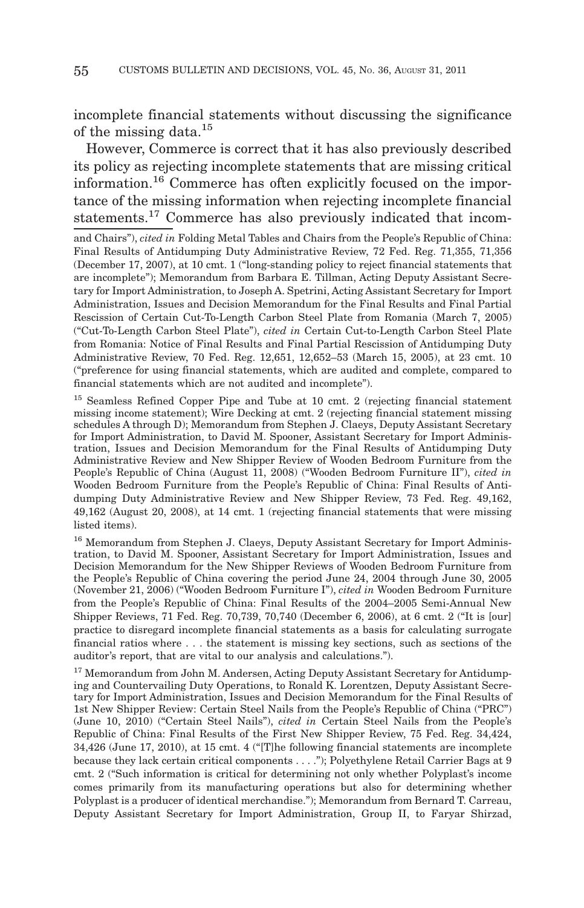incomplete financial statements without discussing the significance of the missing data.[15]

However, Commerce is correct that it has also previously described its policy as rejecting incomplete statements that are missing critical information.[16] Commerce has often explicitly focused on the importance of the missing information when rejecting incomplete financial statements.[17] Commerce has also previously indicated that incom-

---

and Chairs"), *cited in* Folding Metal Tables and Chairs from the People's Republic of China: Final Results of Antidumping Duty Administrative Review, 72 Fed. Reg. 71,355, 71,356 (December 17, 2007), at 10 cmt. 1 ("long-standing policy to reject financial statements that are incomplete"); Memorandum from Barbara E. Tillman, Acting Deputy Assistant Secretary for Import Administration, to Joseph A. Spetrini, Acting Assistant Secretary for Import Administration, Issues and Decision Memorandum for the Final Results and Final Partial Rescission of Certain Cut-To-Length Carbon Steel Plate from Romania (March 7, 2005) ("Cut-To-Length Carbon Steel Plate"), *cited in* Certain Cut-to-Length Carbon Steel Plate from Romania: Notice of Final Results and Final Partial Rescission of Antidumping Duty Administrative Review, 70 Fed. Reg. 12,651, 12,652–53 (March 15, 2005), at 23 cmt. 10 ("preference for using financial statements, which are audited and complete, compared to financial statements which are not audited and incomplete").

[15] Seamless Refined Copper Pipe and Tube at 10 cmt. 2 (rejecting financial statement missing income statement); Wire Decking at cmt. 2 (rejecting financial statement missing schedules A through D); Memorandum from Stephen J. Claeys, Deputy Assistant Secretary for Import Administration, to David M. Spooner, Assistant Secretary for Import Administration, Issues and Decision Memorandum for the Final Results of Antidumping Duty Administrative Review and New Shipper Review of Wooden Bedroom Furniture from the People's Republic of China (August 11, 2008) ("Wooden Bedroom Furniture II"), *cited in* Wooden Bedroom Furniture from the People's Republic of China: Final Results of Antidumping Duty Administrative Review and New Shipper Review, 73 Fed. Reg. 49,162, 49,162 (August 20, 2008), at 14 cmt. 1 (rejecting financial statements that were missing listed items).

[16] Memorandum from Stephen J. Claeys, Deputy Assistant Secretary for Import Administration, to David M. Spooner, Assistant Secretary for Import Administration, Issues and Decision Memorandum for the New Shipper Reviews of Wooden Bedroom Furniture from the People's Republic of China covering the period June 24, 2004 through June 30, 2005 (November 21, 2006) ("Wooden Bedroom Furniture I"), *cited in* Wooden Bedroom Furniture from the People's Republic of China: Final Results of the 2004–2005 Semi-Annual New Shipper Reviews, 71 Fed. Reg. 70,739, 70,740 (December 6, 2006), at 6 cmt. 2 ("It is [our] practice to disregard incomplete financial statements as a basis for calculating surrogate financial ratios where . . . the statement is missing key sections, such as sections of the auditor's report, that are vital to our analysis and calculations.").

[17] Memorandum from John M. Andersen, Acting Deputy Assistant Secretary for Antidumping and Countervailing Duty Operations, to Ronald K. Lorentzen, Deputy Assistant Secretary for Import Administration, Issues and Decision Memorandum for the Final Results of 1st New Shipper Review: Certain Steel Nails from the People's Republic of China ("PRC") (June 10, 2010) ("Certain Steel Nails"), *cited in* Certain Steel Nails from the People's Republic of China: Final Results of the First New Shipper Review, 75 Fed. Reg. 34,424, 34,426 (June 17, 2010), at 15 cmt. 4 ("[T]he following financial statements are incomplete because they lack certain critical components . . . ."); Polyethylene Retail Carrier Bags at 9 cmt. 2 ("Such information is critical for determining not only whether Polyplast's income comes primarily from its manufacturing operations but also for determining whether Polyplast is a producer of identical merchandise."); Memorandum from Bernard T. Carreau, Deputy Assistant Secretary for Import Administration, Group II, to Faryar Shirzad,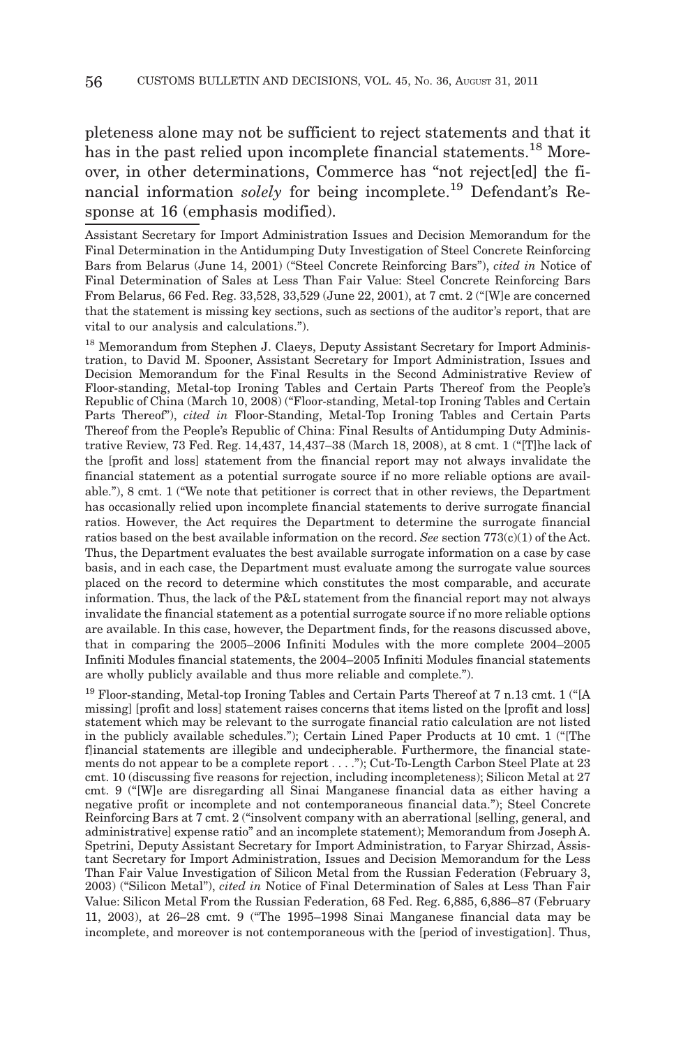pleteness alone may not be sufficient to reject statements and that it has in the past relied upon incomplete financial statements.[18] Moreover, in other determinations, Commerce has "not reject[ed] the financial information *solely* for being incomplete.[19] Defendant's Response at 16 (emphasis modified).

Assistant Secretary for Import Administration Issues and Decision Memorandum for the Final Determination in the Antidumping Duty Investigation of Steel Concrete Reinforcing Bars from Belarus (June 14, 2001) ("Steel Concrete Reinforcing Bars"), *cited in* Notice of Final Determination of Sales at Less Than Fair Value: Steel Concrete Reinforcing Bars From Belarus, 66 Fed. Reg. 33,528, 33,529 (June 22, 2001), at 7 cmt. 2 ("[W]e are concerned that the statement is missing key sections, such as sections of the auditor's report, that are vital to our analysis and calculations.").

[18] Memorandum from Stephen J. Claeys, Deputy Assistant Secretary for Import Administration, to David M. Spooner, Assistant Secretary for Import Administration, Issues and Decision Memorandum for the Final Results in the Second Administrative Review of Floor-standing, Metal-top Ironing Tables and Certain Parts Thereof from the People's Republic of China (March 10, 2008) ("Floor-standing, Metal-top Ironing Tables and Certain Parts Thereof"), *cited in* Floor-Standing, Metal-Top Ironing Tables and Certain Parts Thereof from the People's Republic of China: Final Results of Antidumping Duty Administrative Review, 73 Fed. Reg. 14,437, 14,437–38 (March 18, 2008), at 8 cmt. 1 ("[T]he lack of the [profit and loss] statement from the financial report may not always invalidate the financial statement as a potential surrogate source if no more reliable options are available."), 8 cmt. 1 ("We note that petitioner is correct that in other reviews, the Department has occasionally relied upon incomplete financial statements to derive surrogate financial ratios. However, the Act requires the Department to determine the surrogate financial ratios based on the best available information on the record. *See* section 773(c)(1) of the Act. Thus, the Department evaluates the best available surrogate information on a case by case basis, and in each case, the Department must evaluate among the surrogate value sources placed on the record to determine which constitutes the most comparable, and accurate information. Thus, the lack of the P&L statement from the financial report may not always invalidate the financial statement as a potential surrogate source if no more reliable options are available. In this case, however, the Department finds, for the reasons discussed above, that in comparing the 2005–2006 Infiniti Modules with the more complete 2004–2005 Infiniti Modules financial statements, the 2004–2005 Infiniti Modules financial statements are wholly publicly available and thus more reliable and complete.").

[19] Floor-standing, Metal-top Ironing Tables and Certain Parts Thereof at 7 n.13 cmt. 1 ("[A missing] [profit and loss] statement raises concerns that items listed on the [profit and loss] statement which may be relevant to the surrogate financial ratio calculation are not listed in the publicly available schedules."); Certain Lined Paper Products at 10 cmt. 1 ("[The f]inancial statements are illegible and undecipherable. Furthermore, the financial statements do not appear to be a complete report . . . ."); Cut-To-Length Carbon Steel Plate at 23 cmt. 10 (discussing five reasons for rejection, including incompleteness); Silicon Metal at 27 cmt. 9 ("[W]e are disregarding all Sinai Manganese financial data as either having a negative profit or incomplete and not contemporaneous financial data."); Steel Concrete Reinforcing Bars at 7 cmt. 2 ("insolvent company with an aberrational [selling, general, and administrative] expense ratio" and an incomplete statement); Memorandum from Joseph A. Spetrini, Deputy Assistant Secretary for Import Administration, to Faryar Shirzad, Assistant Secretary for Import Administration, Issues and Decision Memorandum for the Less Than Fair Value Investigation of Silicon Metal from the Russian Federation (February 3, 2003) ("Silicon Metal"), *cited in* Notice of Final Determination of Sales at Less Than Fair Value: Silicon Metal From the Russian Federation, 68 Fed. Reg. 6,885, 6,886–87 (February 11, 2003), at 26–28 cmt. 9 ("The 1995–1998 Sinai Manganese financial data may be incomplete, and moreover is not contemporaneous with the [period of investigation]. Thus,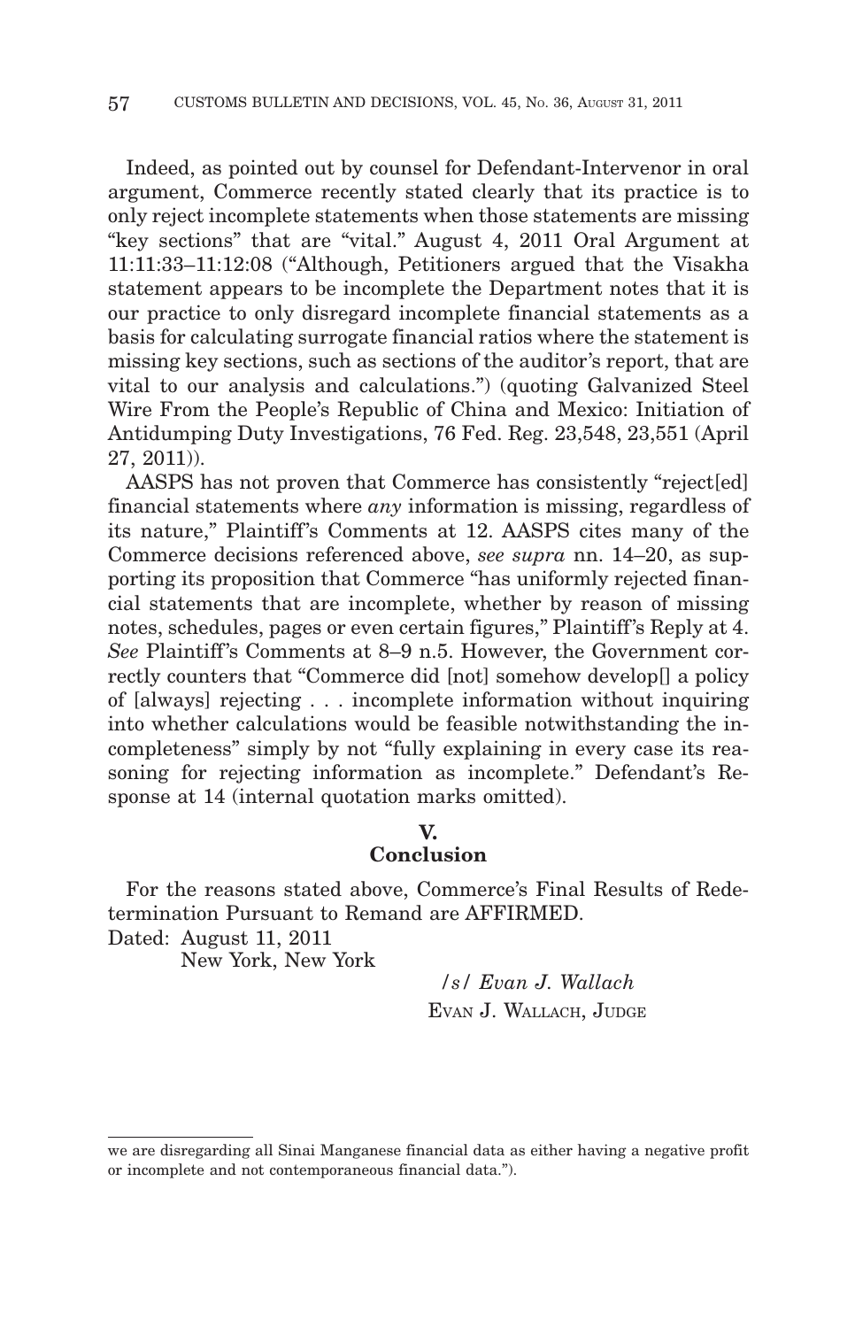Indeed, as pointed out by counsel for Defendant-Intervenor in oral argument, Commerce recently stated clearly that its practice is to only reject incomplete statements when those statements are missing "key sections" that are "vital." August 4, 2011 Oral Argument at 11:11:33–11:12:08 ("Although, Petitioners argued that the Visakha statement appears to be incomplete the Department notes that it is our practice to only disregard incomplete financial statements as a basis for calculating surrogate financial ratios where the statement is missing key sections, such as sections of the auditor's report, that are vital to our analysis and calculations.") (quoting Galvanized Steel Wire From the People's Republic of China and Mexico: Initiation of Antidumping Duty Investigations, 76 Fed. Reg. 23,548, 23,551 (April 27, 2011)).

AASPS has not proven that Commerce has consistently "reject[ed] financial statements where *any* information is missing, regardless of its nature," Plaintiff's Comments at 12. AASPS cites many of the Commerce decisions referenced above, *see supra* nn. 14–20, as supporting its proposition that Commerce "has uniformly rejected financial statements that are incomplete, whether by reason of missing notes, schedules, pages or even certain figures," Plaintiff's Reply at 4. *See* Plaintiff's Comments at 8–9 n.5. However, the Government correctly counters that "Commerce did [not] somehow develop[] a policy of [always] rejecting . . . incomplete information without inquiring into whether calculations would be feasible notwithstanding the incompleteness" simply by not "fully explaining in every case its reasoning for rejecting information as incomplete." Defendant's Response at 14 (internal quotation marks omitted).

## V.
## Conclusion

For the reasons stated above, Commerce's Final Results of Redetermination Pursuant to Remand are AFFIRMED.

Dated: August 11, 2011
New York, New York

/s/ *Evan J. Wallach*
EVAN J. WALLACH, JUDGE

---

we are disregarding all Sinai Manganese financial data as either having a negative profit or incomplete and not contemporaneous financial data.").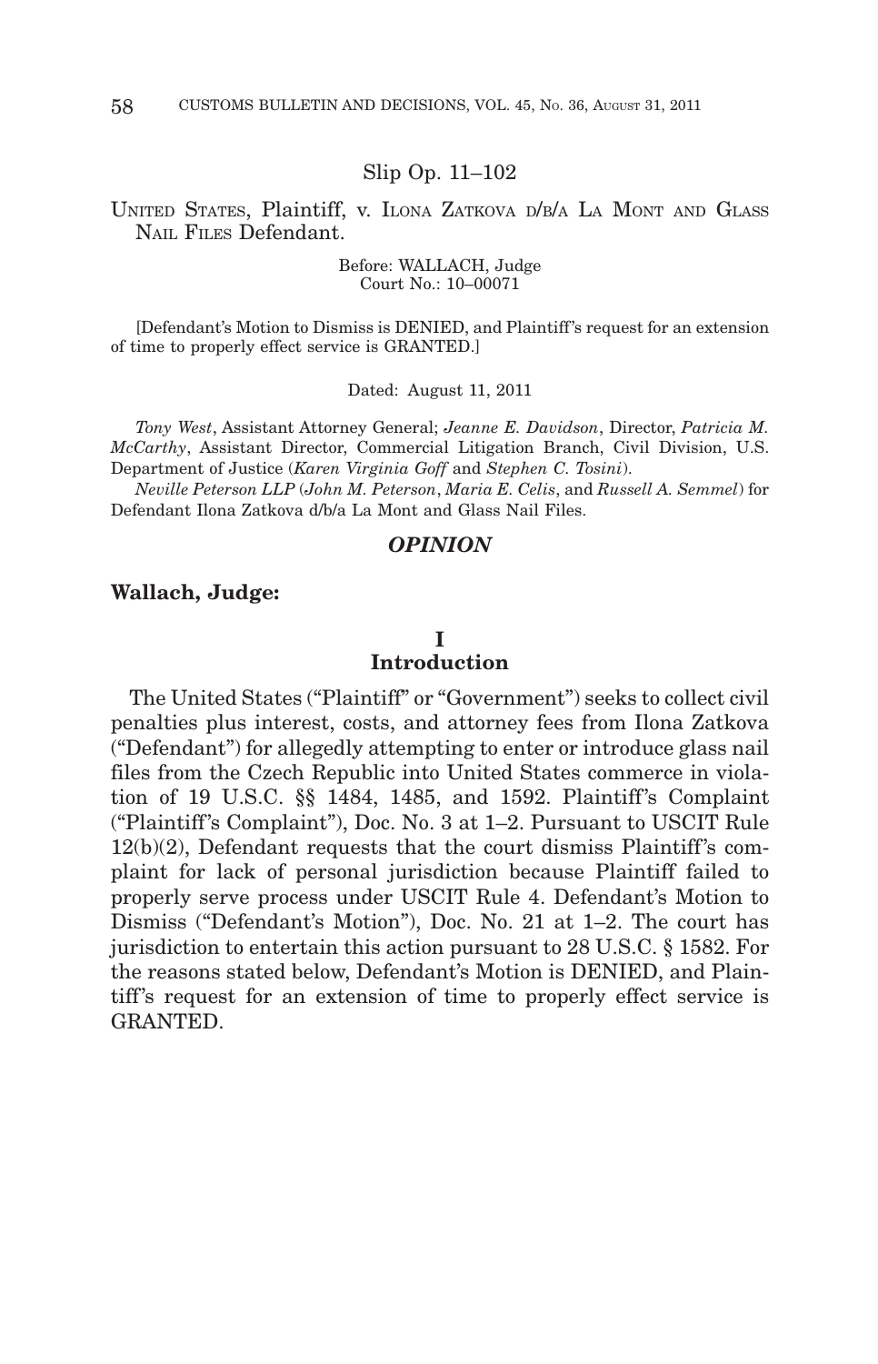Slip Op. 11–102

UNITED STATES, Plaintiff, v. ILONA ZATKOVA D/B/A LA MONT AND GLASS NAIL FILES Defendant.

Before: WALLACH, Judge
Court No.: 10–00071

[Defendant's Motion to Dismiss is DENIED, and Plaintiff's request for an extension of time to properly effect service is GRANTED.]

Dated: August 11, 2011

*Tony West*, Assistant Attorney General; *Jeanne E. Davidson*, Director, *Patricia M. McCarthy*, Assistant Director, Commercial Litigation Branch, Civil Division, U.S. Department of Justice (*Karen Virginia Goff* and *Stephen C. Tosini*).

*Neville Peterson LLP* (*John M. Peterson*, *Maria E. Celis*, and *Russell A. Semmel*) for Defendant Ilona Zatkova d/b/a La Mont and Glass Nail Files.

## *OPINION*

**Wallach, Judge:**

### I
### Introduction

The United States ("Plaintiff" or "Government") seeks to collect civil penalties plus interest, costs, and attorney fees from Ilona Zatkova ("Defendant") for allegedly attempting to enter or introduce glass nail files from the Czech Republic into United States commerce in violation of 19 U.S.C. §§ 1484, 1485, and 1592. Plaintiff's Complaint ("Plaintiff's Complaint"), Doc. No. 3 at 1–2. Pursuant to USCIT Rule 12(b)(2), Defendant requests that the court dismiss Plaintiff's complaint for lack of personal jurisdiction because Plaintiff failed to properly serve process under USCIT Rule 4. Defendant's Motion to Dismiss ("Defendant's Motion"), Doc. No. 21 at 1–2. The court has jurisdiction to entertain this action pursuant to 28 U.S.C. § 1582. For the reasons stated below, Defendant's Motion is DENIED, and Plaintiff's request for an extension of time to properly effect service is GRANTED.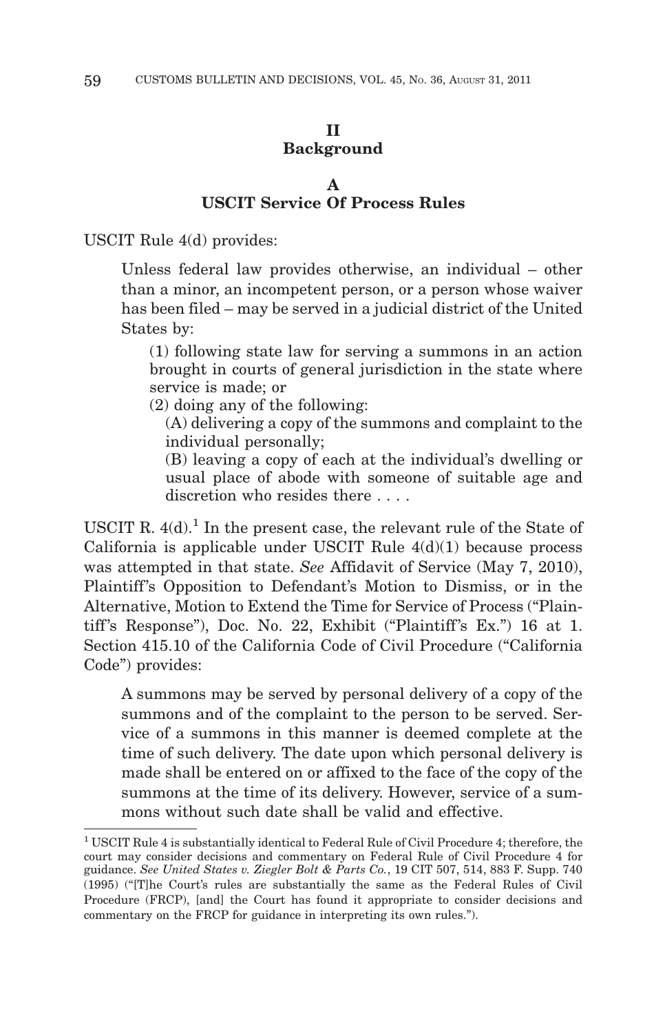## II
## Background

### A
### USCIT Service Of Process Rules

USCIT Rule 4(d) provides:

> Unless federal law provides otherwise, an individual – other than a minor, an incompetent person, or a person whose waiver has been filed – may be served in a judicial district of the United States by:
>
> (1) following state law for serving a summons in an action brought in courts of general jurisdiction in the state where service is made; or
>
> (2) doing any of the following:
>
> (A) delivering a copy of the summons and complaint to the individual personally;
>
> (B) leaving a copy of each at the individual's dwelling or usual place of abode with someone of suitable age and discretion who resides there . . . .

USCIT R. 4(d).[1] In the present case, the relevant rule of the State of California is applicable under USCIT Rule 4(d)(1) because process was attempted in that state. *See* Affidavit of Service (May 7, 2010), Plaintiff's Opposition to Defendant's Motion to Dismiss, or in the Alternative, Motion to Extend the Time for Service of Process ("Plaintiff's Response"), Doc. No. 22, Exhibit ("Plaintiff's Ex.") 16 at 1. Section 415.10 of the California Code of Civil Procedure ("California Code") provides:

> A summons may be served by personal delivery of a copy of the summons and of the complaint to the person to be served. Service of a summons in this manner is deemed complete at the time of such delivery. The date upon which personal delivery is made shall be entered on or affixed to the face of the copy of the summons at the time of its delivery. However, service of a summons without such date shall be valid and effective.

[1] USCIT Rule 4 is substantially identical to Federal Rule of Civil Procedure 4; therefore, the court may consider decisions and commentary on Federal Rule of Civil Procedure 4 for guidance. *See United States v. Ziegler Bolt & Parts Co.*, 19 CIT 507, 514, 883 F. Supp. 740 (1995) ("[T]he Court's rules are substantially the same as the Federal Rules of Civil Procedure (FRCP), [and] the Court has found it appropriate to consider decisions and commentary on the FRCP for guidance in interpreting its own rules.").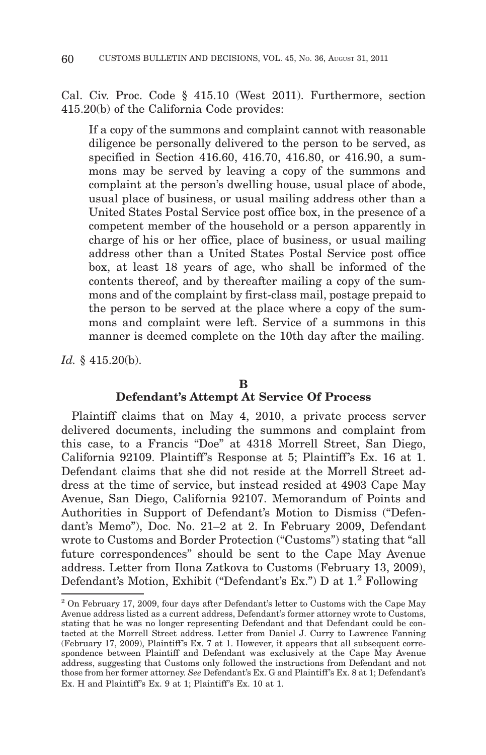Cal. Civ. Proc. Code § 415.10 (West 2011). Furthermore, section 415.20(b) of the California Code provides:

> If a copy of the summons and complaint cannot with reasonable diligence be personally delivered to the person to be served, as specified in Section 416.60, 416.70, 416.80, or 416.90, a summons may be served by leaving a copy of the summons and complaint at the person's dwelling house, usual place of abode, usual place of business, or usual mailing address other than a United States Postal Service post office box, in the presence of a competent member of the household or a person apparently in charge of his or her office, place of business, or usual mailing address other than a United States Postal Service post office box, at least 18 years of age, who shall be informed of the contents thereof, and by thereafter mailing a copy of the summons and of the complaint by first-class mail, postage prepaid to the person to be served at the place where a copy of the summons and complaint were left. Service of a summons in this manner is deemed complete on the 10th day after the mailing.

*Id.* § 415.20(b).

### B
### Defendant's Attempt At Service Of Process

Plaintiff claims that on May 4, 2010, a private process server delivered documents, including the summons and complaint from this case, to a Francis "Doe" at 4318 Morrell Street, San Diego, California 92109. Plaintiff's Response at 5; Plaintiff's Ex. 16 at 1. Defendant claims that she did not reside at the Morrell Street address at the time of service, but instead resided at 4903 Cape May Avenue, San Diego, California 92107. Memorandum of Points and Authorities in Support of Defendant's Motion to Dismiss ("Defendant's Memo"), Doc. No. 21–2 at 2. In February 2009, Defendant wrote to Customs and Border Protection ("Customs") stating that "all future correspondences" should be sent to the Cape May Avenue address. Letter from Ilona Zatkova to Customs (February 13, 2009), Defendant's Motion, Exhibit ("Defendant's Ex.") D at 1.[2] Following

---

[2] On February 17, 2009, four days after Defendant's letter to Customs with the Cape May Avenue address listed as a current address, Defendant's former attorney wrote to Customs, stating that he was no longer representing Defendant and that Defendant could be contacted at the Morrell Street address. Letter from Daniel J. Curry to Lawrence Fanning (February 17, 2009), Plaintiff's Ex. 7 at 1. However, it appears that all subsequent correspondence between Plaintiff and Defendant was exclusively at the Cape May Avenue address, suggesting that Customs only followed the instructions from Defendant and not those from her former attorney. *See* Defendant's Ex. G and Plaintiff's Ex. 8 at 1; Defendant's Ex. H and Plaintiff's Ex. 9 at 1; Plaintiff's Ex. 10 at 1.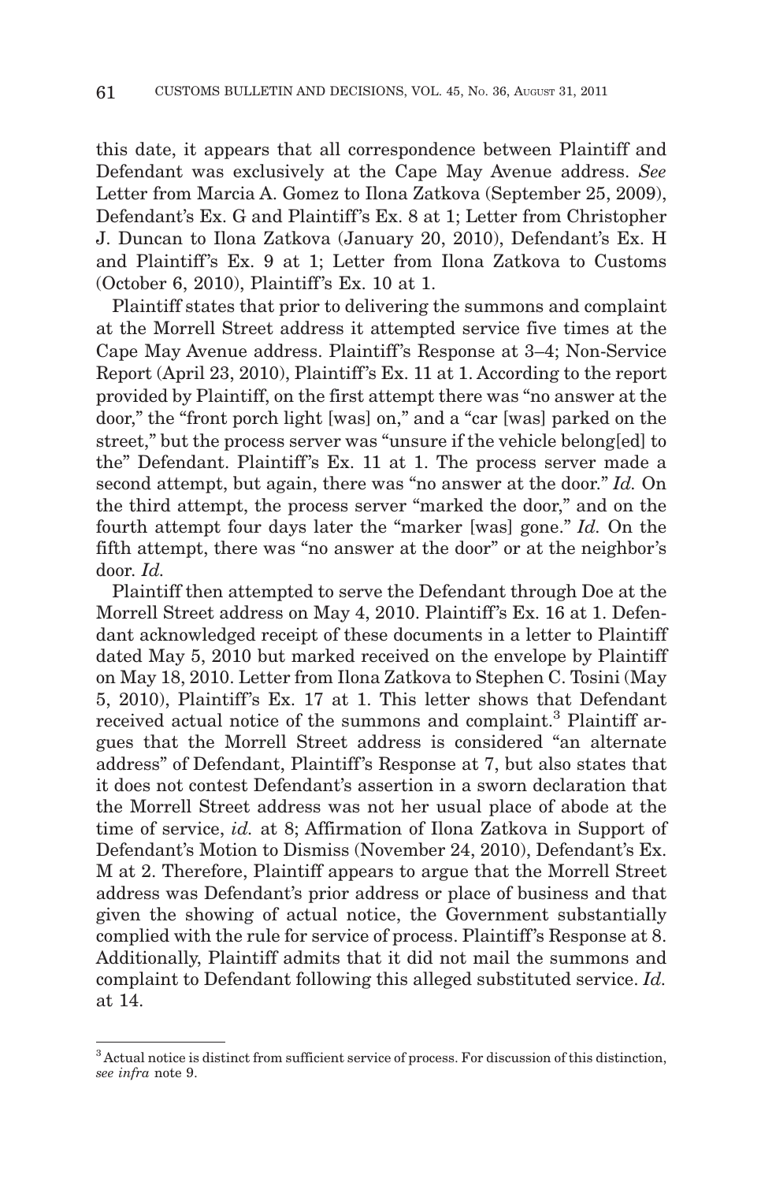this date, it appears that all correspondence between Plaintiff and Defendant was exclusively at the Cape May Avenue address. *See* Letter from Marcia A. Gomez to Ilona Zatkova (September 25, 2009), Defendant's Ex. G and Plaintiff's Ex. 8 at 1; Letter from Christopher J. Duncan to Ilona Zatkova (January 20, 2010), Defendant's Ex. H and Plaintiff's Ex. 9 at 1; Letter from Ilona Zatkova to Customs (October 6, 2010), Plaintiff's Ex. 10 at 1.

Plaintiff states that prior to delivering the summons and complaint at the Morrell Street address it attempted service five times at the Cape May Avenue address. Plaintiff's Response at 3–4; Non-Service Report (April 23, 2010), Plaintiff's Ex. 11 at 1. According to the report provided by Plaintiff, on the first attempt there was "no answer at the door," the "front porch light [was] on," and a "car [was] parked on the street," but the process server was "unsure if the vehicle belong[ed] to the" Defendant. Plaintiff's Ex. 11 at 1. The process server made a second attempt, but again, there was "no answer at the door." *Id.* On the third attempt, the process server "marked the door," and on the fourth attempt four days later the "marker [was] gone." *Id.* On the fifth attempt, there was "no answer at the door" or at the neighbor's door. *Id.*

Plaintiff then attempted to serve the Defendant through Doe at the Morrell Street address on May 4, 2010. Plaintiff's Ex. 16 at 1. Defendant acknowledged receipt of these documents in a letter to Plaintiff dated May 5, 2010 but marked received on the envelope by Plaintiff on May 18, 2010. Letter from Ilona Zatkova to Stephen C. Tosini (May 5, 2010), Plaintiff's Ex. 17 at 1. This letter shows that Defendant received actual notice of the summons and complaint.[3] Plaintiff argues that the Morrell Street address is considered "an alternate address" of Defendant, Plaintiff's Response at 7, but also states that it does not contest Defendant's assertion in a sworn declaration that the Morrell Street address was not her usual place of abode at the time of service, *id.* at 8; Affirmation of Ilona Zatkova in Support of Defendant's Motion to Dismiss (November 24, 2010), Defendant's Ex. M at 2. Therefore, Plaintiff appears to argue that the Morrell Street address was Defendant's prior address or place of business and that given the showing of actual notice, the Government substantially complied with the rule for service of process. Plaintiff's Response at 8. Additionally, Plaintiff admits that it did not mail the summons and complaint to Defendant following this alleged substituted service. *Id.* at 14.

[3] Actual notice is distinct from sufficient service of process. For discussion of this distinction, *see infra* note 9.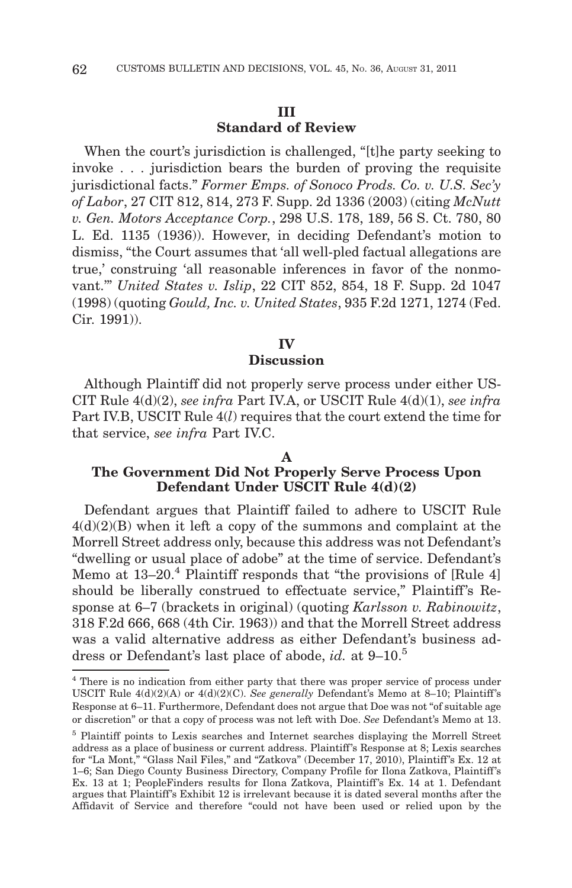## III
## Standard of Review

When the court's jurisdiction is challenged, "[t]he party seeking to invoke . . . jurisdiction bears the burden of proving the requisite jurisdictional facts." *Former Emps. of Sonoco Prods. Co. v. U.S. Sec'y of Labor*, 27 CIT 812, 814, 273 F. Supp. 2d 1336 (2003) (citing *McNutt v. Gen. Motors Acceptance Corp.*, 298 U.S. 178, 189, 56 S. Ct. 780, 80 L. Ed. 1135 (1936)). However, in deciding Defendant's motion to dismiss, "the Court assumes that 'all well-pled factual allegations are true,' construing 'all reasonable inferences in favor of the nonmovant.'" *United States v. Islip*, 22 CIT 852, 854, 18 F. Supp. 2d 1047 (1998) (quoting *Gould, Inc. v. United States*, 935 F.2d 1271, 1274 (Fed. Cir. 1991)).

## IV
## Discussion

Although Plaintiff did not properly serve process under either USCIT Rule 4(d)(2), *see infra* Part IV.A, or USCIT Rule 4(d)(1), *see infra* Part IV.B, USCIT Rule 4(*l*) requires that the court extend the time for that service, *see infra* Part IV.C.

### A
### The Government Did Not Properly Serve Process Upon Defendant Under USCIT Rule 4(d)(2)

Defendant argues that Plaintiff failed to adhere to USCIT Rule 4(d)(2)(B) when it left a copy of the summons and complaint at the Morrell Street address only, because this address was not Defendant's "dwelling or usual place of adobe" at the time of service. Defendant's Memo at 13–20.[4] Plaintiff responds that "the provisions of [Rule 4] should be liberally construed to effectuate service," Plaintiff's Response at 6–7 (brackets in original) (quoting *Karlsson v. Rabinowitz*, 318 F.2d 666, 668 (4th Cir. 1963)) and that the Morrell Street address was a valid alternative address as either Defendant's business address or Defendant's last place of abode, *id.* at 9–10.[5]

---

[4] There is no indication from either party that there was proper service of process under USCIT Rule 4(d)(2)(A) or 4(d)(2)(C). *See generally* Defendant's Memo at 8–10; Plaintiff's Response at 6–11. Furthermore, Defendant does not argue that Doe was not "of suitable age or discretion" or that a copy of process was not left with Doe. *See* Defendant's Memo at 13.

[5] Plaintiff points to Lexis searches and Internet searches displaying the Morrell Street address as a place of business or current address. Plaintiff's Response at 8; Lexis searches for "La Mont," "Glass Nail Files," and "Zatkova" (December 17, 2010), Plaintiff's Ex. 12 at 1–6; San Diego County Business Directory, Company Profile for Ilona Zatkova, Plaintiff's Ex. 13 at 1; PeopleFinders results for Ilona Zatkova, Plaintiff's Ex. 14 at 1. Defendant argues that Plaintiff's Exhibit 12 is irrelevant because it is dated several months after the Affidavit of Service and therefore "could not have been used or relied upon by the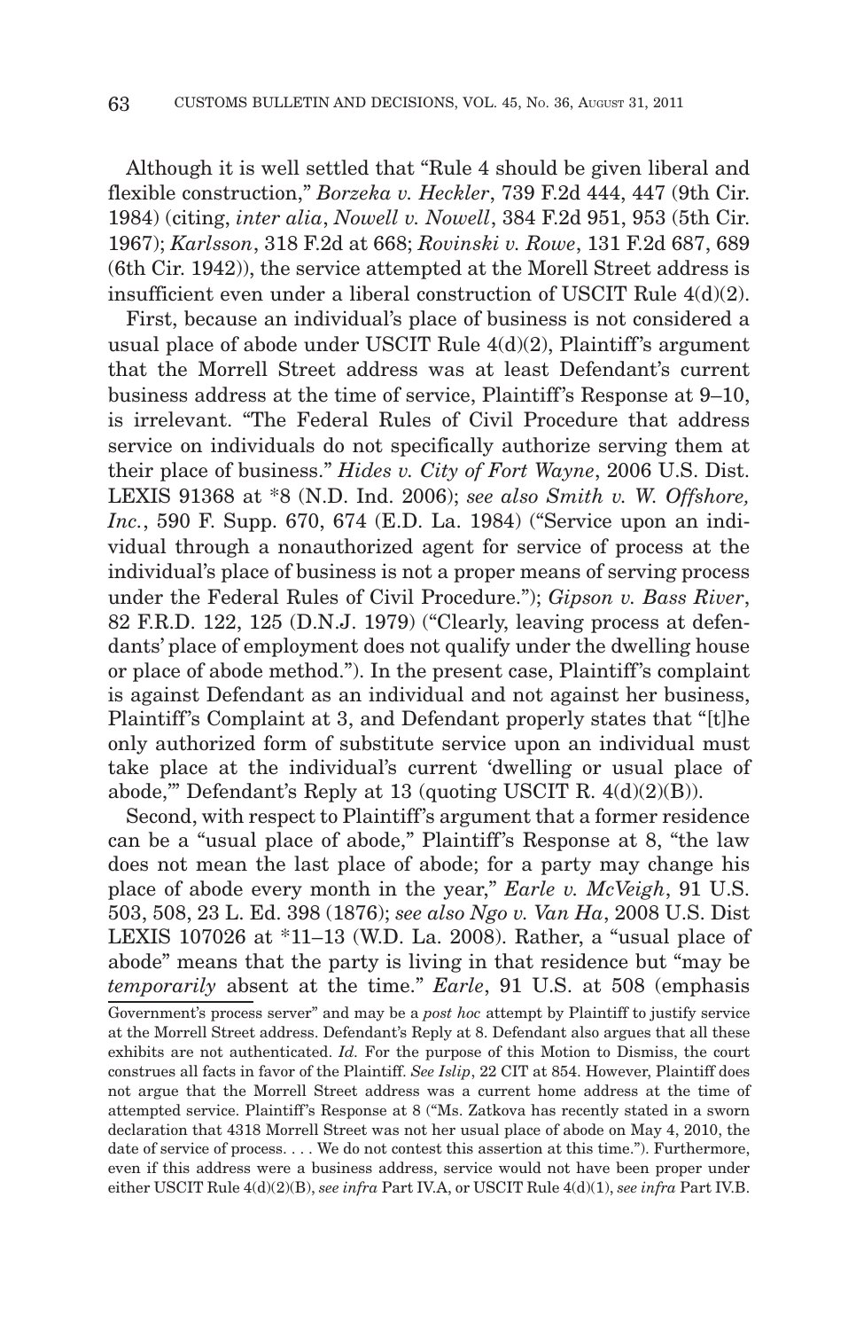Although it is well settled that "Rule 4 should be given liberal and flexible construction," *Borzeka v. Heckler*, 739 F.2d 444, 447 (9th Cir. 1984) (citing, *inter alia*, *Nowell v. Nowell*, 384 F.2d 951, 953 (5th Cir. 1967); *Karlsson*, 318 F.2d at 668; *Rovinski v. Rowe*, 131 F.2d 687, 689 (6th Cir. 1942)), the service attempted at the Morell Street address is insufficient even under a liberal construction of USCIT Rule 4(d)(2).

First, because an individual's place of business is not considered a usual place of abode under USCIT Rule 4(d)(2), Plaintiff's argument that the Morrell Street address was at least Defendant's current business address at the time of service, Plaintiff's Response at 9–10, is irrelevant. "The Federal Rules of Civil Procedure that address service on individuals do not specifically authorize serving them at their place of business." *Hides v. City of Fort Wayne*, 2006 U.S. Dist. LEXIS 91368 at *8 (N.D. Ind. 2006); *see also Smith v. W. Offshore, Inc.*, 590 F. Supp. 670, 674 (E.D. La. 1984) ("Service upon an individual through a nonauthorized agent for service of process at the individual's place of business is not a proper means of serving process under the Federal Rules of Civil Procedure."); *Gipson v. Bass River*, 82 F.R.D. 122, 125 (D.N.J. 1979) ("Clearly, leaving process at defendants' place of employment does not qualify under the dwelling house or place of abode method."). In the present case, Plaintiff's complaint is against Defendant as an individual and not against her business, Plaintiff's Complaint at 3, and Defendant properly states that "[t]he only authorized form of substitute service upon an individual must take place at the individual's current 'dwelling or usual place of abode,'" Defendant's Reply at 13 (quoting USCIT R. 4(d)(2)(B)).

Second, with respect to Plaintiff's argument that a former residence can be a "usual place of abode," Plaintiff's Response at 8, "the law does not mean the last place of abode; for a party may change his place of abode every month in the year," *Earle v. McVeigh*, 91 U.S. 503, 508, 23 L. Ed. 398 (1876); *see also Ngo v. Van Ha*, 2008 U.S. Dist LEXIS 107026 at *11–13 (W.D. La. 2008). Rather, a "usual place of abode" means that the party is living in that residence but "may be *temporarily* absent at the time." *Earle*, 91 U.S. at 508 (emphasis

---

Government's process server" and may be a *post hoc* attempt by Plaintiff to justify service at the Morrell Street address. Defendant's Reply at 8. Defendant also argues that all these exhibits are not authenticated. *Id.* For the purpose of this Motion to Dismiss, the court construes all facts in favor of the Plaintiff. *See Islip*, 22 CIT at 854. However, Plaintiff does not argue that the Morrell Street address was a current home address at the time of attempted service. Plaintiff's Response at 8 ("Ms. Zatkova has recently stated in a sworn declaration that 4318 Morrell Street was not her usual place of abode on May 4, 2010, the date of service of process. . . . We do not contest this assertion at this time."). Furthermore, even if this address were a business address, service would not have been proper under either USCIT Rule 4(d)(2)(B), *see infra* Part IV.A, or USCIT Rule 4(d)(1), *see infra* Part IV.B.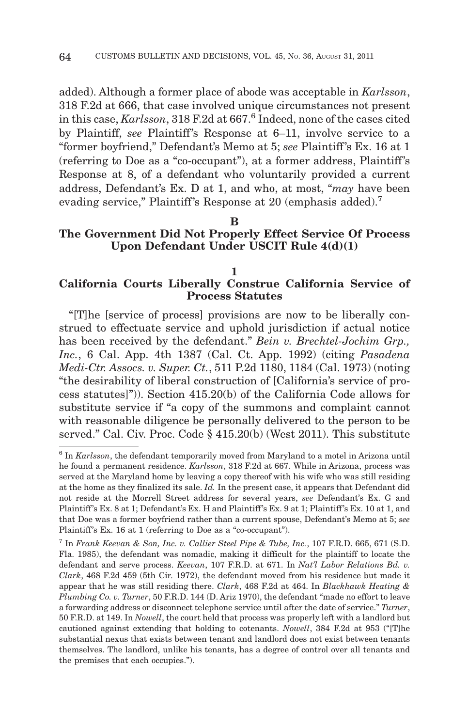added). Although a former place of abode was acceptable in *Karlsson*, 318 F.2d at 666, that case involved unique circumstances not present in this case, *Karlsson*, 318 F.2d at 667.[6] Indeed, none of the cases cited by Plaintiff, *see* Plaintiff's Response at 6–11, involve service to a "former boyfriend," Defendant's Memo at 5; *see* Plaintiff's Ex. 16 at 1 (referring to Doe as a "co-occupant"), at a former address, Plaintiff's Response at 8, of a defendant who voluntarily provided a current address, Defendant's Ex. D at 1, and who, at most, "*may* have been evading service," Plaintiff's Response at 20 (emphasis added).[7]

## B
## The Government Did Not Properly Effect Service Of Process Upon Defendant Under USCIT Rule 4(d)(1)

### 1
### California Courts Liberally Construe California Service of Process Statutes

"[T]he [service of process] provisions are now to be liberally construed to effectuate service and uphold jurisdiction if actual notice has been received by the defendant." *Bein v. Brechtel-Jochim Grp., Inc.*, 6 Cal. App. 4th 1387 (Cal. Ct. App. 1992) (citing *Pasadena Medi-Ctr. Assocs. v. Super. Ct.*, 511 P.2d 1180, 1184 (Cal. 1973) (noting "the desirability of liberal construction of [California's service of process statutes]")). Section 415.20(b) of the California Code allows for substitute service if "a copy of the summons and complaint cannot with reasonable diligence be personally delivered to the person to be served." Cal. Civ. Proc. Code § 415.20(b) (West 2011). This substitute

---

[6] In *Karlsson*, the defendant temporarily moved from Maryland to a motel in Arizona until he found a permanent residence. *Karlsson*, 318 F.2d at 667. While in Arizona, process was served at the Maryland home by leaving a copy thereof with his wife who was still residing at the home as they finalized its sale. *Id.* In the present case, it appears that Defendant did not reside at the Morrell Street address for several years, *see* Defendant's Ex. G and Plaintiff's Ex. 8 at 1; Defendant's Ex. H and Plaintiff's Ex. 9 at 1; Plaintiff's Ex. 10 at 1, and that Doe was a former boyfriend rather than a current spouse, Defendant's Memo at 5; *see* Plaintiff's Ex. 16 at 1 (referring to Doe as a "co-occupant").

[7] In *Frank Keevan & Son, Inc. v. Callier Steel Pipe & Tube, Inc.*, 107 F.R.D. 665, 671 (S.D. Fla. 1985), the defendant was nomadic, making it difficult for the plaintiff to locate the defendant and serve process. *Keevan*, 107 F.R.D. at 671. In *Nat'l Labor Relations Bd. v. Clark*, 468 F.2d 459 (5th Cir. 1972), the defendant moved from his residence but made it appear that he was still residing there. *Clark*, 468 F.2d at 464. In *Blackhawk Heating & Plumbing Co. v. Turner*, 50 F.R.D. 144 (D. Ariz 1970), the defendant "made no effort to leave a forwarding address or disconnect telephone service until after the date of service." *Turner*, 50 F.R.D. at 149. In *Nowell*, the court held that process was properly left with a landlord but cautioned against extending that holding to cotenants. *Nowell*, 384 F.2d at 953 ("[T]he substantial nexus that exists between tenant and landlord does not exist between tenants themselves. The landlord, unlike his tenants, has a degree of control over all tenants and the premises that each occupies.").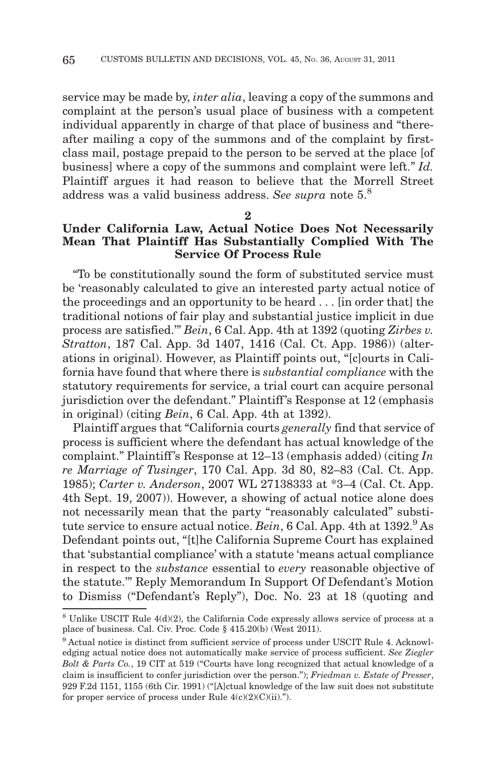service may be made by, *inter alia*, leaving a copy of the summons and complaint at the person's usual place of business with a competent individual apparently in charge of that place of business and "thereafter mailing a copy of the summons and of the complaint by first-class mail, postage prepaid to the person to be served at the place [of business] where a copy of the summons and complaint were left." *Id.* Plaintiff argues it had reason to believe that the Morrell Street address was a valid business address. *See supra* note 5.[8]

**2**

### Under California Law, Actual Notice Does Not Necessarily Mean That Plaintiff Has Substantially Complied With The Service Of Process Rule

"To be constitutionally sound the form of substituted service must be 'reasonably calculated to give an interested party actual notice of the proceedings and an opportunity to be heard . . . [in order that] the traditional notions of fair play and substantial justice implicit in due process are satisfied.'" *Bein*, 6 Cal. App. 4th at 1392 (quoting *Zirbes v. Stratton*, 187 Cal. App. 3d 1407, 1416 (Cal. Ct. App. 1986)) (alterations in original). However, as Plaintiff points out, "[c]ourts in California have found that where there is *substantial compliance* with the statutory requirements for service, a trial court can acquire personal jurisdiction over the defendant." Plaintiff's Response at 12 (emphasis in original) (citing *Bein*, 6 Cal. App. 4th at 1392).

Plaintiff argues that "California courts *generally* find that service of process is sufficient where the defendant has actual knowledge of the complaint." Plaintiff's Response at 12–13 (emphasis added) (citing *In re Marriage of Tusinger*, 170 Cal. App. 3d 80, 82–83 (Cal. Ct. App. 1985); *Carter v. Anderson*, 2007 WL 27138333 at *3–4 (Cal. Ct. App. 4th Sept. 19, 2007)). However, a showing of actual notice alone does not necessarily mean that the party "reasonably calculated" substitute service to ensure actual notice. *Bein*, 6 Cal. App. 4th at 1392.[9] As Defendant points out, "[t]he California Supreme Court has explained that 'substantial compliance' with a statute 'means actual compliance in respect to the *substance* essential to *every* reasonable objective of the statute.'" Reply Memorandum In Support Of Defendant's Motion to Dismiss ("Defendant's Reply"), Doc. No. 23 at 18 (quoting and

[8] Unlike USCIT Rule 4(d)(2), the California Code expressly allows service of process at a place of business. Cal. Civ. Proc. Code § 415.20(b) (West 2011).

[9] Actual notice is distinct from sufficient service of process under USCIT Rule 4. Acknowledging actual notice does not automatically make service of process sufficient. *See Ziegler Bolt & Parts Co.*, 19 CIT at 519 ("Courts have long recognized that actual knowledge of a claim is insufficient to confer jurisdiction over the person."); *Friedman v. Estate of Presser*, 929 F.2d 1151, 1155 (6th Cir. 1991) ("[A]ctual knowledge of the law suit does not substitute for proper service of process under Rule 4(c)(2)(C)(ii).").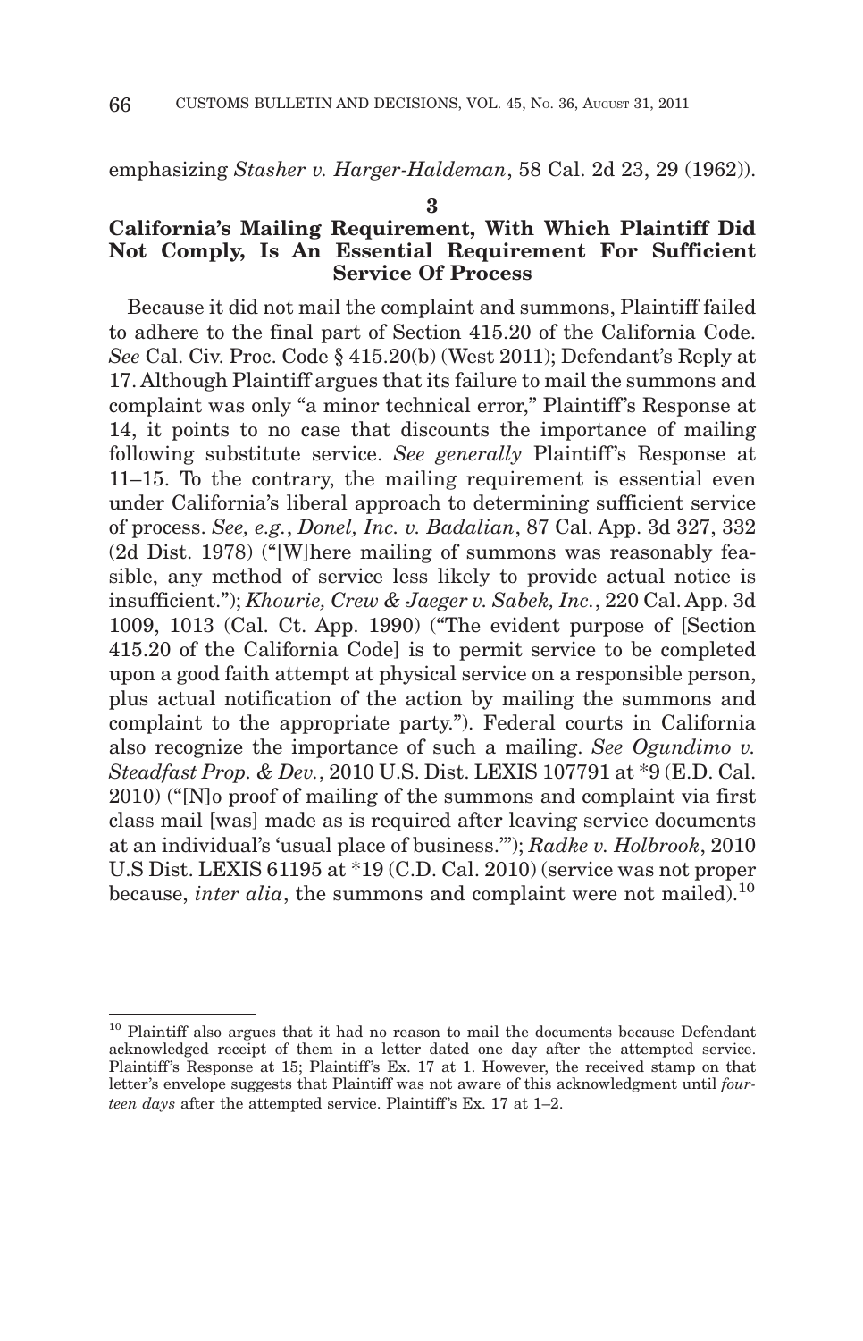emphasizing *Stasher v. Harger-Haldeman*, 58 Cal. 2d 23, 29 (1962)).

### 3

### California's Mailing Requirement, With Which Plaintiff Did Not Comply, Is An Essential Requirement For Sufficient Service Of Process

Because it did not mail the complaint and summons, Plaintiff failed to adhere to the final part of Section 415.20 of the California Code. *See* Cal. Civ. Proc. Code § 415.20(b) (West 2011); Defendant's Reply at 17. Although Plaintiff argues that its failure to mail the summons and complaint was only "a minor technical error," Plaintiff's Response at 14, it points to no case that discounts the importance of mailing following substitute service. *See generally* Plaintiff's Response at 11–15. To the contrary, the mailing requirement is essential even under California's liberal approach to determining sufficient service of process. *See, e.g.*, *Donel, Inc. v. Badalian*, 87 Cal. App. 3d 327, 332 (2d Dist. 1978) ("[W]here mailing of summons was reasonably feasible, any method of service less likely to provide actual notice is insufficient."); *Khourie, Crew & Jaeger v. Sabek, Inc.*, 220 Cal. App. 3d 1009, 1013 (Cal. Ct. App. 1990) ("The evident purpose of [Section 415.20 of the California Code] is to permit service to be completed upon a good faith attempt at physical service on a responsible person, plus actual notification of the action by mailing the summons and complaint to the appropriate party."). Federal courts in California also recognize the importance of such a mailing. *See Ogundimo v. Steadfast Prop. & Dev.*, 2010 U.S. Dist. LEXIS 107791 at *9 (E.D. Cal. 2010) ("[N]o proof of mailing of the summons and complaint via first class mail [was] made as is required after leaving service documents at an individual's 'usual place of business.'"); *Radke v. Holbrook*, 2010 U.S Dist. LEXIS 61195 at *19 (C.D. Cal. 2010) (service was not proper because, *inter alia*, the summons and complaint were not mailed).[10]

---

[10] Plaintiff also argues that it had no reason to mail the documents because Defendant acknowledged receipt of them in a letter dated one day after the attempted service. Plaintiff's Response at 15; Plaintiff's Ex. 17 at 1. However, the received stamp on that letter's envelope suggests that Plaintiff was not aware of this acknowledgment until *fourteen days* after the attempted service. Plaintiff's Ex. 17 at 1–2.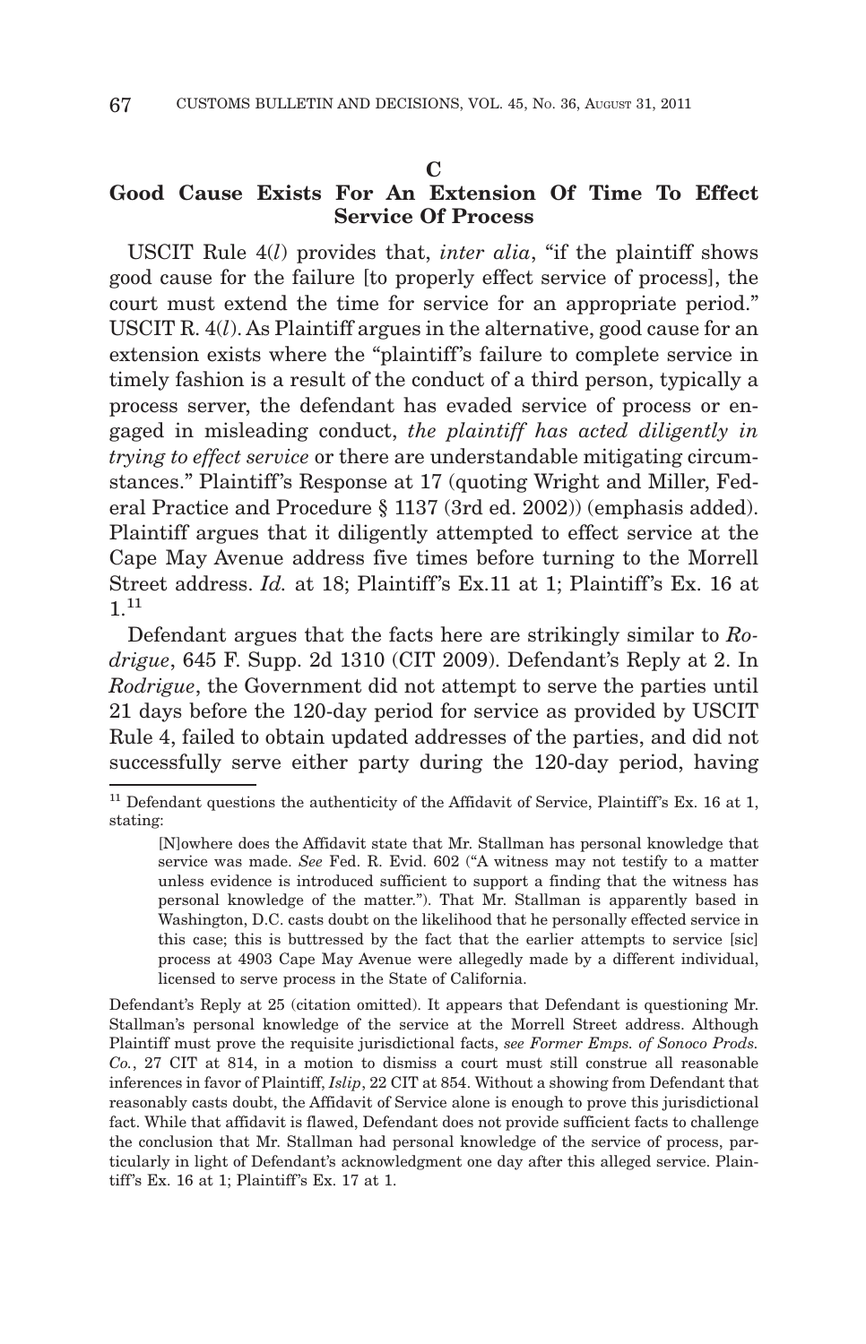### C

### Good Cause Exists For An Extension Of Time To Effect Service Of Process

USCIT Rule 4(*l*) provides that, *inter alia*, "if the plaintiff shows good cause for the failure [to properly effect service of process], the court must extend the time for service for an appropriate period." USCIT R. 4(*l*). As Plaintiff argues in the alternative, good cause for an extension exists where the "plaintiff's failure to complete service in timely fashion is a result of the conduct of a third person, typically a process server, the defendant has evaded service of process or engaged in misleading conduct, *the plaintiff has acted diligently in trying to effect service* or there are understandable mitigating circumstances." Plaintiff's Response at 17 (quoting Wright and Miller, Federal Practice and Procedure § 1137 (3rd ed. 2002)) (emphasis added). Plaintiff argues that it diligently attempted to effect service at the Cape May Avenue address five times before turning to the Morrell Street address. *Id.* at 18; Plaintiff's Ex.11 at 1; Plaintiff's Ex. 16 at 1.[11]

Defendant argues that the facts here are strikingly similar to *Rodrigue*, 645 F. Supp. 2d 1310 (CIT 2009). Defendant's Reply at 2. In *Rodrigue*, the Government did not attempt to serve the parties until 21 days before the 120-day period for service as provided by USCIT Rule 4, failed to obtain updated addresses of the parties, and did not successfully serve either party during the 120-day period, having

---

[11] Defendant questions the authenticity of the Affidavit of Service, Plaintiff's Ex. 16 at 1, stating:

> [N]owhere does the Affidavit state that Mr. Stallman has personal knowledge that service was made. *See* Fed. R. Evid. 602 ("A witness may not testify to a matter unless evidence is introduced sufficient to support a finding that the witness has personal knowledge of the matter."). That Mr. Stallman is apparently based in Washington, D.C. casts doubt on the likelihood that he personally effected service in this case; this is buttressed by the fact that the earlier attempts to service [sic] process at 4903 Cape May Avenue were allegedly made by a different individual, licensed to serve process in the State of California.

Defendant's Reply at 25 (citation omitted). It appears that Defendant is questioning Mr. Stallman's personal knowledge of the service at the Morrell Street address. Although Plaintiff must prove the requisite jurisdictional facts, *see Former Emps. of Sonoco Prods. Co.*, 27 CIT at 814, in a motion to dismiss a court must still construe all reasonable inferences in favor of Plaintiff, *Islip*, 22 CIT at 854. Without a showing from Defendant that reasonably casts doubt, the Affidavit of Service alone is enough to prove this jurisdictional fact. While that affidavit is flawed, Defendant does not provide sufficient facts to challenge the conclusion that Mr. Stallman had personal knowledge of the service of process, particularly in light of Defendant's acknowledgment one day after this alleged service. Plaintiff's Ex. 16 at 1; Plaintiff's Ex. 17 at 1.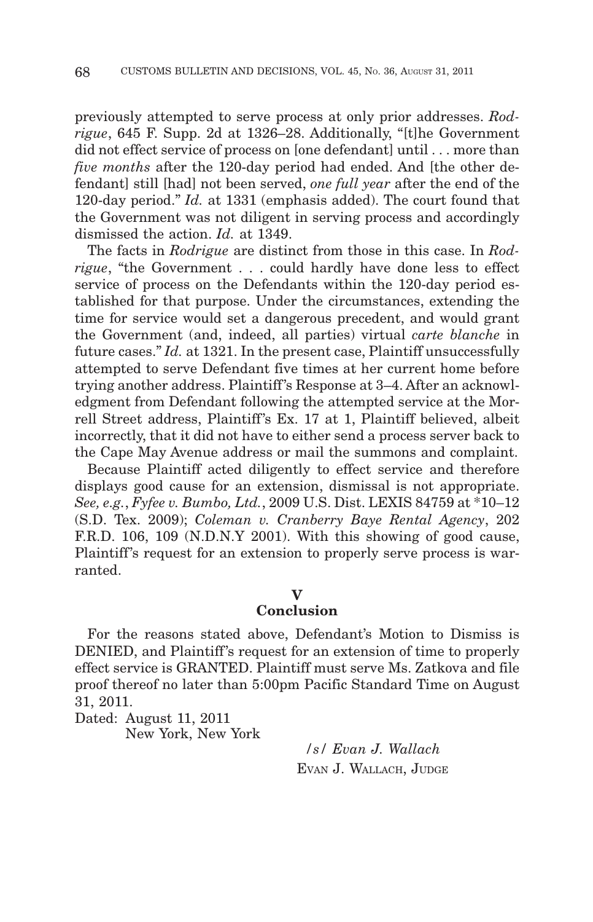previously attempted to serve process at only prior addresses. *Rodrigue*, 645 F. Supp. 2d at 1326–28. Additionally, "[t]he Government did not effect service of process on [one defendant] until . . . more than *five months* after the 120-day period had ended. And [the other defendant] still [had] not been served, *one full year* after the end of the 120-day period." *Id.* at 1331 (emphasis added). The court found that the Government was not diligent in serving process and accordingly dismissed the action. *Id.* at 1349.

The facts in *Rodrigue* are distinct from those in this case. In *Rodrigue*, "the Government . . . could hardly have done less to effect service of process on the Defendants within the 120-day period established for that purpose. Under the circumstances, extending the time for service would set a dangerous precedent, and would grant the Government (and, indeed, all parties) virtual *carte blanche* in future cases." *Id.* at 1321. In the present case, Plaintiff unsuccessfully attempted to serve Defendant five times at her current home before trying another address. Plaintiff's Response at 3–4. After an acknowledgment from Defendant following the attempted service at the Morrell Street address, Plaintiff's Ex. 17 at 1, Plaintiff believed, albeit incorrectly, that it did not have to either send a process server back to the Cape May Avenue address or mail the summons and complaint.

Because Plaintiff acted diligently to effect service and therefore displays good cause for an extension, dismissal is not appropriate. *See, e.g.*, *Fyfee v. Bumbo, Ltd.*, 2009 U.S. Dist. LEXIS 84759 at *10–12 (S.D. Tex. 2009); *Coleman v. Cranberry Baye Rental Agency*, 202 F.R.D. 106, 109 (N.D.N.Y 2001). With this showing of good cause, Plaintiff's request for an extension to properly serve process is warranted.

## V
## Conclusion

For the reasons stated above, Defendant's Motion to Dismiss is DENIED, and Plaintiff's request for an extension of time to properly effect service is GRANTED. Plaintiff must serve Ms. Zatkova and file proof thereof no later than 5:00pm Pacific Standard Time on August 31, 2011.

Dated: August 11, 2011
New York, New York

/s/ *Evan J. Wallach*
EVAN J. WALLACH, JUDGE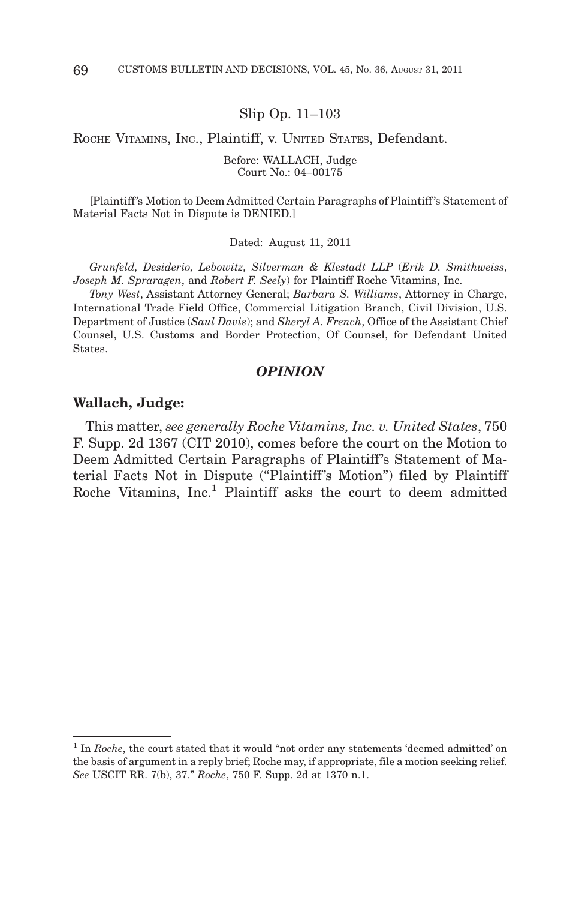Slip Op. 11–103

ROCHE VITAMINS, INC., Plaintiff, v. UNITED STATES, Defendant.

Before: WALLACH, Judge
Court No.: 04–00175

[Plaintiff's Motion to Deem Admitted Certain Paragraphs of Plaintiff's Statement of Material Facts Not in Dispute is DENIED.]

Dated: August 11, 2011

*Grunfeld, Desiderio, Lebowitz, Silverman & Klestadt LLP* (*Erik D. Smithweiss*, *Joseph M. Spraragen*, and *Robert F. Seely*) for Plaintiff Roche Vitamins, Inc.

*Tony West*, Assistant Attorney General; *Barbara S. Williams*, Attorney in Charge, International Trade Field Office, Commercial Litigation Branch, Civil Division, U.S. Department of Justice (*Saul Davis*); and *Sheryl A. French*, Office of the Assistant Chief Counsel, U.S. Customs and Border Protection, Of Counsel, for Defendant United States.

## *OPINION*

**Wallach, Judge:**

This matter, *see generally Roche Vitamins, Inc. v. United States*, 750 F. Supp. 2d 1367 (CIT 2010), comes before the court on the Motion to Deem Admitted Certain Paragraphs of Plaintiff's Statement of Material Facts Not in Dispute ("Plaintiff's Motion") filed by Plaintiff Roche Vitamins, Inc.[1] Plaintiff asks the court to deem admitted

[1] In *Roche*, the court stated that it would "not order any statements 'deemed admitted' on the basis of argument in a reply brief; Roche may, if appropriate, file a motion seeking relief. *See* USCIT RR. 7(b), 37." *Roche*, 750 F. Supp. 2d at 1370 n.1.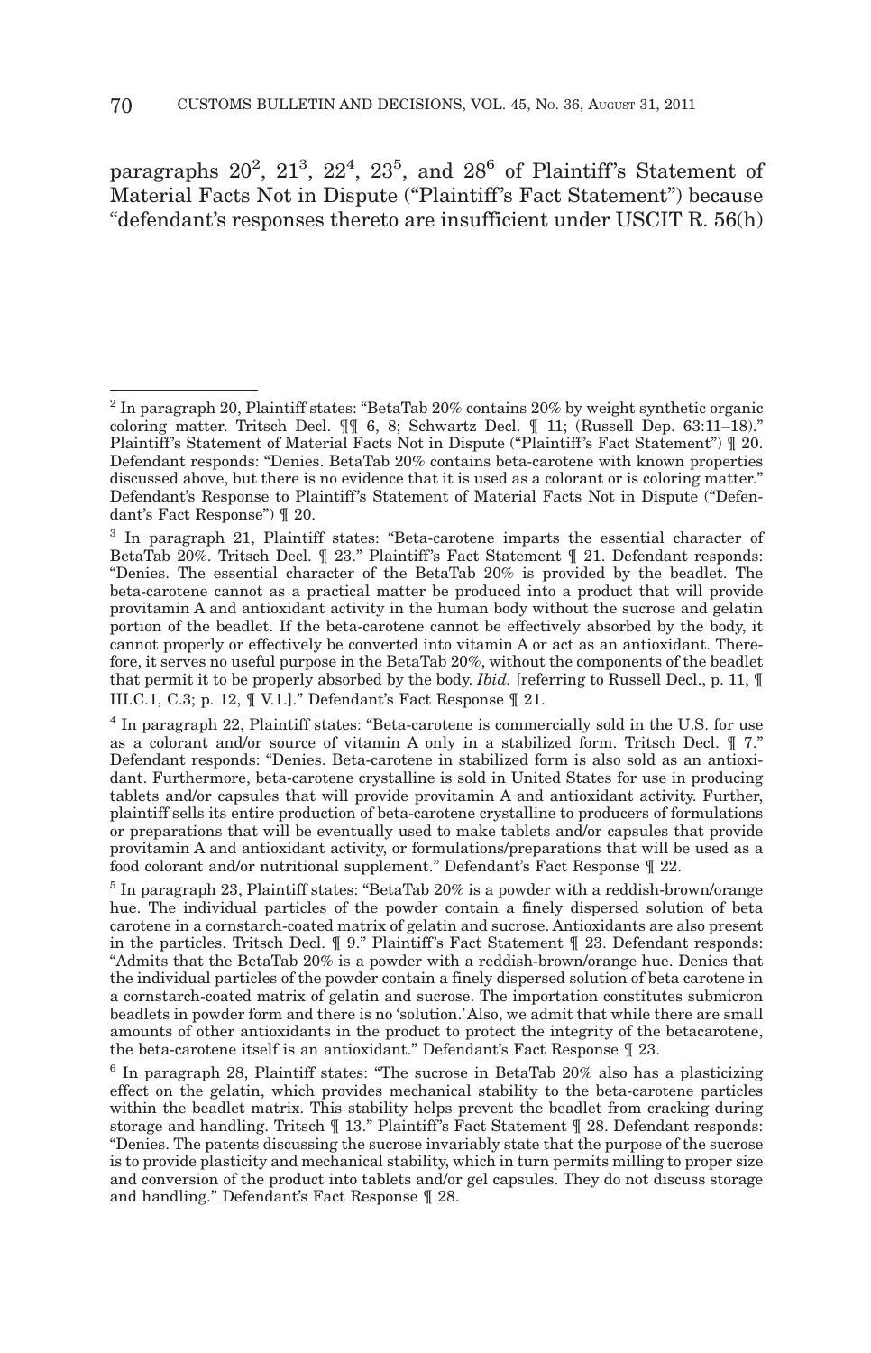paragraphs 20[2], 21[3], 22[4], 23[5], and 28[6] of Plaintiff's Statement of Material Facts Not in Dispute ("Plaintiff's Fact Statement") because "defendant's responses thereto are insufficient under USCIT R. 56(h)

---

[2] In paragraph 20, Plaintiff states: "BetaTab 20% contains 20% by weight synthetic organic coloring matter. Tritsch Decl. ¶¶ 6, 8; Schwartz Decl. ¶ 11; (Russell Dep. 63:11–18)." Plaintiff's Statement of Material Facts Not in Dispute ("Plaintiff's Fact Statement") ¶ 20. Defendant responds: "Denies. BetaTab 20% contains beta-carotene with known properties discussed above, but there is no evidence that it is used as a colorant or is coloring matter." Defendant's Response to Plaintiff's Statement of Material Facts Not in Dispute ("Defendant's Fact Response") ¶ 20.

[3] In paragraph 21, Plaintiff states: "Beta-carotene imparts the essential character of BetaTab 20%. Tritsch Decl. ¶ 23." Plaintiff's Fact Statement ¶ 21. Defendant responds: "Denies. The essential character of the BetaTab 20% is provided by the beadlet. The beta-carotene cannot as a practical matter be produced into a product that will provide provitamin A and antioxidant activity in the human body without the sucrose and gelatin portion of the beadlet. If the beta-carotene cannot be effectively absorbed by the body, it cannot properly or effectively be converted into vitamin A or act as an antioxidant. Therefore, it serves no useful purpose in the BetaTab 20%, without the components of the beadlet that permit it to be properly absorbed by the body. *Ibid.* [referring to Russell Decl., p. 11, ¶ III.C.1, C.3; p. 12, ¶ V.1.]." Defendant's Fact Response ¶ 21.

[4] In paragraph 22, Plaintiff states: "Beta-carotene is commercially sold in the U.S. for use as a colorant and/or source of vitamin A only in a stabilized form. Tritsch Decl. ¶ 7." Defendant responds: "Denies. Beta-carotene in stabilized form is also sold as an antioxidant. Furthermore, beta-carotene crystalline is sold in United States for use in producing tablets and/or capsules that will provide provitamin A and antioxidant activity. Further, plaintiff sells its entire production of beta-carotene crystalline to producers of formulations or preparations that will be eventually used to make tablets and/or capsules that provide provitamin A and antioxidant activity, or formulations/preparations that will be used as a food colorant and/or nutritional supplement." Defendant's Fact Response ¶ 22.

[5] In paragraph 23, Plaintiff states: "BetaTab 20% is a powder with a reddish-brown/orange hue. The individual particles of the powder contain a finely dispersed solution of beta carotene in a cornstarch-coated matrix of gelatin and sucrose. Antioxidants are also present in the particles. Tritsch Decl. ¶ 9." Plaintiff's Fact Statement ¶ 23. Defendant responds: "Admits that the BetaTab 20% is a powder with a reddish-brown/orange hue. Denies that the individual particles of the powder contain a finely dispersed solution of beta carotene in a cornstarch-coated matrix of gelatin and sucrose. The importation constitutes submicron beadlets in powder form and there is no 'solution.' Also, we admit that while there are small amounts of other antioxidants in the product to protect the integrity of the betacarotene, the beta-carotene itself is an antioxidant." Defendant's Fact Response ¶ 23.

[6] In paragraph 28, Plaintiff states: "The sucrose in BetaTab 20% also has a plasticizing effect on the gelatin, which provides mechanical stability to the beta-carotene particles within the beadlet matrix. This stability helps prevent the beadlet from cracking during storage and handling. Tritsch ¶ 13." Plaintiff's Fact Statement ¶ 28. Defendant responds: "Denies. The patents discussing the sucrose invariably state that the purpose of the sucrose is to provide plasticity and mechanical stability, which in turn permits milling to proper size and conversion of the product into tablets and/or gel capsules. They do not discuss storage and handling." Defendant's Fact Response ¶ 28.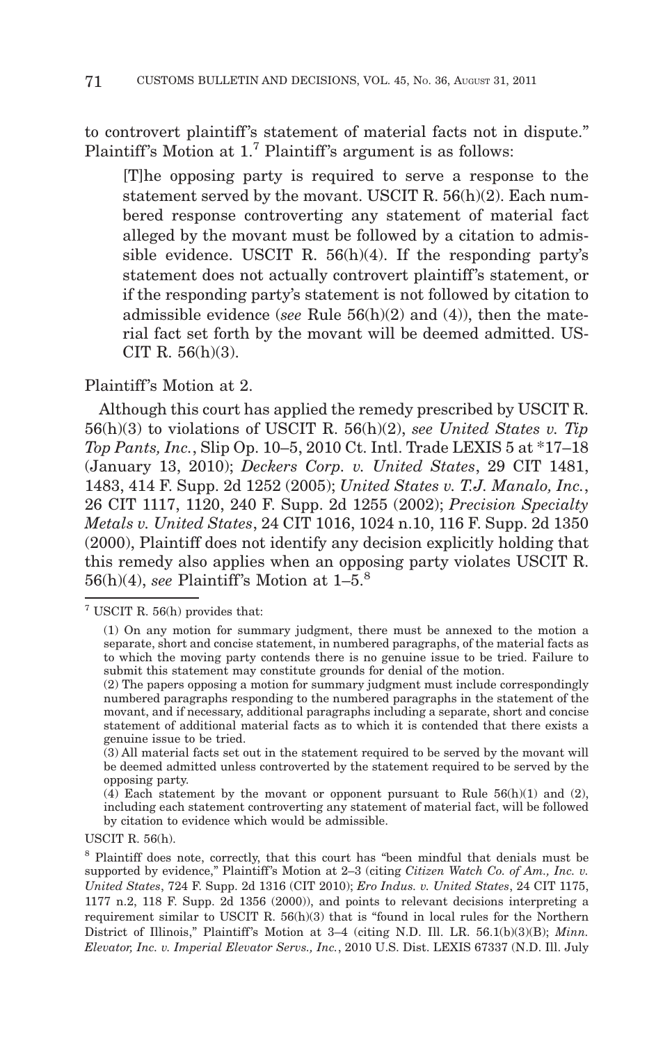to controvert plaintiff's statement of material facts not in dispute." Plaintiff's Motion at 1.[7] Plaintiff's argument is as follows:

> [T]he opposing party is required to serve a response to the statement served by the movant. USCIT R. 56(h)(2). Each numbered response controverting any statement of material fact alleged by the movant must be followed by a citation to admissible evidence. USCIT R. 56(h)(4). If the responding party's statement does not actually controvert plaintiff's statement, or if the responding party's statement is not followed by citation to admissible evidence (*see* Rule 56(h)(2) and (4)), then the material fact set forth by the movant will be deemed admitted. USCIT R. 56(h)(3).

Plaintiff's Motion at 2.

Although this court has applied the remedy prescribed by USCIT R. 56(h)(3) to violations of USCIT R. 56(h)(2), *see United States v. Tip Top Pants, Inc.*, Slip Op. 10–5, 2010 Ct. Intl. Trade LEXIS 5 at *17–18 (January 13, 2010); *Deckers Corp. v. United States*, 29 CIT 1481, 1483, 414 F. Supp. 2d 1252 (2005); *United States v. T.J. Manalo, Inc.*, 26 CIT 1117, 1120, 240 F. Supp. 2d 1255 (2002); *Precision Specialty Metals v. United States*, 24 CIT 1016, 1024 n.10, 116 F. Supp. 2d 1350 (2000), Plaintiff does not identify any decision explicitly holding that this remedy also applies when an opposing party violates USCIT R. 56(h)(4), *see* Plaintiff's Motion at 1–5.[8]

---

[7] USCIT R. 56(h) provides that:

> (1) On any motion for summary judgment, there must be annexed to the motion a separate, short and concise statement, in numbered paragraphs, of the material facts as to which the moving party contends there is no genuine issue to be tried. Failure to submit this statement may constitute grounds for denial of the motion.
>
> (2) The papers opposing a motion for summary judgment must include correspondingly numbered paragraphs responding to the numbered paragraphs in the statement of the movant, and if necessary, additional paragraphs including a separate, short and concise statement of additional material facts as to which it is contended that there exists a genuine issue to be tried.
>
> (3) All material facts set out in the statement required to be served by the movant will be deemed admitted unless controverted by the statement required to be served by the opposing party.
>
> (4) Each statement by the movant or opponent pursuant to Rule 56(h)(1) and (2), including each statement controverting any statement of material fact, will be followed by citation to evidence which would be admissible.

USCIT R. 56(h).

[8] Plaintiff does note, correctly, that this court has "been mindful that denials must be supported by evidence," Plaintiff's Motion at 2–3 (citing *Citizen Watch Co. of Am., Inc. v. United States*, 724 F. Supp. 2d 1316 (CIT 2010); *Ero Indus. v. United States*, 24 CIT 1175, 1177 n.2, 118 F. Supp. 2d 1356 (2000)), and points to relevant decisions interpreting a requirement similar to USCIT R. 56(h)(3) that is "found in local rules for the Northern District of Illinois," Plaintiff's Motion at 3–4 (citing N.D. Ill. LR. 56.1(b)(3)(B); *Minn. Elevator, Inc. v. Imperial Elevator Servs., Inc.*, 2010 U.S. Dist. LEXIS 67337 (N.D. Ill. July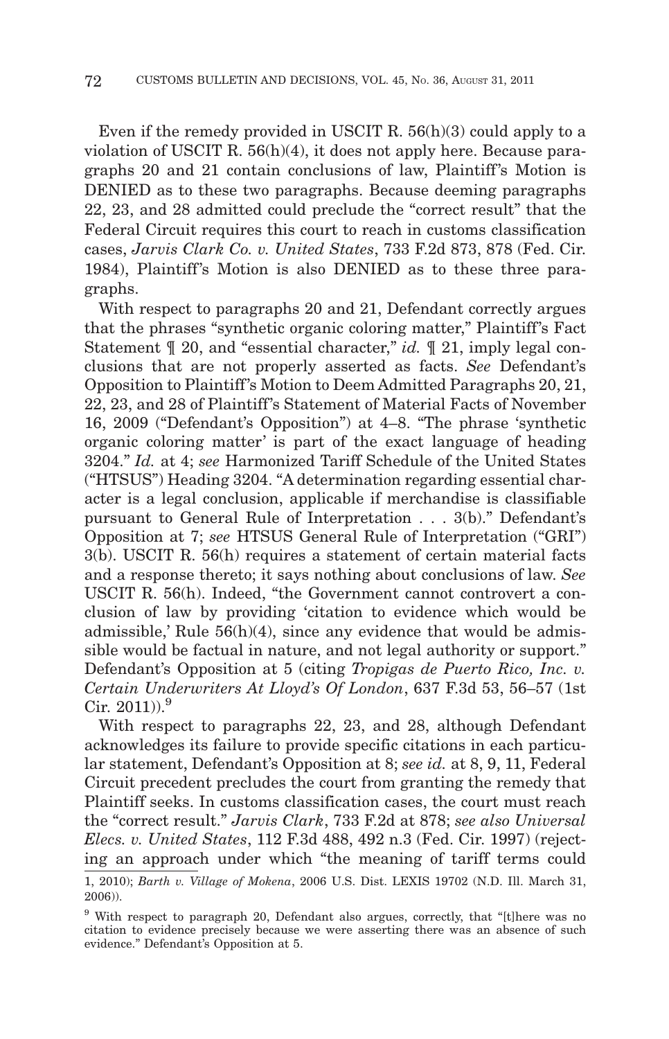Even if the remedy provided in USCIT R. 56(h)(3) could apply to a violation of USCIT R. 56(h)(4), it does not apply here. Because paragraphs 20 and 21 contain conclusions of law, Plaintiff's Motion is DENIED as to these two paragraphs. Because deeming paragraphs 22, 23, and 28 admitted could preclude the "correct result" that the Federal Circuit requires this court to reach in customs classification cases, *Jarvis Clark Co. v. United States*, 733 F.2d 873, 878 (Fed. Cir. 1984), Plaintiff's Motion is also DENIED as to these three paragraphs.

With respect to paragraphs 20 and 21, Defendant correctly argues that the phrases "synthetic organic coloring matter," Plaintiff's Fact Statement ¶ 20, and "essential character," *id.* ¶ 21, imply legal conclusions that are not properly asserted as facts. *See* Defendant's Opposition to Plaintiff's Motion to Deem Admitted Paragraphs 20, 21, 22, 23, and 28 of Plaintiff's Statement of Material Facts of November 16, 2009 ("Defendant's Opposition") at 4–8. "The phrase 'synthetic organic coloring matter' is part of the exact language of heading 3204." *Id.* at 4; *see* Harmonized Tariff Schedule of the United States ("HTSUS") Heading 3204. "A determination regarding essential character is a legal conclusion, applicable if merchandise is classifiable pursuant to General Rule of Interpretation . . . 3(b)." Defendant's Opposition at 7; *see* HTSUS General Rule of Interpretation ("GRI") 3(b). USCIT R. 56(h) requires a statement of certain material facts and a response thereto; it says nothing about conclusions of law. *See* USCIT R. 56(h). Indeed, "the Government cannot controvert a conclusion of law by providing 'citation to evidence which would be admissible,' Rule 56(h)(4), since any evidence that would be admissible would be factual in nature, and not legal authority or support." Defendant's Opposition at 5 (citing *Tropigas de Puerto Rico, Inc. v. Certain Underwriters At Lloyd's Of London*, 637 F.3d 53, 56–57 (1st Cir. 2011)).[9]

With respect to paragraphs 22, 23, and 28, although Defendant acknowledges its failure to provide specific citations in each particular statement, Defendant's Opposition at 8; *see id.* at 8, 9, 11, Federal Circuit precedent precludes the court from granting the remedy that Plaintiff seeks. In customs classification cases, the court must reach the "correct result." *Jarvis Clark*, 733 F.2d at 878; *see also Universal Elecs. v. United States*, 112 F.3d 488, 492 n.3 (Fed. Cir. 1997) (rejecting an approach under which "the meaning of tariff terms could

---

1, 2010); *Barth v. Village of Mokena*, 2006 U.S. Dist. LEXIS 19702 (N.D. Ill. March 31, 2006)).

[9] With respect to paragraph 20, Defendant also argues, correctly, that "[t]here was no citation to evidence precisely because we were asserting there was an absence of such evidence." Defendant's Opposition at 5.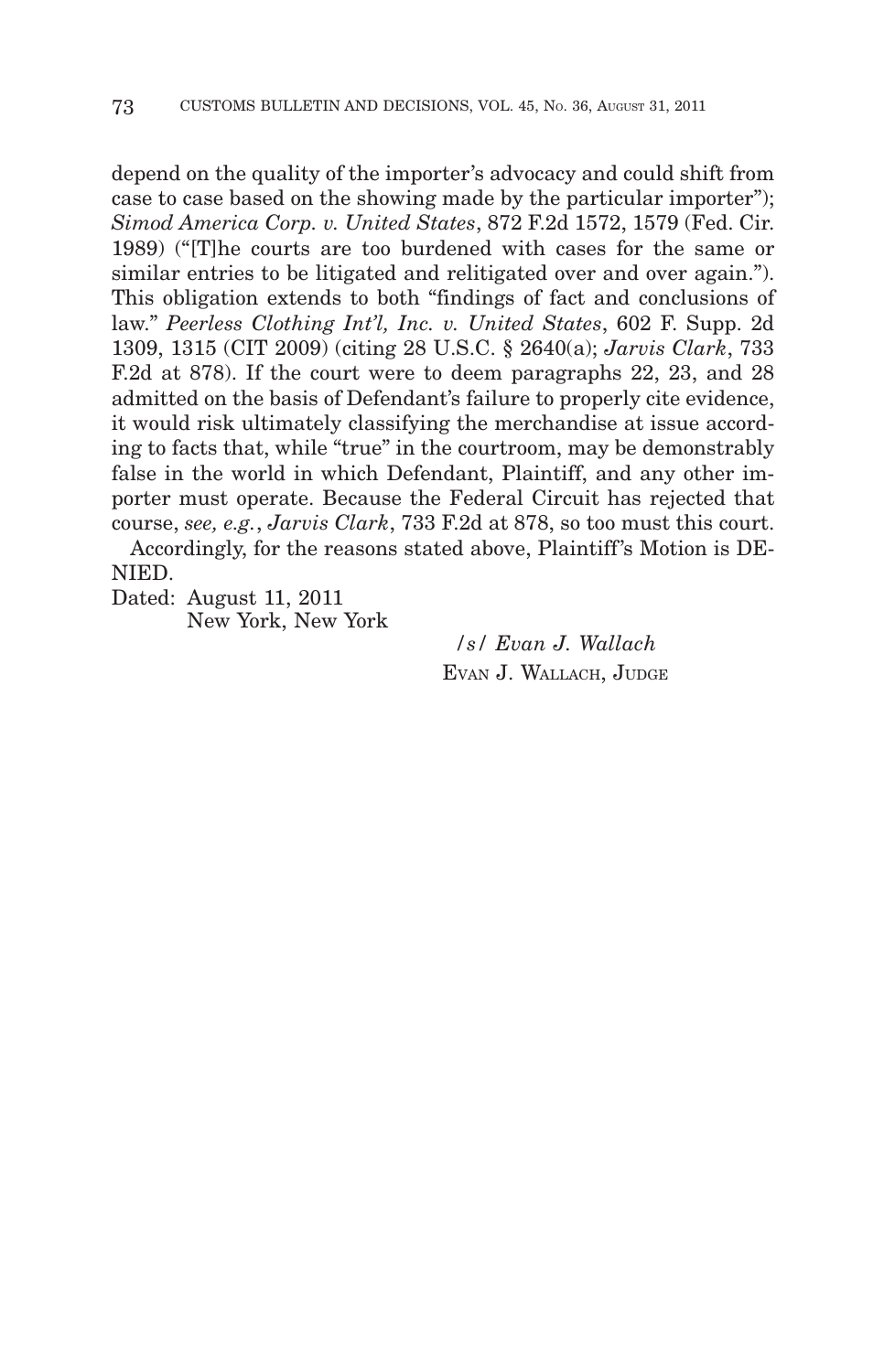depend on the quality of the importer's advocacy and could shift from case to case based on the showing made by the particular importer"); *Simod America Corp. v. United States*, 872 F.2d 1572, 1579 (Fed. Cir. 1989) ("[T]he courts are too burdened with cases for the same or similar entries to be litigated and relitigated over and over again."). This obligation extends to both "findings of fact and conclusions of law." *Peerless Clothing Int'l, Inc. v. United States*, 602 F. Supp. 2d 1309, 1315 (CIT 2009) (citing 28 U.S.C. § 2640(a); *Jarvis Clark*, 733 F.2d at 878). If the court were to deem paragraphs 22, 23, and 28 admitted on the basis of Defendant's failure to properly cite evidence, it would risk ultimately classifying the merchandise at issue according to facts that, while "true" in the courtroom, may be demonstrably false in the world in which Defendant, Plaintiff, and any other importer must operate. Because the Federal Circuit has rejected that course, *see, e.g.*, *Jarvis Clark*, 733 F.2d at 878, so too must this court.

Accordingly, for the reasons stated above, Plaintiff's Motion is DENIED.

Dated: August 11, 2011
New York, New York

/s/ *Evan J. Wallach*
EVAN J. WALLACH, JUDGE